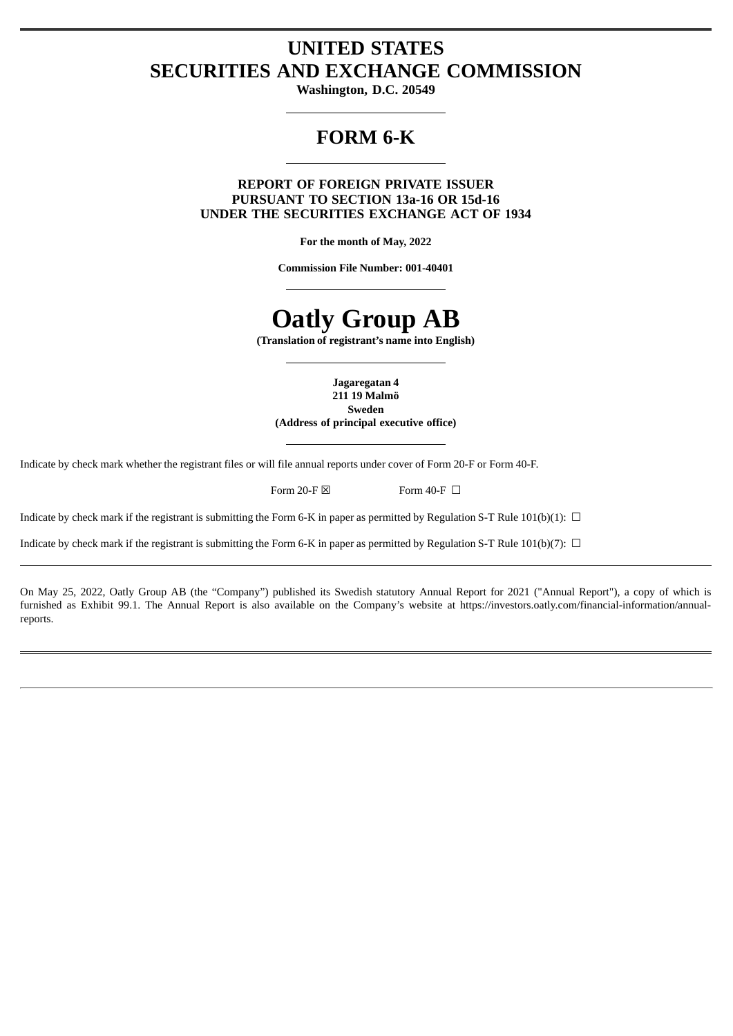# UNITED STATES
# SECURITIES AND EXCHANGE COMMISSION

**Washington, D.C. 20549**

---

## FORM 6-K

---

**REPORT OF FOREIGN PRIVATE ISSUER**
**PURSUANT TO SECTION 13a-16 OR 15d-16**
**UNDER THE SECURITIES EXCHANGE ACT OF 1934**

**For the month of May, 2022**

**Commission File Number: 001-40401**

---

# Oatly Group AB

**(Translation of registrant's name into English)**

---

**Jagaregatan 4**
**211 19 Malmö**
**Sweden**
**(Address of principal executive office)**

---

Indicate by check mark whether the registrant files or will file annual reports under cover of Form 20-F or Form 40-F.

Form 20-F ☒ Form 40-F ☐

Indicate by check mark if the registrant is submitting the Form 6-K in paper as permitted by Regulation S-T Rule 101(b)(1): ☐

Indicate by check mark if the registrant is submitting the Form 6-K in paper as permitted by Regulation S-T Rule 101(b)(7): ☐

---

On May 25, 2022, Oatly Group AB (the "Company") published its Swedish statutory Annual Report for 2021 ("Annual Report"), a copy of which is furnished as Exhibit 99.1. The Annual Report is also available on the Company's website at https://investors.oatly.com/financial-information/annual-reports.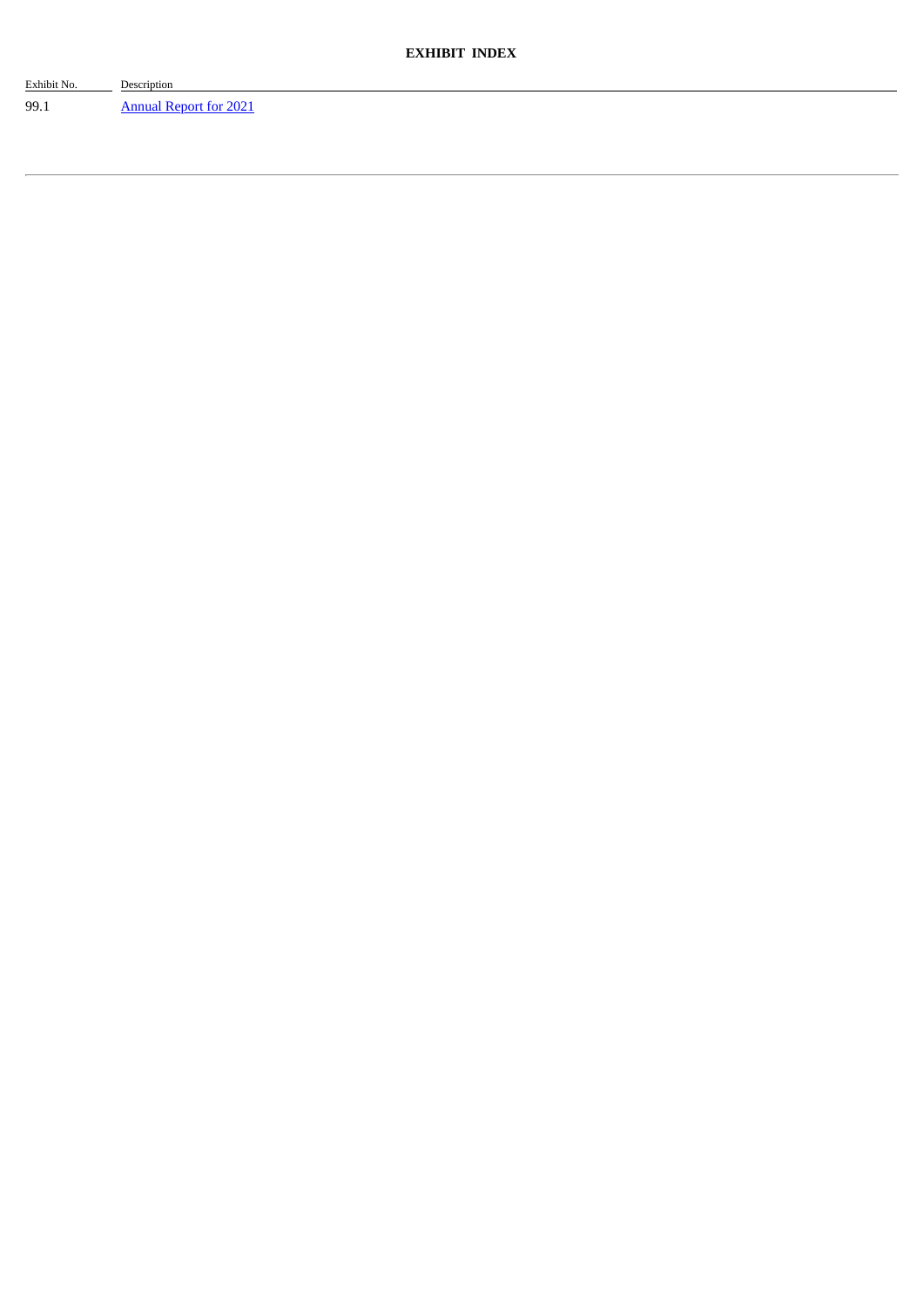**EXHIBIT INDEX**

| Exhibit No. | Description |
|---|---|
| 99.1 | Annual Report for 2021 |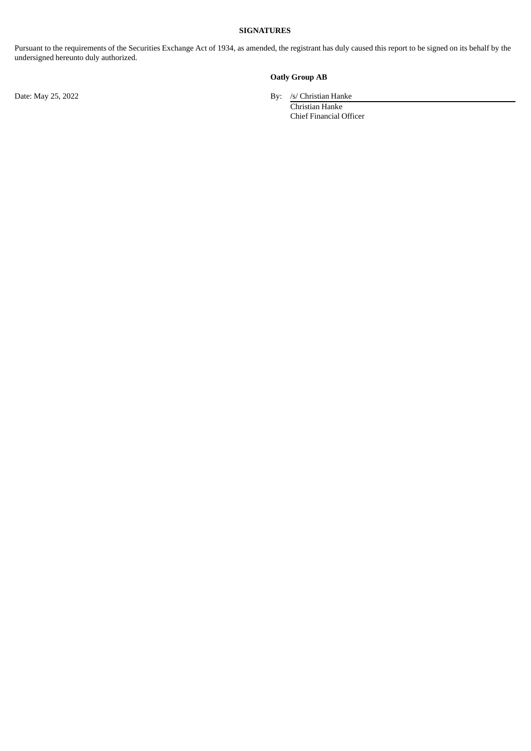**SIGNATURES**

Pursuant to the requirements of the Securities Exchange Act of 1934, as amended, the registrant has duly caused this report to be signed on its behalf by the undersigned hereunto duly authorized.

**Oatly Group AB**

Date: May 25, 2022

By: /s/ Christian Hanke
Christian Hanke
Chief Financial Officer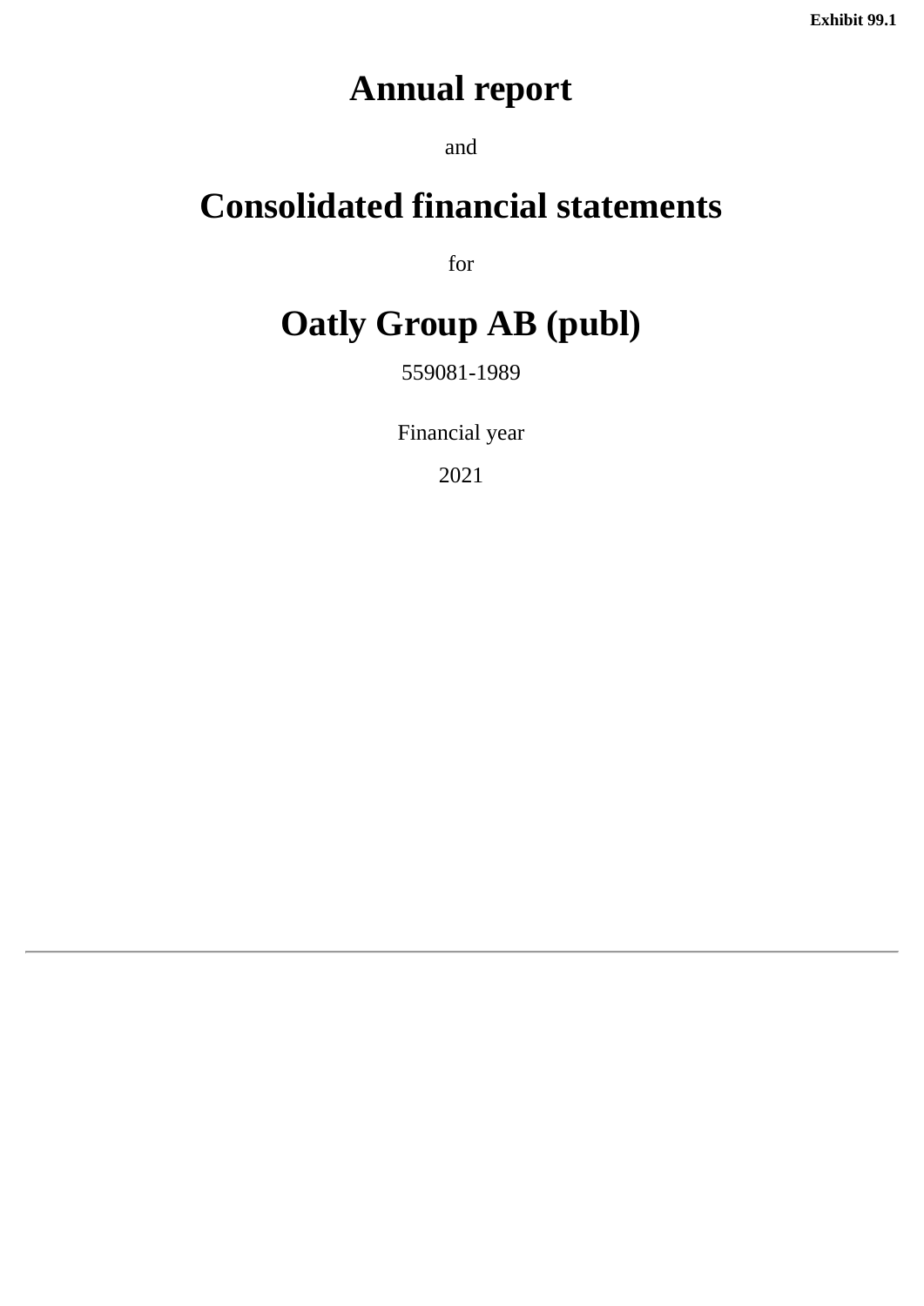**Exhibit 99.1**

# Annual report

and

# Consolidated financial statements

for

# Oatly Group AB (publ)

559081-1989

Financial year

2021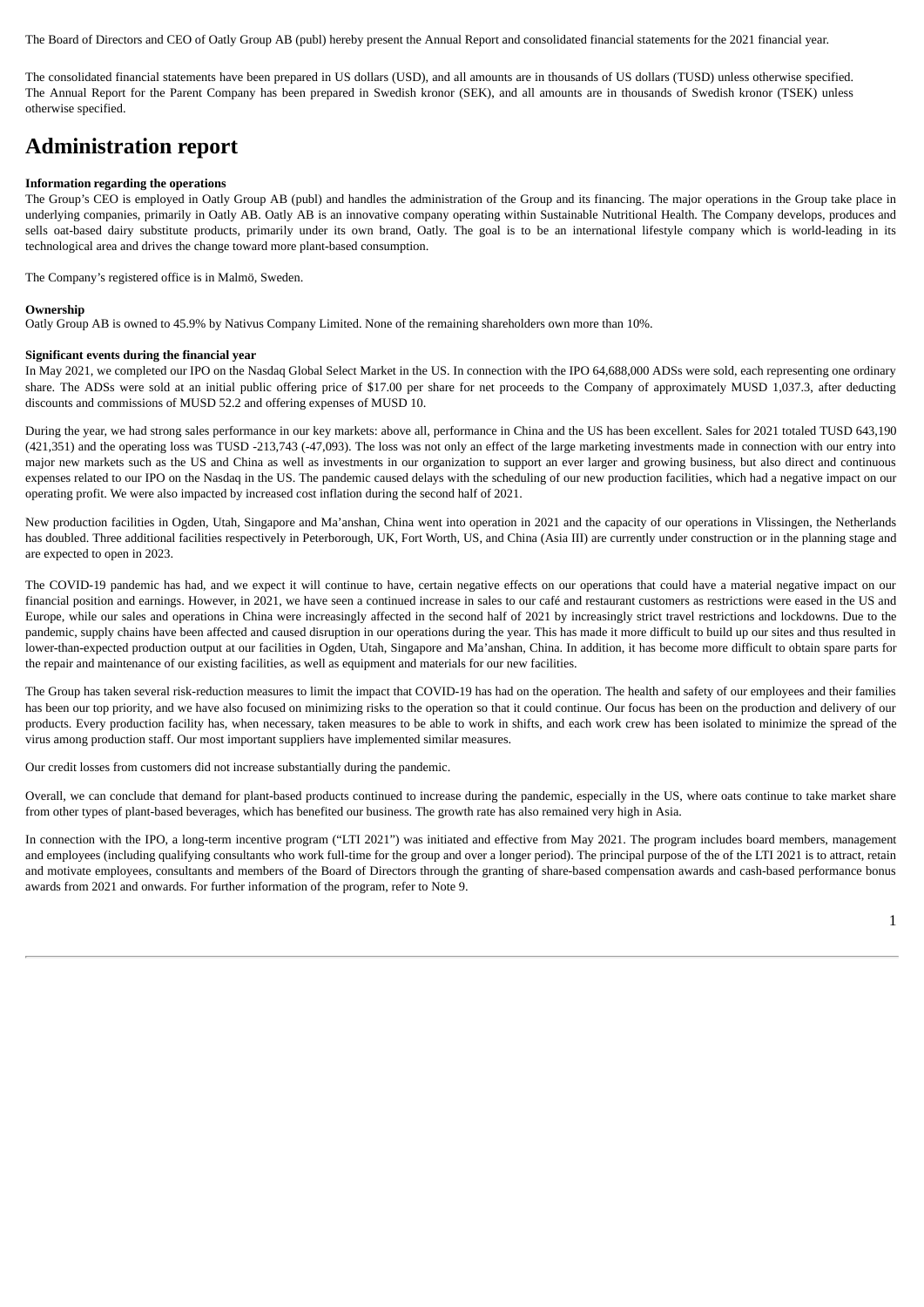The Board of Directors and CEO of Oatly Group AB (publ) hereby present the Annual Report and consolidated financial statements for the 2021 financial year.

The consolidated financial statements have been prepared in US dollars (USD), and all amounts are in thousands of US dollars (TUSD) unless otherwise specified. The Annual Report for the Parent Company has been prepared in Swedish kronor (SEK), and all amounts are in thousands of Swedish kronor (TSEK) unless otherwise specified.

# Administration report

**Information regarding the operations**

The Group's CEO is employed in Oatly Group AB (publ) and handles the administration of the Group and its financing. The major operations in the Group take place in underlying companies, primarily in Oatly AB. Oatly AB is an innovative company operating within Sustainable Nutritional Health. The Company develops, produces and sells oat-based dairy substitute products, primarily under its own brand, Oatly. The goal is to be an international lifestyle company which is world-leading in its technological area and drives the change toward more plant-based consumption.

The Company's registered office is in Malmö, Sweden.

**Ownership**

Oatly Group AB is owned to 45.9% by Nativus Company Limited. None of the remaining shareholders own more than 10%.

**Significant events during the financial year**

In May 2021, we completed our IPO on the Nasdaq Global Select Market in the US. In connection with the IPO 64,688,000 ADSs were sold, each representing one ordinary share. The ADSs were sold at an initial public offering price of $17.00 per share for net proceeds to the Company of approximately MUSD 1,037.3, after deducting discounts and commissions of MUSD 52.2 and offering expenses of MUSD 10.

During the year, we had strong sales performance in our key markets: above all, performance in China and the US has been excellent. Sales for 2021 totaled TUSD 643,190 (421,351) and the operating loss was TUSD -213,743 (-47,093). The loss was not only an effect of the large marketing investments made in connection with our entry into major new markets such as the US and China as well as investments in our organization to support an ever larger and growing business, but also direct and continuous expenses related to our IPO on the Nasdaq in the US. The pandemic caused delays with the scheduling of our new production facilities, which had a negative impact on our operating profit. We were also impacted by increased cost inflation during the second half of 2021.

New production facilities in Ogden, Utah, Singapore and Ma'anshan, China went into operation in 2021 and the capacity of our operations in Vlissingen, the Netherlands has doubled. Three additional facilities respectively in Peterborough, UK, Fort Worth, US, and China (Asia III) are currently under construction or in the planning stage and are expected to open in 2023.

The COVID-19 pandemic has had, and we expect it will continue to have, certain negative effects on our operations that could have a material negative impact on our financial position and earnings. However, in 2021, we have seen a continued increase in sales to our café and restaurant customers as restrictions were eased in the US and Europe, while our sales and operations in China were increasingly affected in the second half of 2021 by increasingly strict travel restrictions and lockdowns. Due to the pandemic, supply chains have been affected and caused disruption in our operations during the year. This has made it more difficult to build up our sites and thus resulted in lower-than-expected production output at our facilities in Ogden, Utah, Singapore and Ma'anshan, China. In addition, it has become more difficult to obtain spare parts for the repair and maintenance of our existing facilities, as well as equipment and materials for our new facilities.

The Group has taken several risk-reduction measures to limit the impact that COVID-19 has had on the operation. The health and safety of our employees and their families has been our top priority, and we have also focused on minimizing risks to the operation so that it could continue. Our focus has been on the production and delivery of our products. Every production facility has, when necessary, taken measures to be able to work in shifts, and each work crew has been isolated to minimize the spread of the virus among production staff. Our most important suppliers have implemented similar measures.

Our credit losses from customers did not increase substantially during the pandemic.

Overall, we can conclude that demand for plant-based products continued to increase during the pandemic, especially in the US, where oats continue to take market share from other types of plant-based beverages, which has benefited our business. The growth rate has also remained very high in Asia.

In connection with the IPO, a long-term incentive program ("LTI 2021") was initiated and effective from May 2021. The program includes board members, management and employees (including qualifying consultants who work full-time for the group and over a longer period). The principal purpose of the of the LTI 2021 is to attract, retain and motivate employees, consultants and members of the Board of Directors through the granting of share-based compensation awards and cash-based performance bonus awards from 2021 and onwards. For further information of the program, refer to Note 9.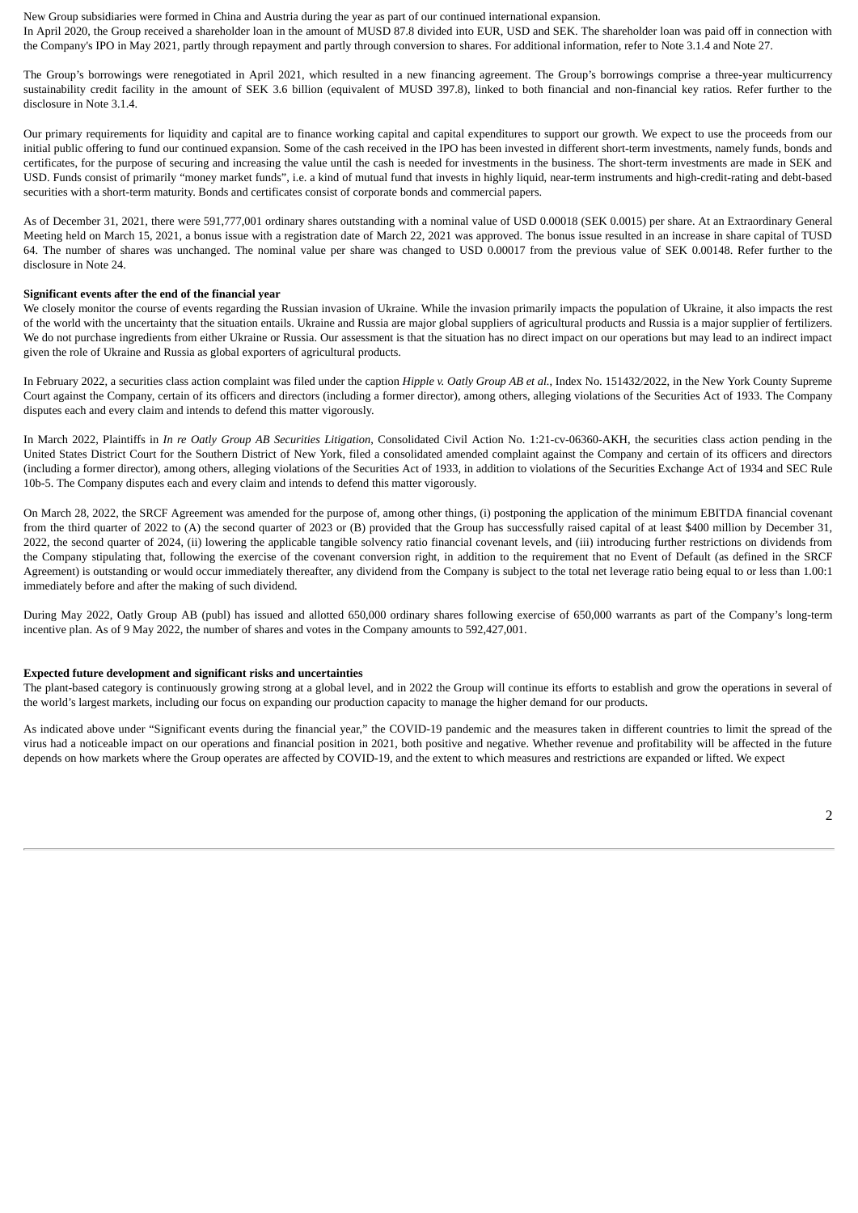New Group subsidiaries were formed in China and Austria during the year as part of our continued international expansion.
In April 2020, the Group received a shareholder loan in the amount of MUSD 87.8 divided into EUR, USD and SEK. The shareholder loan was paid off in connection with the Company's IPO in May 2021, partly through repayment and partly through conversion to shares. For additional information, refer to Note 3.1.4 and Note 27.

The Group's borrowings were renegotiated in April 2021, which resulted in a new financing agreement. The Group's borrowings comprise a three-year multicurrency sustainability credit facility in the amount of SEK 3.6 billion (equivalent of MUSD 397.8), linked to both financial and non-financial key ratios. Refer further to the disclosure in Note 3.1.4.

Our primary requirements for liquidity and capital are to finance working capital and capital expenditures to support our growth. We expect to use the proceeds from our initial public offering to fund our continued expansion. Some of the cash received in the IPO has been invested in different short-term investments, namely funds, bonds and certificates, for the purpose of securing and increasing the value until the cash is needed for investments in the business. The short-term investments are made in SEK and USD. Funds consist of primarily "money market funds", i.e. a kind of mutual fund that invests in highly liquid, near-term instruments and high-credit-rating and debt-based securities with a short-term maturity. Bonds and certificates consist of corporate bonds and commercial papers.

As of December 31, 2021, there were 591,777,001 ordinary shares outstanding with a nominal value of USD 0.00018 (SEK 0.0015) per share. At an Extraordinary General Meeting held on March 15, 2021, a bonus issue with a registration date of March 22, 2021 was approved. The bonus issue resulted in an increase in share capital of TUSD 64. The number of shares was unchanged. The nominal value per share was changed to USD 0.00017 from the previous value of SEK 0.00148. Refer further to the disclosure in Note 24.

**Significant events after the end of the financial year**

We closely monitor the course of events regarding the Russian invasion of Ukraine. While the invasion primarily impacts the population of Ukraine, it also impacts the rest of the world with the uncertainty that the situation entails. Ukraine and Russia are major global suppliers of agricultural products and Russia is a major supplier of fertilizers. We do not purchase ingredients from either Ukraine or Russia. Our assessment is that the situation has no direct impact on our operations but may lead to an indirect impact given the role of Ukraine and Russia as global exporters of agricultural products.

In February 2022, a securities class action complaint was filed under the caption *Hipple v. Oatly Group AB et al.*, Index No. 151432/2022, in the New York County Supreme Court against the Company, certain of its officers and directors (including a former director), among others, alleging violations of the Securities Act of 1933. The Company disputes each and every claim and intends to defend this matter vigorously.

In March 2022, Plaintiffs in *In re Oatly Group AB Securities Litigation*, Consolidated Civil Action No. 1:21-cv-06360-AKH, the securities class action pending in the United States District Court for the Southern District of New York, filed a consolidated amended complaint against the Company and certain of its officers and directors (including a former director), among others, alleging violations of the Securities Act of 1933, in addition to violations of the Securities Exchange Act of 1934 and SEC Rule 10b-5. The Company disputes each and every claim and intends to defend this matter vigorously.

On March 28, 2022, the SRCF Agreement was amended for the purpose of, among other things, (i) postponing the application of the minimum EBITDA financial covenant from the third quarter of 2022 to (A) the second quarter of 2023 or (B) provided that the Group has successfully raised capital of at least $400 million by December 31, 2022, the second quarter of 2024, (ii) lowering the applicable tangible solvency ratio financial covenant levels, and (iii) introducing further restrictions on dividends from the Company stipulating that, following the exercise of the covenant conversion right, in addition to the requirement that no Event of Default (as defined in the SRCF Agreement) is outstanding or would occur immediately thereafter, any dividend from the Company is subject to the total net leverage ratio being equal to or less than 1.00:1 immediately before and after the making of such dividend.

During May 2022, Oatly Group AB (publ) has issued and allotted 650,000 ordinary shares following exercise of 650,000 warrants as part of the Company's long-term incentive plan. As of 9 May 2022, the number of shares and votes in the Company amounts to 592,427,001.

**Expected future development and significant risks and uncertainties**

The plant-based category is continuously growing strong at a global level, and in 2022 the Group will continue its efforts to establish and grow the operations in several of the world's largest markets, including our focus on expanding our production capacity to manage the higher demand for our products.

As indicated above under "Significant events during the financial year," the COVID-19 pandemic and the measures taken in different countries to limit the spread of the virus had a noticeable impact on our operations and financial position in 2021, both positive and negative. Whether revenue and profitability will be affected in the future depends on how markets where the Group operates are affected by COVID-19, and the extent to which measures and restrictions are expanded or lifted. We expect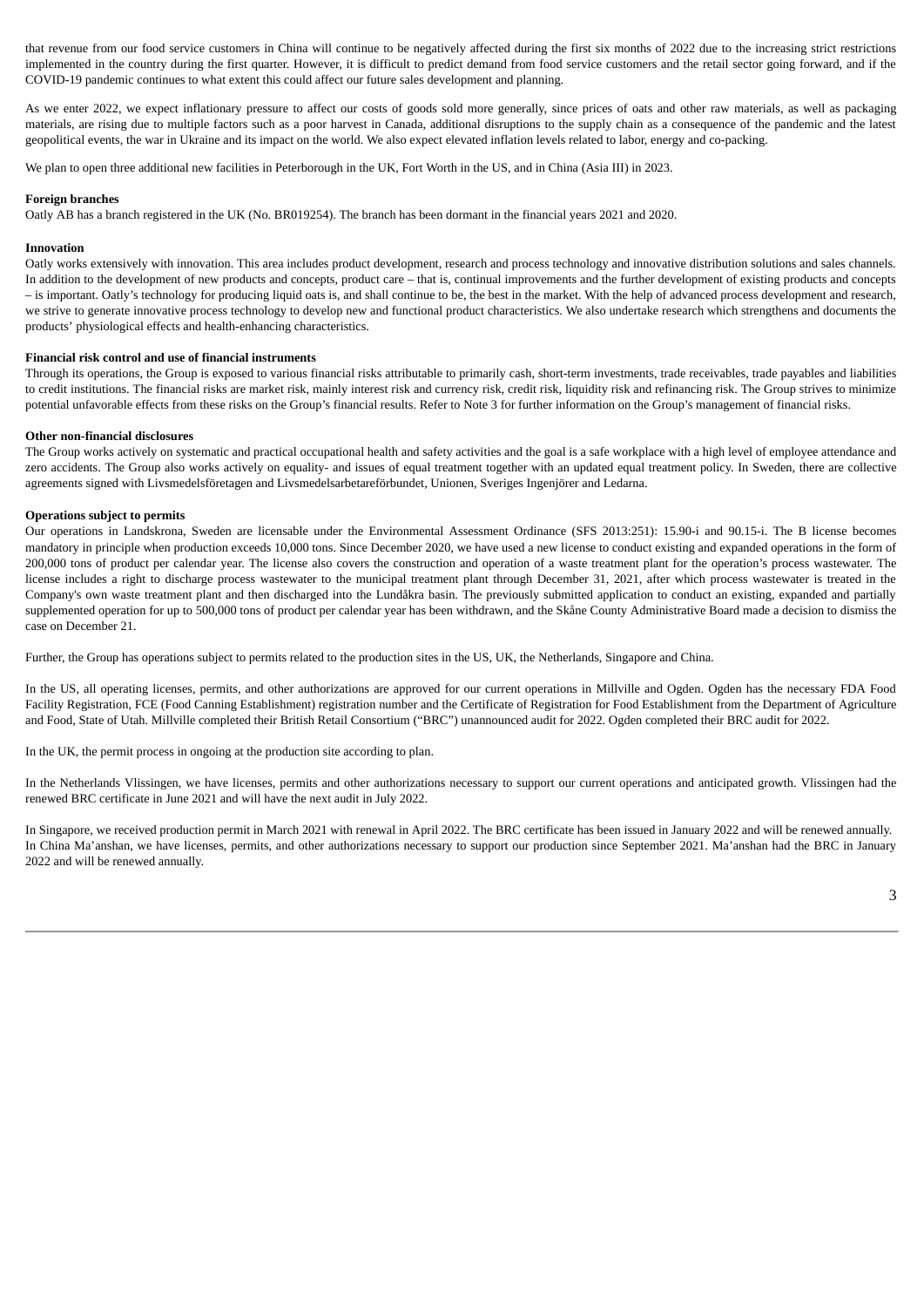that revenue from our food service customers in China will continue to be negatively affected during the first six months of 2022 due to the increasing strict restrictions implemented in the country during the first quarter. However, it is difficult to predict demand from food service customers and the retail sector going forward, and if the COVID-19 pandemic continues to what extent this could affect our future sales development and planning.

As we enter 2022, we expect inflationary pressure to affect our costs of goods sold more generally, since prices of oats and other raw materials, as well as packaging materials, are rising due to multiple factors such as a poor harvest in Canada, additional disruptions to the supply chain as a consequence of the pandemic and the latest geopolitical events, the war in Ukraine and its impact on the world. We also expect elevated inflation levels related to labor, energy and co-packing.

We plan to open three additional new facilities in Peterborough in the UK, Fort Worth in the US, and in China (Asia III) in 2023.

**Foreign branches**

Oatly AB has a branch registered in the UK (No. BR019254). The branch has been dormant in the financial years 2021 and 2020.

**Innovation**

Oatly works extensively with innovation. This area includes product development, research and process technology and innovative distribution solutions and sales channels. In addition to the development of new products and concepts, product care – that is, continual improvements and the further development of existing products and concepts – is important. Oatly's technology for producing liquid oats is, and shall continue to be, the best in the market. With the help of advanced process development and research, we strive to generate innovative process technology to develop new and functional product characteristics. We also undertake research which strengthens and documents the products' physiological effects and health-enhancing characteristics.

**Financial risk control and use of financial instruments**

Through its operations, the Group is exposed to various financial risks attributable to primarily cash, short-term investments, trade receivables, trade payables and liabilities to credit institutions. The financial risks are market risk, mainly interest risk and currency risk, credit risk, liquidity risk and refinancing risk. The Group strives to minimize potential unfavorable effects from these risks on the Group's financial results. Refer to Note 3 for further information on the Group's management of financial risks.

**Other non-financial disclosures**

The Group works actively on systematic and practical occupational health and safety activities and the goal is a safe workplace with a high level of employee attendance and zero accidents. The Group also works actively on equality- and issues of equal treatment together with an updated equal treatment policy. In Sweden, there are collective agreements signed with Livsmedelsföretagen and Livsmedelsarbetareförbundet, Unionen, Sveriges Ingenjörer and Ledarna.

**Operations subject to permits**

Our operations in Landskrona, Sweden are licensable under the Environmental Assessment Ordinance (SFS 2013:251): 15.90-i and 90.15-i. The B license becomes mandatory in principle when production exceeds 10,000 tons. Since December 2020, we have used a new license to conduct existing and expanded operations in the form of 200,000 tons of product per calendar year. The license also covers the construction and operation of a waste treatment plant for the operation's process wastewater. The license includes a right to discharge process wastewater to the municipal treatment plant through December 31, 2021, after which process wastewater is treated in the Company's own waste treatment plant and then discharged into the Lundåkra basin. The previously submitted application to conduct an existing, expanded and partially supplemented operation for up to 500,000 tons of product per calendar year has been withdrawn, and the Skåne County Administrative Board made a decision to dismiss the case on December 21.

Further, the Group has operations subject to permits related to the production sites in the US, UK, the Netherlands, Singapore and China.

In the US, all operating licenses, permits, and other authorizations are approved for our current operations in Millville and Ogden. Ogden has the necessary FDA Food Facility Registration, FCE (Food Canning Establishment) registration number and the Certificate of Registration for Food Establishment from the Department of Agriculture and Food, State of Utah. Millville completed their British Retail Consortium ("BRC") unannounced audit for 2022. Ogden completed their BRC audit for 2022.

In the UK, the permit process in ongoing at the production site according to plan.

In the Netherlands Vlissingen, we have licenses, permits and other authorizations necessary to support our current operations and anticipated growth. Vlissingen had the renewed BRC certificate in June 2021 and will have the next audit in July 2022.

In Singapore, we received production permit in March 2021 with renewal in April 2022. The BRC certificate has been issued in January 2022 and will be renewed annually. In China Ma'anshan, we have licenses, permits, and other authorizations necessary to support our production since September 2021. Ma'anshan had the BRC in January 2022 and will be renewed annually.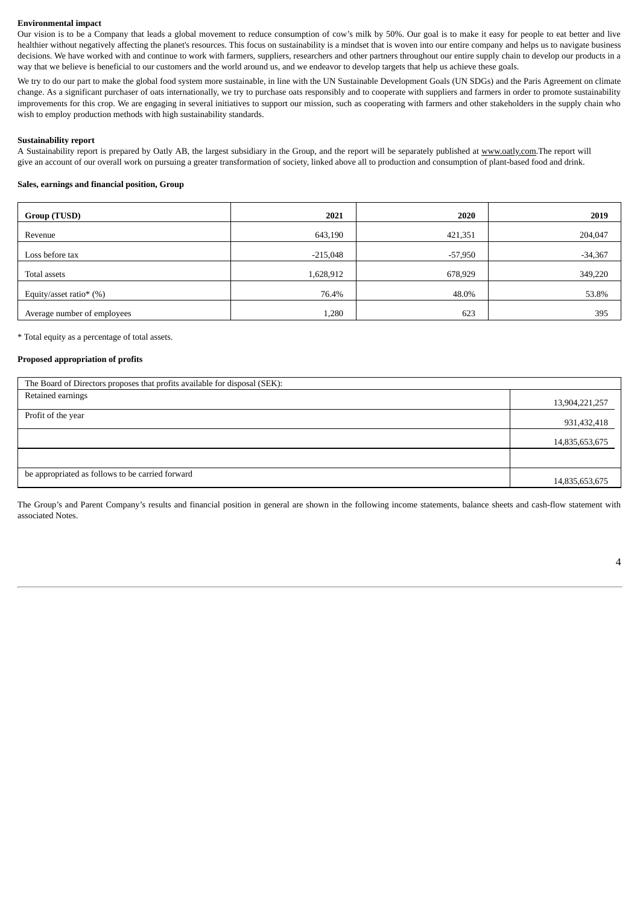**Environmental impact**

Our vision is to be a Company that leads a global movement to reduce consumption of cow's milk by 50%. Our goal is to make it easy for people to eat better and live healthier without negatively affecting the planet's resources. This focus on sustainability is a mindset that is woven into our entire company and helps us to navigate business decisions. We have worked with and continue to work with farmers, suppliers, researchers and other partners throughout our entire supply chain to develop our products in a way that we believe is beneficial to our customers and the world around us, and we endeavor to develop targets that help us achieve these goals.

We try to do our part to make the global food system more sustainable, in line with the UN Sustainable Development Goals (UN SDGs) and the Paris Agreement on climate change. As a significant purchaser of oats internationally, we try to purchase oats responsibly and to cooperate with suppliers and farmers in order to promote sustainability improvements for this crop. We are engaging in several initiatives to support our mission, such as cooperating with farmers and other stakeholders in the supply chain who wish to employ production methods with high sustainability standards.

**Sustainability report**

A Sustainability report is prepared by Oatly AB, the largest subsidiary in the Group, and the report will be separately published at www.oatly.com.The report will give an account of our overall work on pursuing a greater transformation of society, linked above all to production and consumption of plant-based food and drink.

**Sales, earnings and financial position, Group**

| **Group (TUSD)** | **2021** | **2020** | **2019** |
|---|---|---|---|
| Revenue | 643,190 | 421,351 | 204,047 |
| Loss before tax | -215,048 | -57,950 | -34,367 |
| Total assets | 1,628,912 | 678,929 | 349,220 |
| Equity/asset ratio* (%) | 76.4% | 48.0% | 53.8% |
| Average number of employees | 1,280 | 623 | 395 |

* Total equity as a percentage of total assets.

**Proposed appropriation of profits**

| The Board of Directors proposes that profits available for disposal (SEK): | |
|---|---|
| Retained earnings | 13,904,221,257 |
| Profit of the year | 931,432,418 |
| | 14,835,653,675 |
| | |
| be appropriated as follows to be carried forward | 14,835,653,675 |

The Group's and Parent Company's results and financial position in general are shown in the following income statements, balance sheets and cash-flow statement with associated Notes.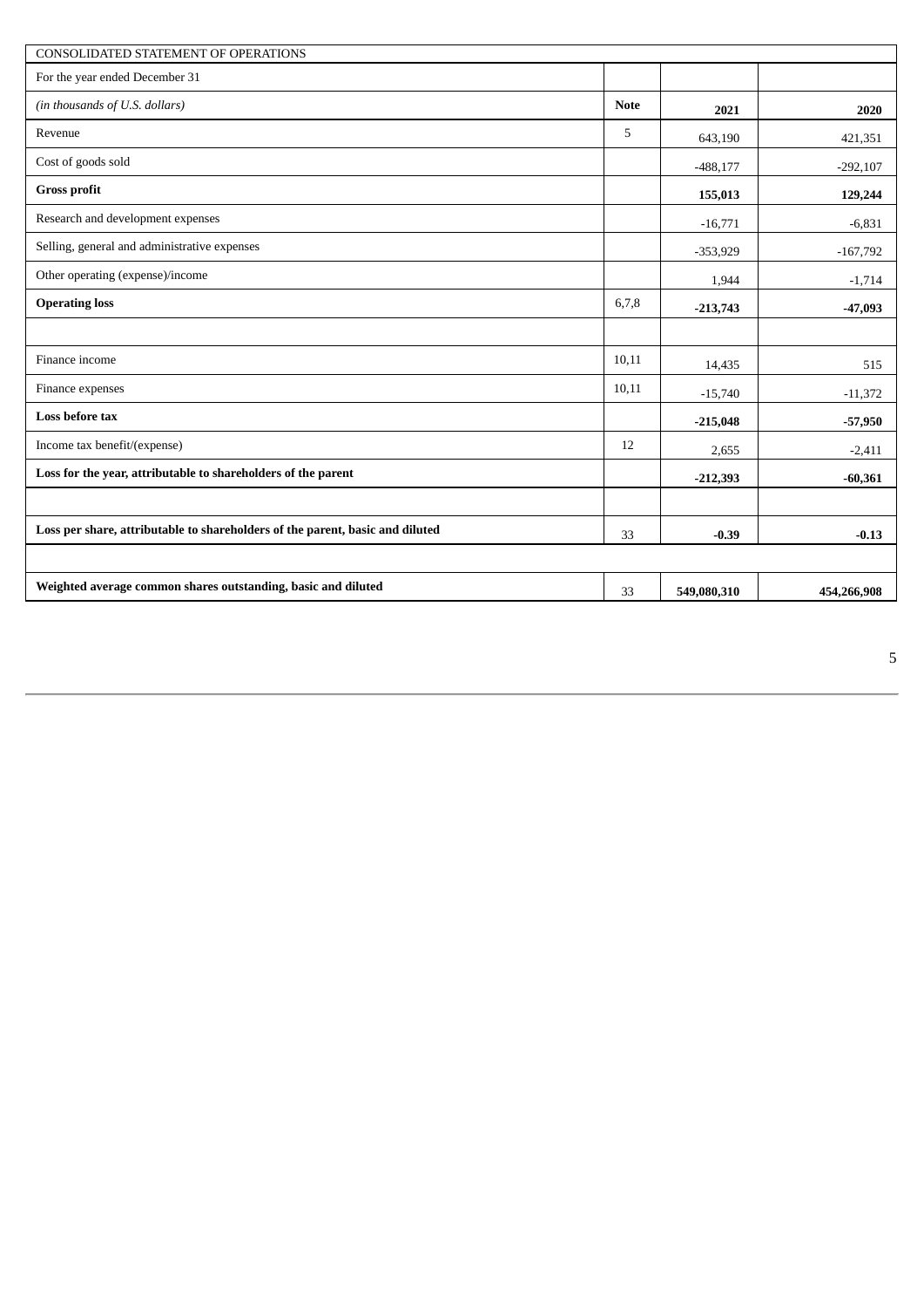| CONSOLIDATED STATEMENT OF OPERATIONS | | | |
|---|---|---|---|
| For the year ended December 31 | | | |
| *(in thousands of U.S. dollars)* | **Note** | **2021** | **2020** |
| Revenue | 5 | 643,190 | 421,351 |
| Cost of goods sold | | -488,177 | -292,107 |
| **Gross profit** | | **155,013** | **129,244** |
| Research and development expenses | | -16,771 | -6,831 |
| Selling, general and administrative expenses | | -353,929 | -167,792 |
| Other operating (expense)/income | | 1,944 | -1,714 |
| **Operating loss** | 6,7,8 | **-213,743** | **-47,093** |
| | | | |
| Finance income | 10,11 | 14,435 | 515 |
| Finance expenses | 10,11 | -15,740 | -11,372 |
| **Loss before tax** | | **-215,048** | **-57,950** |
| Income tax benefit/(expense) | 12 | 2,655 | -2,411 |
| **Loss for the year, attributable to shareholders of the parent** | | **-212,393** | **-60,361** |
| | | | |
| **Loss per share, attributable to shareholders of the parent, basic and diluted** | 33 | **-0.39** | **-0.13** |
| | | | |
| **Weighted average common shares outstanding, basic and diluted** | 33 | **549,080,310** | **454,266,908** |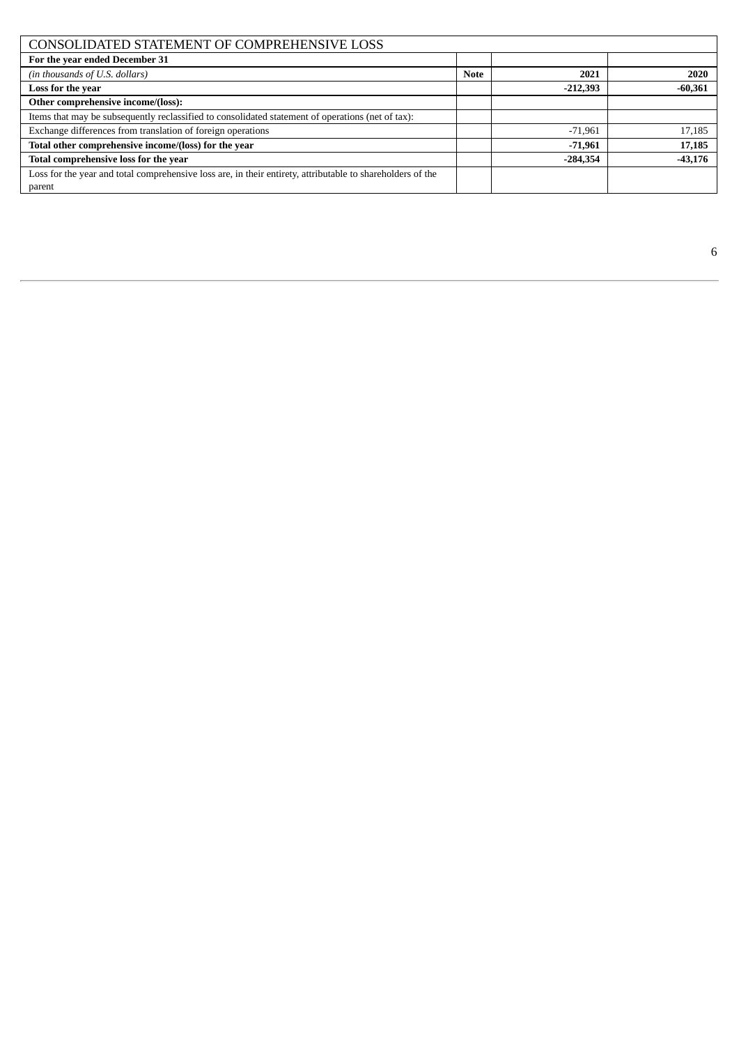# CONSOLIDATED STATEMENT OF COMPREHENSIVE LOSS

| For the year ended December 31 | | | |
|---|---|---|---|
| *(in thousands of U.S. dollars)* | **Note** | **2021** | **2020** |
| **Loss for the year** | | **-212,393** | **-60,361** |
| **Other comprehensive income/(loss):** | | | |
| Items that may be subsequently reclassified to consolidated statement of operations (net of tax): | | | |
| Exchange differences from translation of foreign operations | | -71,961 | 17,185 |
| **Total other comprehensive income/(loss) for the year** | | **-71,961** | **17,185** |
| **Total comprehensive loss for the year** | | **-284,354** | **-43,176** |
| Loss for the year and total comprehensive loss are, in their entirety, attributable to shareholders of the parent | | | |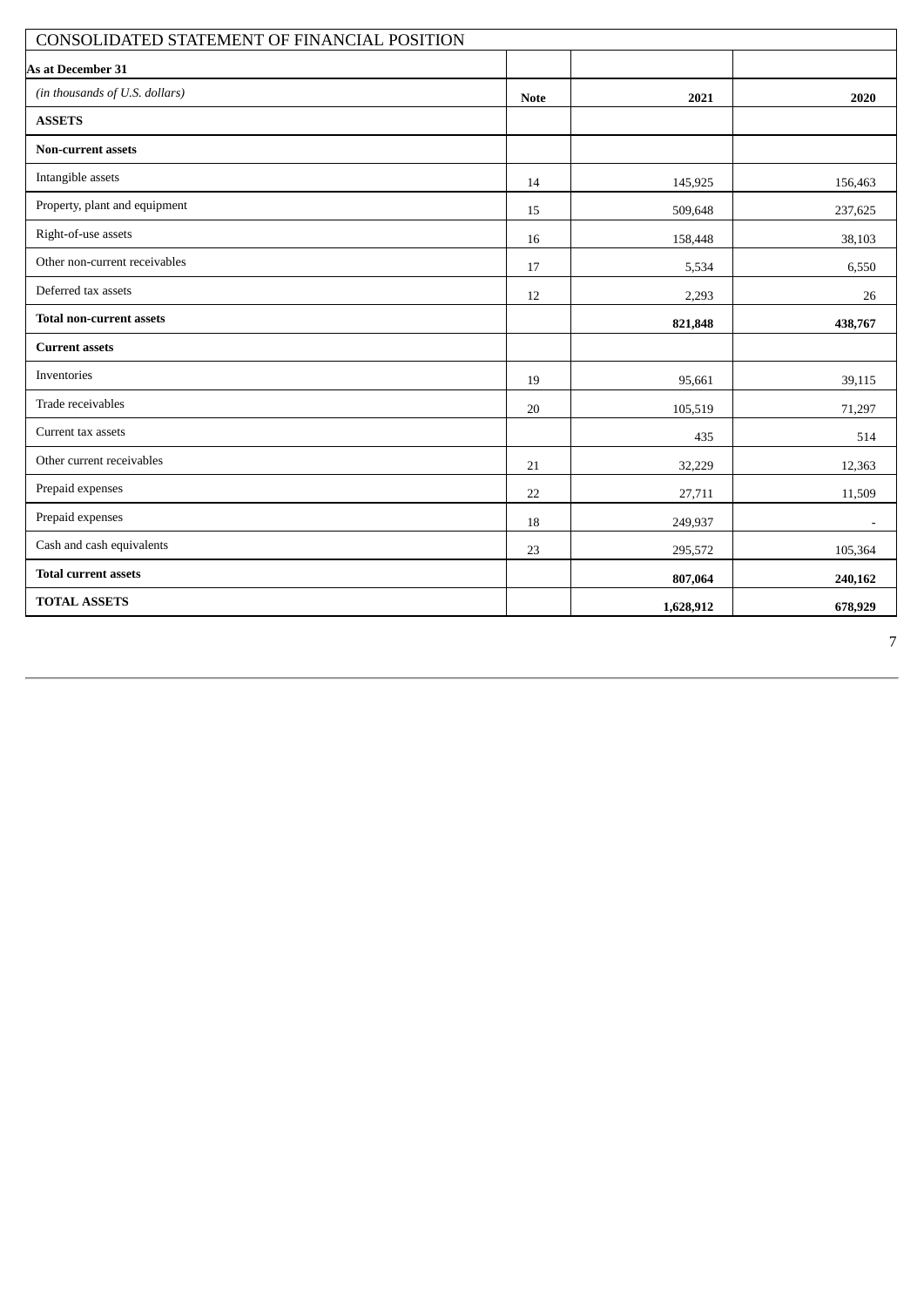| CONSOLIDATED STATEMENT OF FINANCIAL POSITION | | | |
|---|---|---|---|
| **As at December 31** | | | |
| *(in thousands of U.S. dollars)* | **Note** | **2021** | **2020** |
| **ASSETS** | | | |
| **Non-current assets** | | | |
| Intangible assets | 14 | 145,925 | 156,463 |
| Property, plant and equipment | 15 | 509,648 | 237,625 |
| Right-of-use assets | 16 | 158,448 | 38,103 |
| Other non-current receivables | 17 | 5,534 | 6,550 |
| Deferred tax assets | 12 | 2,293 | 26 |
| **Total non-current assets** | | **821,848** | **438,767** |
| **Current assets** | | | |
| Inventories | 19 | 95,661 | 39,115 |
| Trade receivables | 20 | 105,519 | 71,297 |
| Current tax assets | | 435 | 514 |
| Other current receivables | 21 | 32,229 | 12,363 |
| Prepaid expenses | 22 | 27,711 | 11,509 |
| Prepaid expenses | 18 | 249,937 | - |
| Cash and cash equivalents | 23 | 295,572 | 105,364 |
| **Total current assets** | | **807,064** | **240,162** |
| **TOTAL ASSETS** | | **1,628,912** | **678,929** |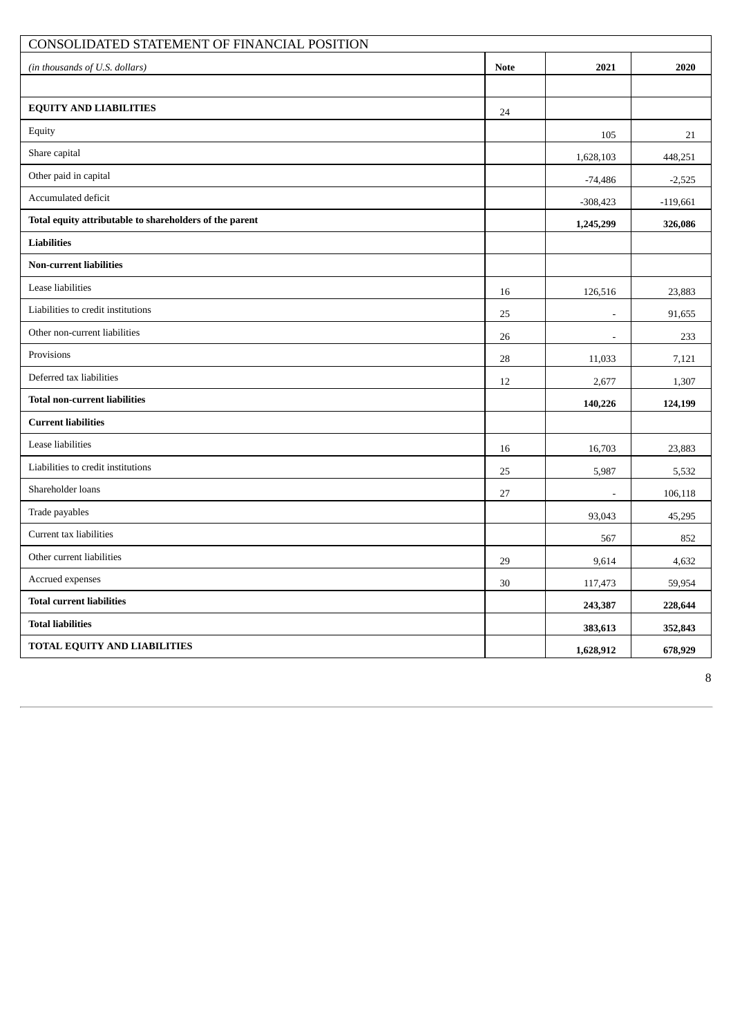| CONSOLIDATED STATEMENT OF FINANCIAL POSITION | | | |
|---|---|---|---|
| *(in thousands of U.S. dollars)* | **Note** | **2021** | **2020** |
| | | | |
| **EQUITY AND LIABILITIES** | 24 | | |
| Equity | | 105 | 21 |
| Share capital | | 1,628,103 | 448,251 |
| Other paid in capital | | -74,486 | -2,525 |
| Accumulated deficit | | -308,423 | -119,661 |
| **Total equity attributable to shareholders of the parent** | | **1,245,299** | **326,086** |
| **Liabilities** | | | |
| **Non-current liabilities** | | | |
| Lease liabilities | 16 | 126,516 | 23,883 |
| Liabilities to credit institutions | 25 | - | 91,655 |
| Other non-current liabilities | 26 | - | 233 |
| Provisions | 28 | 11,033 | 7,121 |
| Deferred tax liabilities | 12 | 2,677 | 1,307 |
| **Total non-current liabilities** | | **140,226** | **124,199** |
| **Current liabilities** | | | |
| Lease liabilities | 16 | 16,703 | 23,883 |
| Liabilities to credit institutions | 25 | 5,987 | 5,532 |
| Shareholder loans | 27 | - | 106,118 |
| Trade payables | | 93,043 | 45,295 |
| Current tax liabilities | | 567 | 852 |
| Other current liabilities | 29 | 9,614 | 4,632 |
| Accrued expenses | 30 | 117,473 | 59,954 |
| **Total current liabilities** | | **243,387** | **228,644** |
| **Total liabilities** | | **383,613** | **352,843** |
| **TOTAL EQUITY AND LIABILITIES** | | **1,628,912** | **678,929** |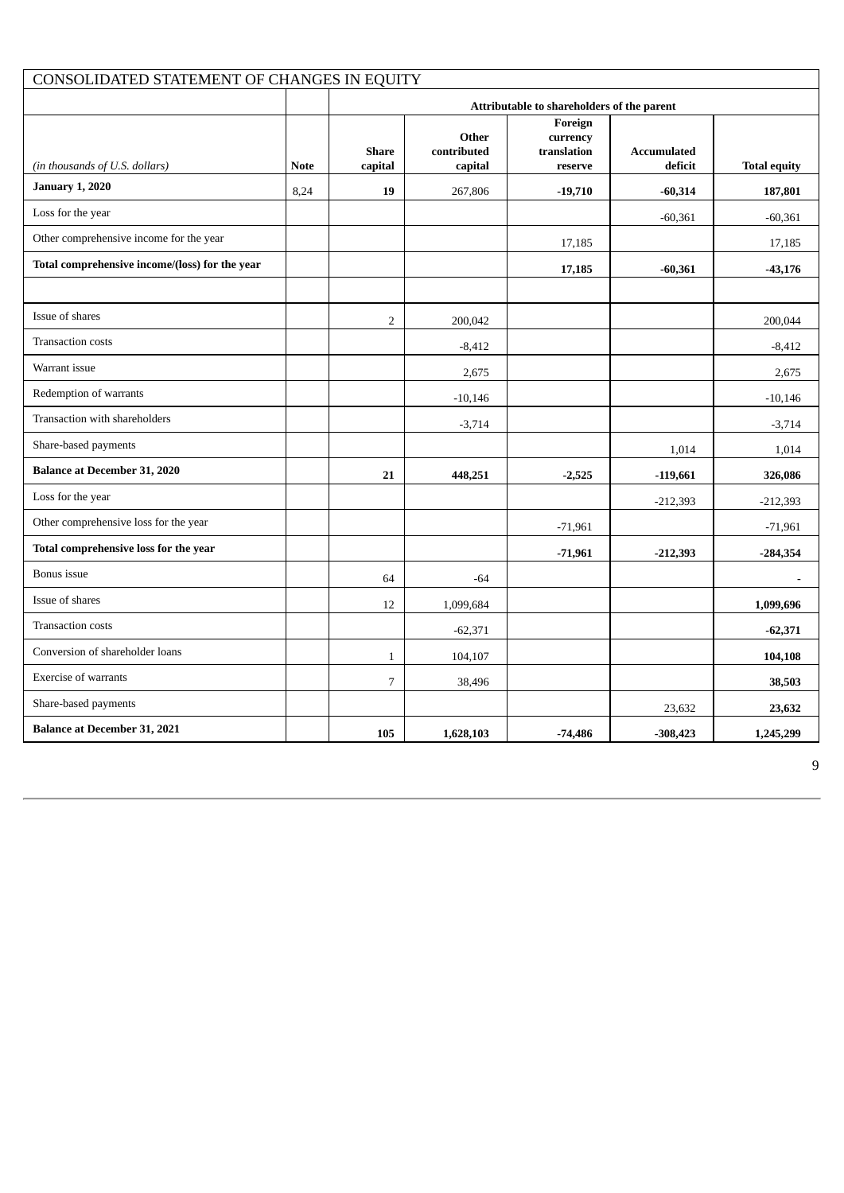## CONSOLIDATED STATEMENT OF CHANGES IN EQUITY

| | | Attributable to shareholders of the parent | | | | |
|---|---|---|---|---|---|---|
| *(in thousands of U.S. dollars)* | **Note** | **Share capital** | **Other contributed capital** | **Foreign currency translation reserve** | **Accumulated deficit** | **Total equity** |
| **January 1, 2020** | 8,24 | **19** | 267,806 | **-19,710** | **-60,314** | **187,801** |
| Loss for the year | | | | | -60,361 | -60,361 |
| Other comprehensive income for the year | | | | 17,185 | | 17,185 |
| **Total comprehensive income/(loss) for the year** | | | | **17,185** | **-60,361** | **-43,176** |
| | | | | | | |
| Issue of shares | | 2 | 200,042 | | | 200,044 |
| Transaction costs | | | -8,412 | | | -8,412 |
| Warrant issue | | | 2,675 | | | 2,675 |
| Redemption of warrants | | | -10,146 | | | -10,146 |
| Transaction with shareholders | | | -3,714 | | | -3,714 |
| Share-based payments | | | | | 1,014 | 1,014 |
| **Balance at December 31, 2020** | | **21** | **448,251** | **-2,525** | **-119,661** | **326,086** |
| Loss for the year | | | | | -212,393 | -212,393 |
| Other comprehensive loss for the year | | | | -71,961 | | -71,961 |
| **Total comprehensive loss for the year** | | | | **-71,961** | **-212,393** | **-284,354** |
| Bonus issue | | 64 | -64 | | | - |
| Issue of shares | | 12 | 1,099,684 | | | **1,099,696** |
| Transaction costs | | | -62,371 | | | **-62,371** |
| Conversion of shareholder loans | | 1 | 104,107 | | | **104,108** |
| Exercise of warrants | | 7 | 38,496 | | | **38,503** |
| Share-based payments | | | | | 23,632 | **23,632** |
| **Balance at December 31, 2021** | | **105** | **1,628,103** | **-74,486** | **-308,423** | **1,245,299** |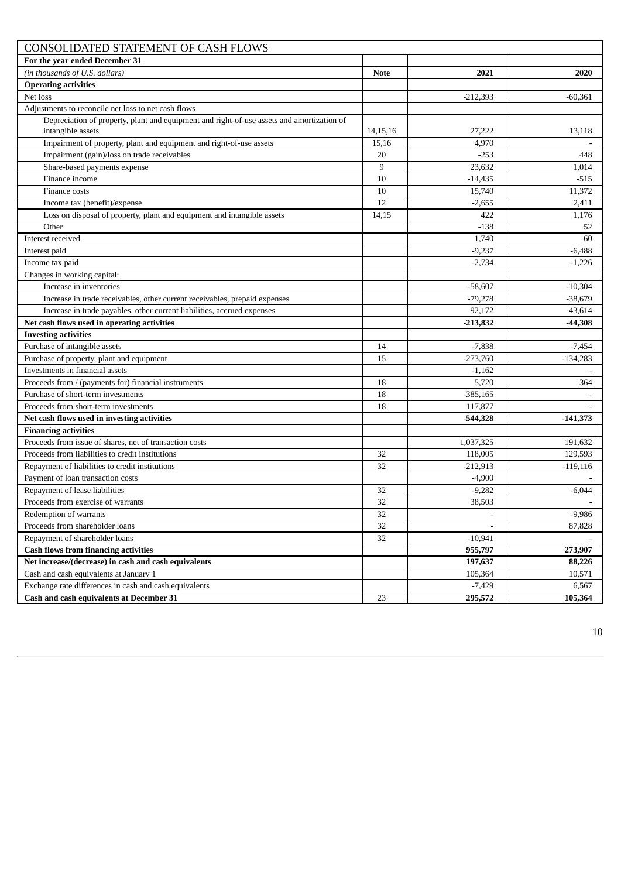| CONSOLIDATED STATEMENT OF CASH FLOWS | | | |
|---|---|---|---|
| **For the year ended December 31** | | | |
| *(in thousands of U.S. dollars)* | **Note** | **2021** | **2020** |
| **Operating activities** | | | |
| Net loss | | -212,393 | -60,361 |
| Adjustments to reconcile net loss to net cash flows | | | |
| Depreciation of property, plant and equipment and right-of-use assets and amortization of intangible assets | 14,15,16 | 27,222 | 13,118 |
| Impairment of property, plant and equipment and right-of-use assets | 15,16 | 4,970 | - |
| Impairment (gain)/loss on trade receivables | 20 | -253 | 448 |
| Share-based payments expense | 9 | 23,632 | 1,014 |
| Finance income | 10 | -14,435 | -515 |
| Finance costs | 10 | 15,740 | 11,372 |
| Income tax (benefit)/expense | 12 | -2,655 | 2,411 |
| Loss on disposal of property, plant and equipment and intangible assets | 14,15 | 422 | 1,176 |
| Other | | -138 | 52 |
| Interest received | | 1,740 | 60 |
| Interest paid | | -9,237 | -6,488 |
| Income tax paid | | -2,734 | -1,226 |
| Changes in working capital: | | | |
| Increase in inventories | | -58,607 | -10,304 |
| Increase in trade receivables, other current receivables, prepaid expenses | | -79,278 | -38,679 |
| Increase in trade payables, other current liabilities, accrued expenses | | 92,172 | 43,614 |
| **Net cash flows used in operating activities** | | **-213,832** | **-44,308** |
| **Investing activities** | | | |
| Purchase of intangible assets | 14 | -7,838 | -7,454 |
| Purchase of property, plant and equipment | 15 | -273,760 | -134,283 |
| Investments in financial assets | | -1,162 | - |
| Proceeds from / (payments for) financial instruments | 18 | 5,720 | 364 |
| Purchase of short-term investments | 18 | -385,165 | - |
| Proceeds from short-term investments | 18 | 117,877 | - |
| **Net cash flows used in investing activities** | | **-544,328** | **-141,373** |
| **Financing activities** | | | |
| Proceeds from issue of shares, net of transaction costs | | 1,037,325 | 191,632 |
| Proceeds from liabilities to credit institutions | 32 | 118,005 | 129,593 |
| Repayment of liabilities to credit institutions | 32 | -212,913 | -119,116 |
| Payment of loan transaction costs | | -4,900 | - |
| Repayment of lease liabilities | 32 | -9,282 | -6,044 |
| Proceeds from exercise of warrants | 32 | 38,503 | - |
| Redemption of warrants | 32 | - | -9,986 |
| Proceeds from shareholder loans | 32 | - | 87,828 |
| Repayment of shareholder loans | 32 | -10,941 | - |
| **Cash flows from financing activities** | | **955,797** | **273,907** |
| **Net increase/(decrease) in cash and cash equivalents** | | **197,637** | **88,226** |
| Cash and cash equivalents at January 1 | | 105,364 | 10,571 |
| Exchange rate differences in cash and cash equivalents | | -7,429 | 6,567 |
| **Cash and cash equivalents at December 31** | 23 | **295,572** | **105,364** |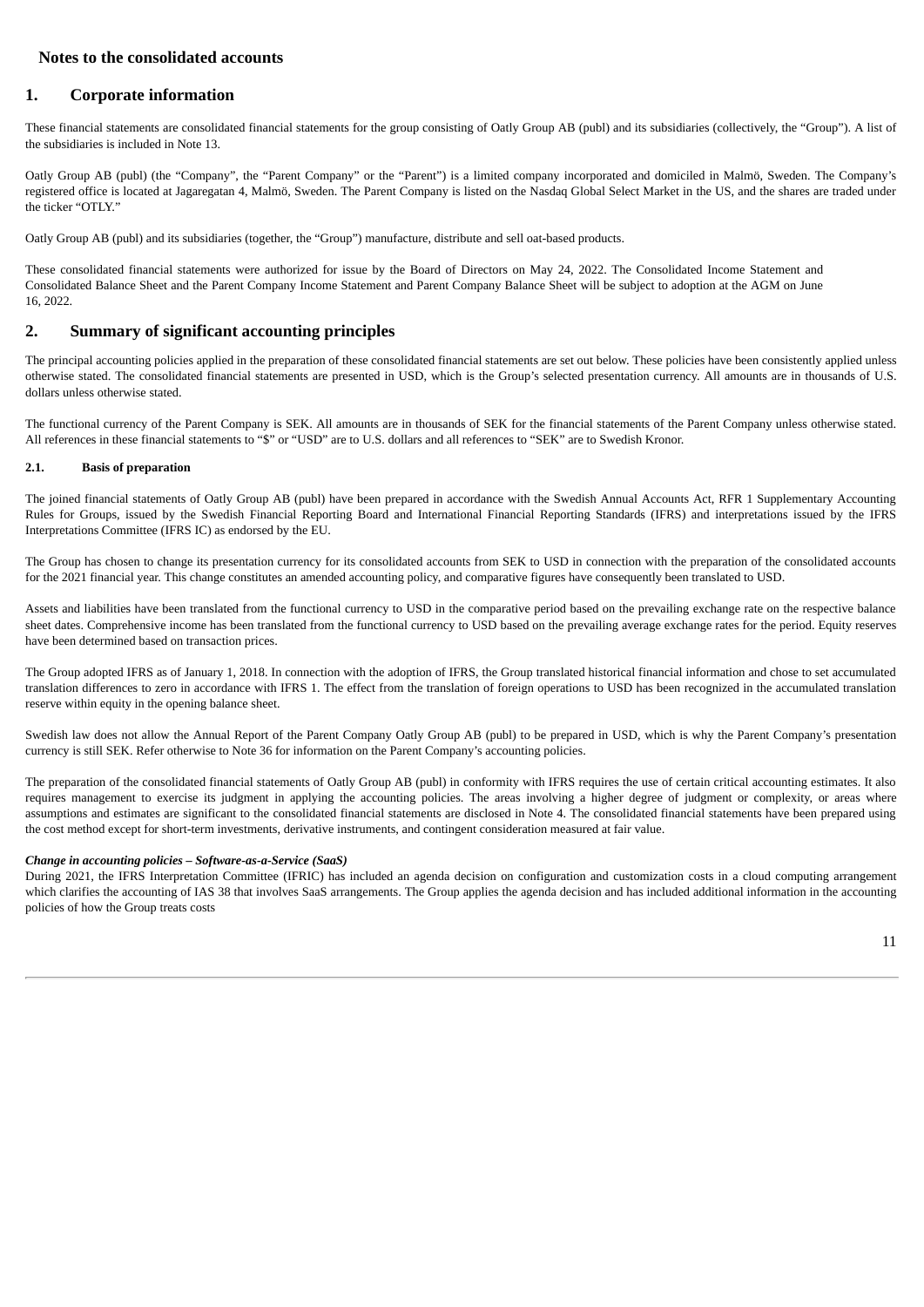# Notes to the consolidated accounts

## 1. Corporate information

These financial statements are consolidated financial statements for the group consisting of Oatly Group AB (publ) and its subsidiaries (collectively, the "Group"). A list of the subsidiaries is included in Note 13.

Oatly Group AB (publ) (the "Company", the "Parent Company" or the "Parent") is a limited company incorporated and domiciled in Malmö, Sweden. The Company's registered office is located at Jagaregatan 4, Malmö, Sweden. The Parent Company is listed on the Nasdaq Global Select Market in the US, and the shares are traded under the ticker "OTLY."

Oatly Group AB (publ) and its subsidiaries (together, the "Group") manufacture, distribute and sell oat-based products.

These consolidated financial statements were authorized for issue by the Board of Directors on May 24, 2022. The Consolidated Income Statement and Consolidated Balance Sheet and the Parent Company Income Statement and Parent Company Balance Sheet will be subject to adoption at the AGM on June 16, 2022.

## 2. Summary of significant accounting principles

The principal accounting policies applied in the preparation of these consolidated financial statements are set out below. These policies have been consistently applied unless otherwise stated. The consolidated financial statements are presented in USD, which is the Group's selected presentation currency. All amounts are in thousands of U.S. dollars unless otherwise stated.

The functional currency of the Parent Company is SEK. All amounts are in thousands of SEK for the financial statements of the Parent Company unless otherwise stated. All references in these financial statements to "$" or "USD" are to U.S. dollars and all references to "SEK" are to Swedish Kronor.

### 2.1. Basis of preparation

The joined financial statements of Oatly Group AB (publ) have been prepared in accordance with the Swedish Annual Accounts Act, RFR 1 Supplementary Accounting Rules for Groups, issued by the Swedish Financial Reporting Board and International Financial Reporting Standards (IFRS) and interpretations issued by the IFRS Interpretations Committee (IFRS IC) as endorsed by the EU.

The Group has chosen to change its presentation currency for its consolidated accounts from SEK to USD in connection with the preparation of the consolidated accounts for the 2021 financial year. This change constitutes an amended accounting policy, and comparative figures have consequently been translated to USD.

Assets and liabilities have been translated from the functional currency to USD in the comparative period based on the prevailing exchange rate on the respective balance sheet dates. Comprehensive income has been translated from the functional currency to USD based on the prevailing average exchange rates for the period. Equity reserves have been determined based on transaction prices.

The Group adopted IFRS as of January 1, 2018. In connection with the adoption of IFRS, the Group translated historical financial information and chose to set accumulated translation differences to zero in accordance with IFRS 1. The effect from the translation of foreign operations to USD has been recognized in the accumulated translation reserve within equity in the opening balance sheet.

Swedish law does not allow the Annual Report of the Parent Company Oatly Group AB (publ) to be prepared in USD, which is why the Parent Company's presentation currency is still SEK. Refer otherwise to Note 36 for information on the Parent Company's accounting policies.

The preparation of the consolidated financial statements of Oatly Group AB (publ) in conformity with IFRS requires the use of certain critical accounting estimates. It also requires management to exercise its judgment in applying the accounting policies. The areas involving a higher degree of judgment or complexity, or areas where assumptions and estimates are significant to the consolidated financial statements are disclosed in Note 4. The consolidated financial statements have been prepared using the cost method except for short-term investments, derivative instruments, and contingent consideration measured at fair value.

***Change in accounting policies – Software-as-a-Service (SaaS)***

During 2021, the IFRS Interpretation Committee (IFRIC) has included an agenda decision on configuration and customization costs in a cloud computing arrangement which clarifies the accounting of IAS 38 that involves SaaS arrangements. The Group applies the agenda decision and has included additional information in the accounting policies of how the Group treats costs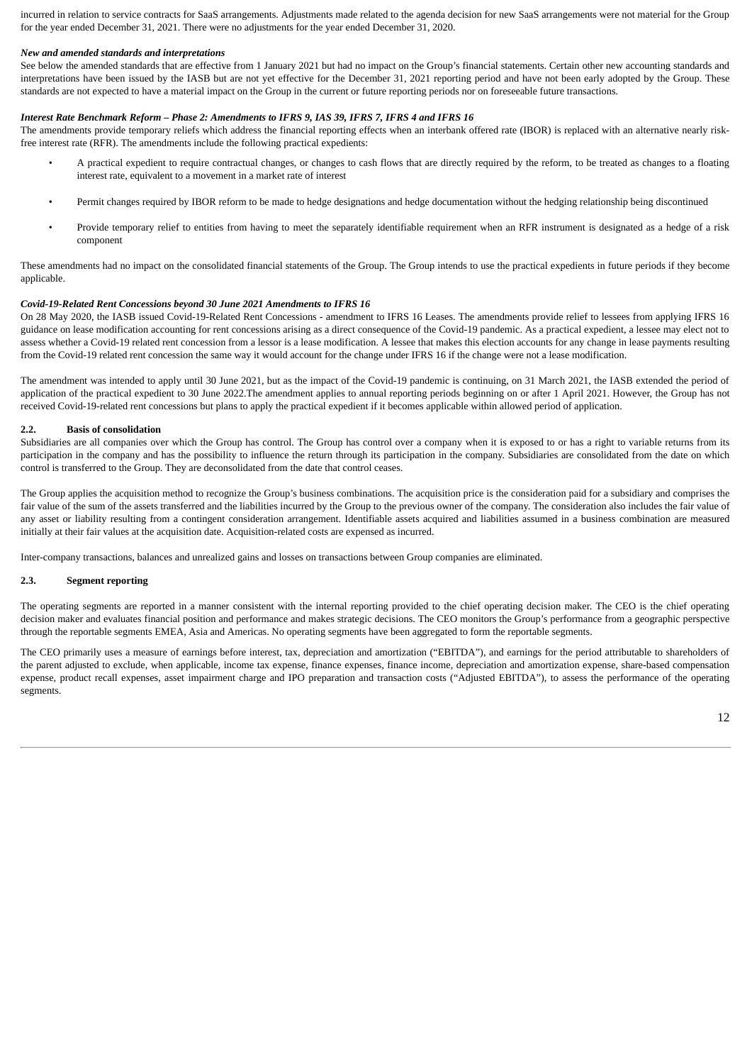incurred in relation to service contracts for SaaS arrangements. Adjustments made related to the agenda decision for new SaaS arrangements were not material for the Group for the year ended December 31, 2021. There were no adjustments for the year ended December 31, 2020.

***New and amended standards and interpretations***

See below the amended standards that are effective from 1 January 2021 but had no impact on the Group's financial statements. Certain other new accounting standards and interpretations have been issued by the IASB but are not yet effective for the December 31, 2021 reporting period and have not been early adopted by the Group. These standards are not expected to have a material impact on the Group in the current or future reporting periods nor on foreseeable future transactions.

***Interest Rate Benchmark Reform – Phase 2: Amendments to IFRS 9, IAS 39, IFRS 7, IFRS 4 and IFRS 16***

The amendments provide temporary reliefs which address the financial reporting effects when an interbank offered rate (IBOR) is replaced with an alternative nearly risk-free interest rate (RFR). The amendments include the following practical expedients:

- A practical expedient to require contractual changes, or changes to cash flows that are directly required by the reform, to be treated as changes to a floating interest rate, equivalent to a movement in a market rate of interest
- Permit changes required by IBOR reform to be made to hedge designations and hedge documentation without the hedging relationship being discontinued
- Provide temporary relief to entities from having to meet the separately identifiable requirement when an RFR instrument is designated as a hedge of a risk component

These amendments had no impact on the consolidated financial statements of the Group. The Group intends to use the practical expedients in future periods if they become applicable.

***Covid-19-Related Rent Concessions beyond 30 June 2021 Amendments to IFRS 16***

On 28 May 2020, the IASB issued Covid-19-Related Rent Concessions - amendment to IFRS 16 Leases. The amendments provide relief to lessees from applying IFRS 16 guidance on lease modification accounting for rent concessions arising as a direct consequence of the Covid-19 pandemic. As a practical expedient, a lessee may elect not to assess whether a Covid-19 related rent concession from a lessor is a lease modification. A lessee that makes this election accounts for any change in lease payments resulting from the Covid-19 related rent concession the same way it would account for the change under IFRS 16 if the change were not a lease modification.

The amendment was intended to apply until 30 June 2021, but as the impact of the Covid-19 pandemic is continuing, on 31 March 2021, the IASB extended the period of application of the practical expedient to 30 June 2022.The amendment applies to annual reporting periods beginning on or after 1 April 2021. However, the Group has not received Covid-19-related rent concessions but plans to apply the practical expedient if it becomes applicable within allowed period of application.

### 2.2. Basis of consolidation

Subsidiaries are all companies over which the Group has control. The Group has control over a company when it is exposed to or has a right to variable returns from its participation in the company and has the possibility to influence the return through its participation in the company. Subsidiaries are consolidated from the date on which control is transferred to the Group. They are deconsolidated from the date that control ceases.

The Group applies the acquisition method to recognize the Group's business combinations. The acquisition price is the consideration paid for a subsidiary and comprises the fair value of the sum of the assets transferred and the liabilities incurred by the Group to the previous owner of the company. The consideration also includes the fair value of any asset or liability resulting from a contingent consideration arrangement. Identifiable assets acquired and liabilities assumed in a business combination are measured initially at their fair values at the acquisition date. Acquisition-related costs are expensed as incurred.

Inter-company transactions, balances and unrealized gains and losses on transactions between Group companies are eliminated.

### 2.3. Segment reporting

The operating segments are reported in a manner consistent with the internal reporting provided to the chief operating decision maker. The CEO is the chief operating decision maker and evaluates financial position and performance and makes strategic decisions. The CEO monitors the Group's performance from a geographic perspective through the reportable segments EMEA, Asia and Americas. No operating segments have been aggregated to form the reportable segments.

The CEO primarily uses a measure of earnings before interest, tax, depreciation and amortization ("EBITDA"), and earnings for the period attributable to shareholders of the parent adjusted to exclude, when applicable, income tax expense, finance expenses, finance income, depreciation and amortization expense, share-based compensation expense, product recall expenses, asset impairment charge and IPO preparation and transaction costs ("Adjusted EBITDA"), to assess the performance of the operating segments.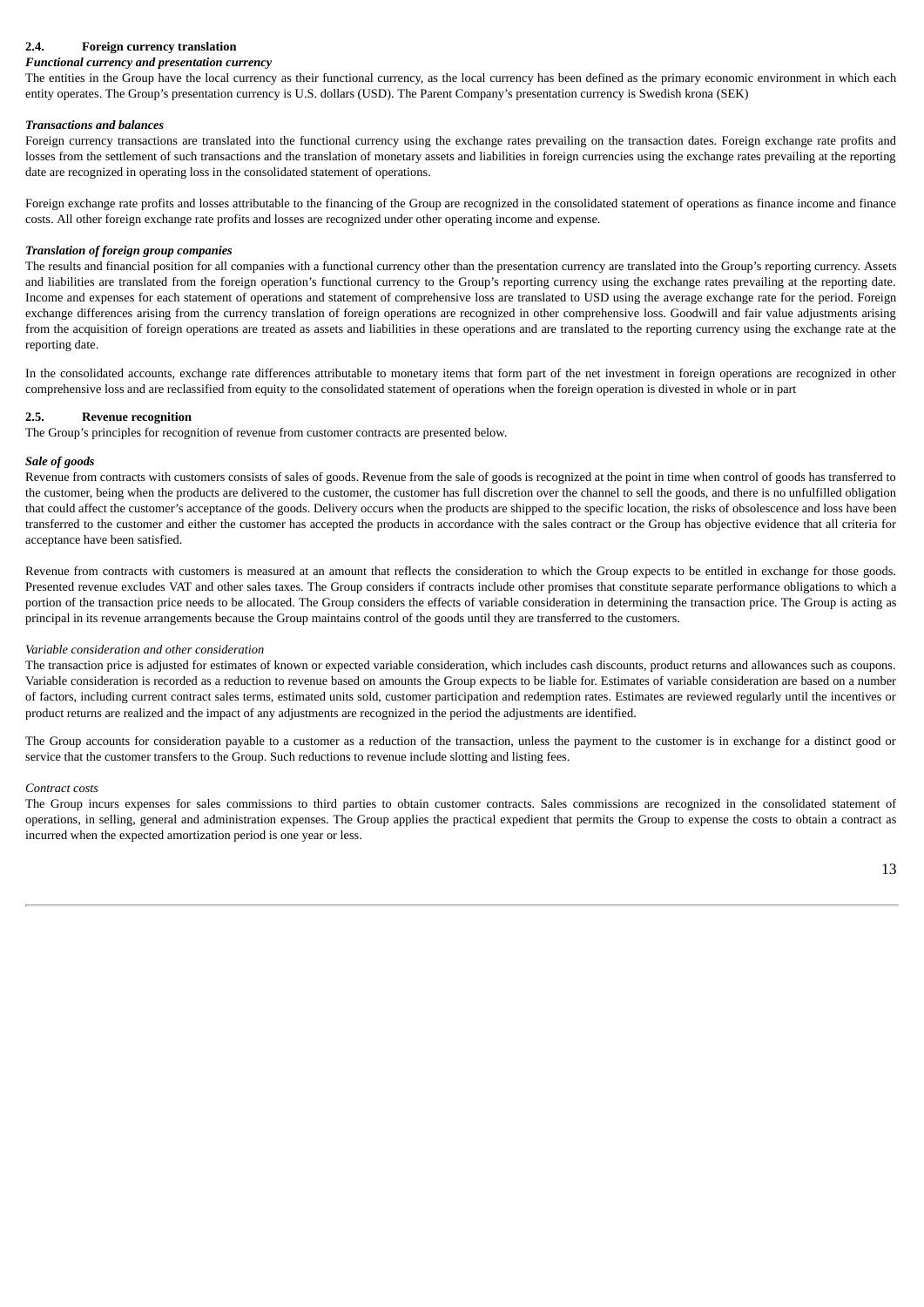### 2.4. Foreign currency translation

***Functional currency and presentation currency***

The entities in the Group have the local currency as their functional currency, as the local currency has been defined as the primary economic environment in which each entity operates. The Group's presentation currency is U.S. dollars (USD). The Parent Company's presentation currency is Swedish krona (SEK)

***Transactions and balances***

Foreign currency transactions are translated into the functional currency using the exchange rates prevailing on the transaction dates. Foreign exchange rate profits and losses from the settlement of such transactions and the translation of monetary assets and liabilities in foreign currencies using the exchange rates prevailing at the reporting date are recognized in operating loss in the consolidated statement of operations.

Foreign exchange rate profits and losses attributable to the financing of the Group are recognized in the consolidated statement of operations as finance income and finance costs. All other foreign exchange rate profits and losses are recognized under other operating income and expense.

***Translation of foreign group companies***

The results and financial position for all companies with a functional currency other than the presentation currency are translated into the Group's reporting currency. Assets and liabilities are translated from the foreign operation's functional currency to the Group's reporting currency using the exchange rates prevailing at the reporting date. Income and expenses for each statement of operations and statement of comprehensive loss are translated to USD using the average exchange rate for the period. Foreign exchange differences arising from the currency translation of foreign operations are recognized in other comprehensive loss. Goodwill and fair value adjustments arising from the acquisition of foreign operations are treated as assets and liabilities in these operations and are translated to the reporting currency using the exchange rate at the reporting date.

In the consolidated accounts, exchange rate differences attributable to monetary items that form part of the net investment in foreign operations are recognized in other comprehensive loss and are reclassified from equity to the consolidated statement of operations when the foreign operation is divested in whole or in part

### 2.5. Revenue recognition

The Group's principles for recognition of revenue from customer contracts are presented below.

***Sale of goods***

Revenue from contracts with customers consists of sales of goods. Revenue from the sale of goods is recognized at the point in time when control of goods has transferred to the customer, being when the products are delivered to the customer, the customer has full discretion over the channel to sell the goods, and there is no unfulfilled obligation that could affect the customer's acceptance of the goods. Delivery occurs when the products are shipped to the specific location, the risks of obsolescence and loss have been transferred to the customer and either the customer has accepted the products in accordance with the sales contract or the Group has objective evidence that all criteria for acceptance have been satisfied.

Revenue from contracts with customers is measured at an amount that reflects the consideration to which the Group expects to be entitled in exchange for those goods. Presented revenue excludes VAT and other sales taxes. The Group considers if contracts include other promises that constitute separate performance obligations to which a portion of the transaction price needs to be allocated. The Group considers the effects of variable consideration in determining the transaction price. The Group is acting as principal in its revenue arrangements because the Group maintains control of the goods until they are transferred to the customers.

*Variable consideration and other consideration*

The transaction price is adjusted for estimates of known or expected variable consideration, which includes cash discounts, product returns and allowances such as coupons. Variable consideration is recorded as a reduction to revenue based on amounts the Group expects to be liable for. Estimates of variable consideration are based on a number of factors, including current contract sales terms, estimated units sold, customer participation and redemption rates. Estimates are reviewed regularly until the incentives or product returns are realized and the impact of any adjustments are recognized in the period the adjustments are identified.

The Group accounts for consideration payable to a customer as a reduction of the transaction, unless the payment to the customer is in exchange for a distinct good or service that the customer transfers to the Group. Such reductions to revenue include slotting and listing fees.

*Contract costs*

The Group incurs expenses for sales commissions to third parties to obtain customer contracts. Sales commissions are recognized in the consolidated statement of operations, in selling, general and administration expenses. The Group applies the practical expedient that permits the Group to expense the costs to obtain a contract as incurred when the expected amortization period is one year or less.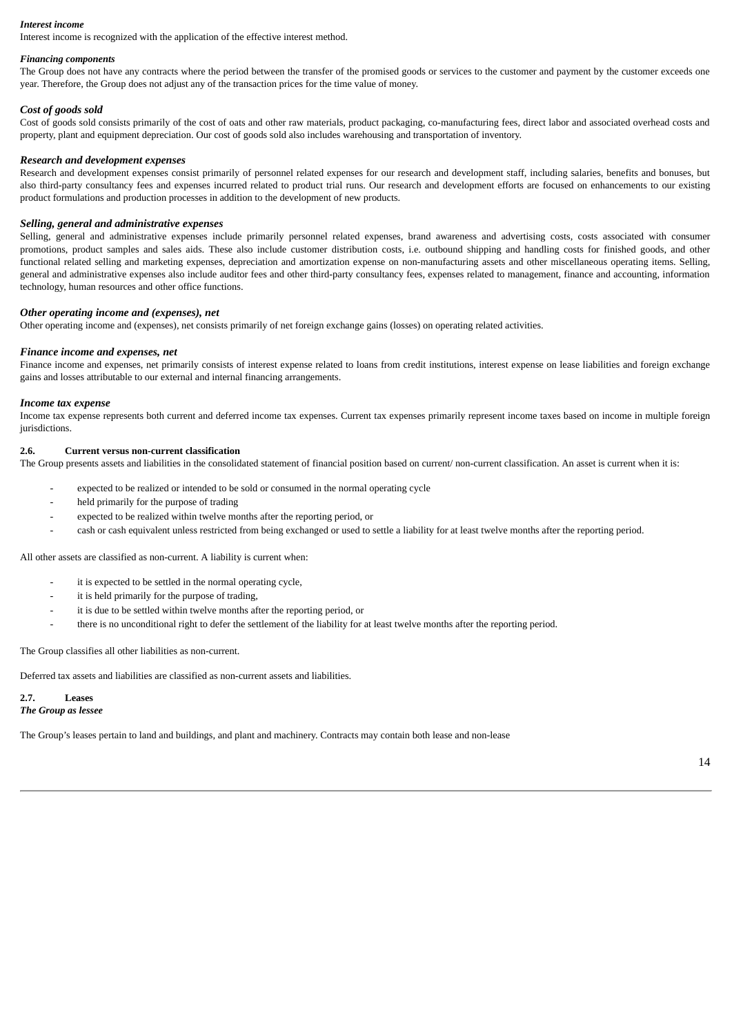***Interest income***

Interest income is recognized with the application of the effective interest method.

***Financing components***

The Group does not have any contracts where the period between the transfer of the promised goods or services to the customer and payment by the customer exceeds one year. Therefore, the Group does not adjust any of the transaction prices for the time value of money.

***Cost of goods sold***

Cost of goods sold consists primarily of the cost of oats and other raw materials, product packaging, co-manufacturing fees, direct labor and associated overhead costs and property, plant and equipment depreciation. Our cost of goods sold also includes warehousing and transportation of inventory.

***Research and development expenses***

Research and development expenses consist primarily of personnel related expenses for our research and development staff, including salaries, benefits and bonuses, but also third-party consultancy fees and expenses incurred related to product trial runs. Our research and development efforts are focused on enhancements to our existing product formulations and production processes in addition to the development of new products.

***Selling, general and administrative expenses***

Selling, general and administrative expenses include primarily personnel related expenses, brand awareness and advertising costs, costs associated with consumer promotions, product samples and sales aids. These also include customer distribution costs, i.e. outbound shipping and handling costs for finished goods, and other functional related selling and marketing expenses, depreciation and amortization expense on non-manufacturing assets and other miscellaneous operating items. Selling, general and administrative expenses also include auditor fees and other third-party consultancy fees, expenses related to management, finance and accounting, information technology, human resources and other office functions.

***Other operating income and (expenses), net***

Other operating income and (expenses), net consists primarily of net foreign exchange gains (losses) on operating related activities.

***Finance income and expenses, net***

Finance income and expenses, net primarily consists of interest expense related to loans from credit institutions, interest expense on lease liabilities and foreign exchange gains and losses attributable to our external and internal financing arrangements.

***Income tax expense***

Income tax expense represents both current and deferred income tax expenses. Current tax expenses primarily represent income taxes based on income in multiple foreign jurisdictions.

**2.6. Current versus non-current classification**

The Group presents assets and liabilities in the consolidated statement of financial position based on current/ non-current classification. An asset is current when it is:

- expected to be realized or intended to be sold or consumed in the normal operating cycle
- held primarily for the purpose of trading
- expected to be realized within twelve months after the reporting period, or
- cash or cash equivalent unless restricted from being exchanged or used to settle a liability for at least twelve months after the reporting period.

All other assets are classified as non-current. A liability is current when:

- it is expected to be settled in the normal operating cycle,
- it is held primarily for the purpose of trading,
- it is due to be settled within twelve months after the reporting period, or
- there is no unconditional right to defer the settlement of the liability for at least twelve months after the reporting period.

The Group classifies all other liabilities as non-current.

Deferred tax assets and liabilities are classified as non-current assets and liabilities.

**2.7. Leases**

***The Group as lessee***

The Group's leases pertain to land and buildings, and plant and machinery. Contracts may contain both lease and non-lease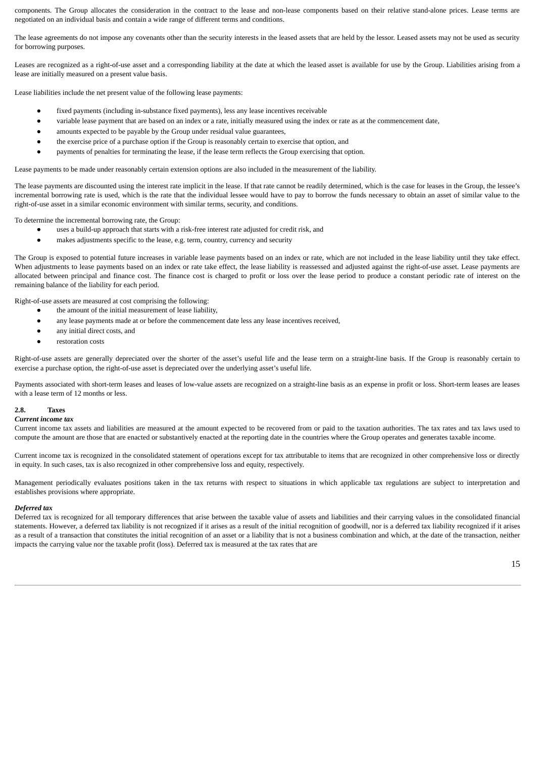components. The Group allocates the consideration in the contract to the lease and non-lease components based on their relative stand-alone prices. Lease terms are negotiated on an individual basis and contain a wide range of different terms and conditions.

The lease agreements do not impose any covenants other than the security interests in the leased assets that are held by the lessor. Leased assets may not be used as security for borrowing purposes.

Leases are recognized as a right-of-use asset and a corresponding liability at the date at which the leased asset is available for use by the Group. Liabilities arising from a lease are initially measured on a present value basis.

Lease liabilities include the net present value of the following lease payments:

- fixed payments (including in-substance fixed payments), less any lease incentives receivable
- variable lease payment that are based on an index or a rate, initially measured using the index or rate as at the commencement date,
- amounts expected to be payable by the Group under residual value guarantees,
- the exercise price of a purchase option if the Group is reasonably certain to exercise that option, and
- payments of penalties for terminating the lease, if the lease term reflects the Group exercising that option.

Lease payments to be made under reasonably certain extension options are also included in the measurement of the liability.

The lease payments are discounted using the interest rate implicit in the lease. If that rate cannot be readily determined, which is the case for leases in the Group, the lessee's incremental borrowing rate is used, which is the rate that the individual lessee would have to pay to borrow the funds necessary to obtain an asset of similar value to the right-of-use asset in a similar economic environment with similar terms, security, and conditions.

To determine the incremental borrowing rate, the Group:

- uses a build-up approach that starts with a risk-free interest rate adjusted for credit risk, and
- makes adjustments specific to the lease, e.g. term, country, currency and security

The Group is exposed to potential future increases in variable lease payments based on an index or rate, which are not included in the lease liability until they take effect. When adjustments to lease payments based on an index or rate take effect, the lease liability is reassessed and adjusted against the right-of-use asset. Lease payments are allocated between principal and finance cost. The finance cost is charged to profit or loss over the lease period to produce a constant periodic rate of interest on the remaining balance of the liability for each period.

Right-of-use assets are measured at cost comprising the following:

- the amount of the initial measurement of lease liability,
- any lease payments made at or before the commencement date less any lease incentives received,
- any initial direct costs, and
- restoration costs

Right-of-use assets are generally depreciated over the shorter of the asset's useful life and the lease term on a straight-line basis. If the Group is reasonably certain to exercise a purchase option, the right-of-use asset is depreciated over the underlying asset's useful life.

Payments associated with short-term leases and leases of low-value assets are recognized on a straight-line basis as an expense in profit or loss. Short-term leases are leases with a lease term of 12 months or less.

### 2.8. Taxes

***Current income tax***

Current income tax assets and liabilities are measured at the amount expected to be recovered from or paid to the taxation authorities. The tax rates and tax laws used to compute the amount are those that are enacted or substantively enacted at the reporting date in the countries where the Group operates and generates taxable income.

Current income tax is recognized in the consolidated statement of operations except for tax attributable to items that are recognized in other comprehensive loss or directly in equity. In such cases, tax is also recognized in other comprehensive loss and equity, respectively.

Management periodically evaluates positions taken in the tax returns with respect to situations in which applicable tax regulations are subject to interpretation and establishes provisions where appropriate.

***Deferred tax***

Deferred tax is recognized for all temporary differences that arise between the taxable value of assets and liabilities and their carrying values in the consolidated financial statements. However, a deferred tax liability is not recognized if it arises as a result of the initial recognition of goodwill, nor is a deferred tax liability recognized if it arises as a result of a transaction that constitutes the initial recognition of an asset or a liability that is not a business combination and which, at the date of the transaction, neither impacts the carrying value nor the taxable profit (loss). Deferred tax is measured at the tax rates that are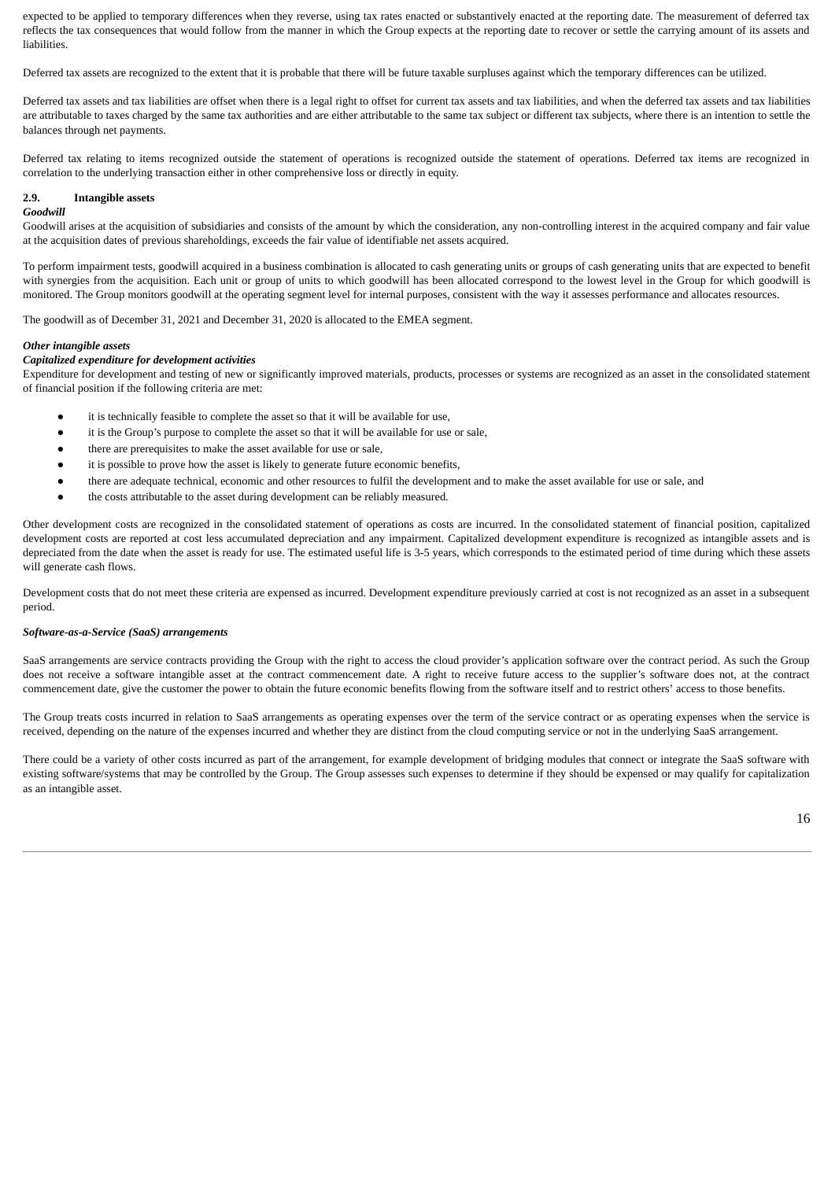expected to be applied to temporary differences when they reverse, using tax rates enacted or substantively enacted at the reporting date. The measurement of deferred tax reflects the tax consequences that would follow from the manner in which the Group expects at the reporting date to recover or settle the carrying amount of its assets and liabilities.

Deferred tax assets are recognized to the extent that it is probable that there will be future taxable surpluses against which the temporary differences can be utilized.

Deferred tax assets and tax liabilities are offset when there is a legal right to offset for current tax assets and tax liabilities, and when the deferred tax assets and tax liabilities are attributable to taxes charged by the same tax authorities and are either attributable to the same tax subject or different tax subjects, where there is an intention to settle the balances through net payments.

Deferred tax relating to items recognized outside the statement of operations is recognized outside the statement of operations. Deferred tax items are recognized in correlation to the underlying transaction either in other comprehensive loss or directly in equity.

### 2.9. Intangible assets

***Goodwill***

Goodwill arises at the acquisition of subsidiaries and consists of the amount by which the consideration, any non-controlling interest in the acquired company and fair value at the acquisition dates of previous shareholdings, exceeds the fair value of identifiable net assets acquired.

To perform impairment tests, goodwill acquired in a business combination is allocated to cash generating units or groups of cash generating units that are expected to benefit with synergies from the acquisition. Each unit or group of units to which goodwill has been allocated correspond to the lowest level in the Group for which goodwill is monitored. The Group monitors goodwill at the operating segment level for internal purposes, consistent with the way it assesses performance and allocates resources.

The goodwill as of December 31, 2021 and December 31, 2020 is allocated to the EMEA segment.

***Other intangible assets***

***Capitalized expenditure for development activities***

Expenditure for development and testing of new or significantly improved materials, products, processes or systems are recognized as an asset in the consolidated statement of financial position if the following criteria are met:

- it is technically feasible to complete the asset so that it will be available for use,
- it is the Group's purpose to complete the asset so that it will be available for use or sale,
- there are prerequisites to make the asset available for use or sale,
- it is possible to prove how the asset is likely to generate future economic benefits,
- there are adequate technical, economic and other resources to fulfil the development and to make the asset available for use or sale, and
- the costs attributable to the asset during development can be reliably measured.

Other development costs are recognized in the consolidated statement of operations as costs are incurred. In the consolidated statement of financial position, capitalized development costs are reported at cost less accumulated depreciation and any impairment. Capitalized development expenditure is recognized as intangible assets and is depreciated from the date when the asset is ready for use. The estimated useful life is 3-5 years, which corresponds to the estimated period of time during which these assets will generate cash flows.

Development costs that do not meet these criteria are expensed as incurred. Development expenditure previously carried at cost is not recognized as an asset in a subsequent period.

***Software-as-a-Service (SaaS) arrangements***

SaaS arrangements are service contracts providing the Group with the right to access the cloud provider's application software over the contract period. As such the Group does not receive a software intangible asset at the contract commencement date. A right to receive future access to the supplier's software does not, at the contract commencement date, give the customer the power to obtain the future economic benefits flowing from the software itself and to restrict others' access to those benefits.

The Group treats costs incurred in relation to SaaS arrangements as operating expenses over the term of the service contract or as operating expenses when the service is received, depending on the nature of the expenses incurred and whether they are distinct from the cloud computing service or not in the underlying SaaS arrangement.

There could be a variety of other costs incurred as part of the arrangement, for example development of bridging modules that connect or integrate the SaaS software with existing software/systems that may be controlled by the Group. The Group assesses such expenses to determine if they should be expensed or may qualify for capitalization as an intangible asset.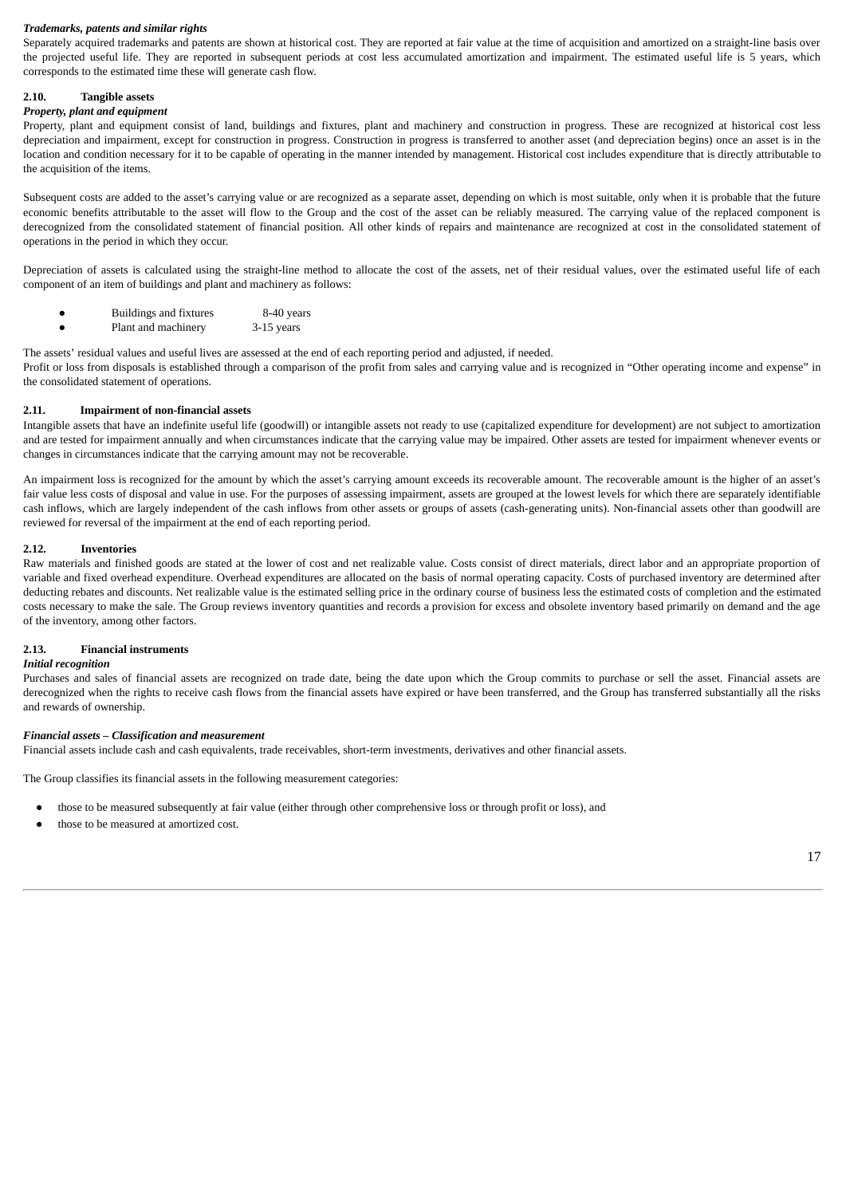***Trademarks, patents and similar rights***

Separately acquired trademarks and patents are shown at historical cost. They are reported at fair value at the time of acquisition and amortized on a straight-line basis over the projected useful life. They are reported in subsequent periods at cost less accumulated amortization and impairment. The estimated useful life is 5 years, which corresponds to the estimated time these will generate cash flow.

### 2.10. Tangible assets

***Property, plant and equipment***

Property, plant and equipment consist of land, buildings and fixtures, plant and machinery and construction in progress. These are recognized at historical cost less depreciation and impairment, except for construction in progress. Construction in progress is transferred to another asset (and depreciation begins) once an asset is in the location and condition necessary for it to be capable of operating in the manner intended by management. Historical cost includes expenditure that is directly attributable to the acquisition of the items.

Subsequent costs are added to the asset's carrying value or are recognized as a separate asset, depending on which is most suitable, only when it is probable that the future economic benefits attributable to the asset will flow to the Group and the cost of the asset can be reliably measured. The carrying value of the replaced component is derecognized from the consolidated statement of financial position. All other kinds of repairs and maintenance are recognized at cost in the consolidated statement of operations in the period in which they occur.

Depreciation of assets is calculated using the straight-line method to allocate the cost of the assets, net of their residual values, over the estimated useful life of each component of an item of buildings and plant and machinery as follows:

- Buildings and fixtures 8-40 years
- Plant and machinery 3-15 years

The assets' residual values and useful lives are assessed at the end of each reporting period and adjusted, if needed.
Profit or loss from disposals is established through a comparison of the profit from sales and carrying value and is recognized in "Other operating income and expense" in the consolidated statement of operations.

### 2.11. Impairment of non-financial assets

Intangible assets that have an indefinite useful life (goodwill) or intangible assets not ready to use (capitalized expenditure for development) are not subject to amortization and are tested for impairment annually and when circumstances indicate that the carrying value may be impaired. Other assets are tested for impairment whenever events or changes in circumstances indicate that the carrying amount may not be recoverable.

An impairment loss is recognized for the amount by which the asset's carrying amount exceeds its recoverable amount. The recoverable amount is the higher of an asset's fair value less costs of disposal and value in use. For the purposes of assessing impairment, assets are grouped at the lowest levels for which there are separately identifiable cash inflows, which are largely independent of the cash inflows from other assets or groups of assets (cash-generating units). Non-financial assets other than goodwill are reviewed for reversal of the impairment at the end of each reporting period.

### 2.12. Inventories

Raw materials and finished goods are stated at the lower of cost and net realizable value. Costs consist of direct materials, direct labor and an appropriate proportion of variable and fixed overhead expenditure. Overhead expenditures are allocated on the basis of normal operating capacity. Costs of purchased inventory are determined after deducting rebates and discounts. Net realizable value is the estimated selling price in the ordinary course of business less the estimated costs of completion and the estimated costs necessary to make the sale. The Group reviews inventory quantities and records a provision for excess and obsolete inventory based primarily on demand and the age of the inventory, among other factors.

### 2.13. Financial instruments

***Initial recognition***

Purchases and sales of financial assets are recognized on trade date, being the date upon which the Group commits to purchase or sell the asset. Financial assets are derecognized when the rights to receive cash flows from the financial assets have expired or have been transferred, and the Group has transferred substantially all the risks and rewards of ownership.

***Financial assets – Classification and measurement***

Financial assets include cash and cash equivalents, trade receivables, short-term investments, derivatives and other financial assets.

The Group classifies its financial assets in the following measurement categories:

- those to be measured subsequently at fair value (either through other comprehensive loss or through profit or loss), and
- those to be measured at amortized cost.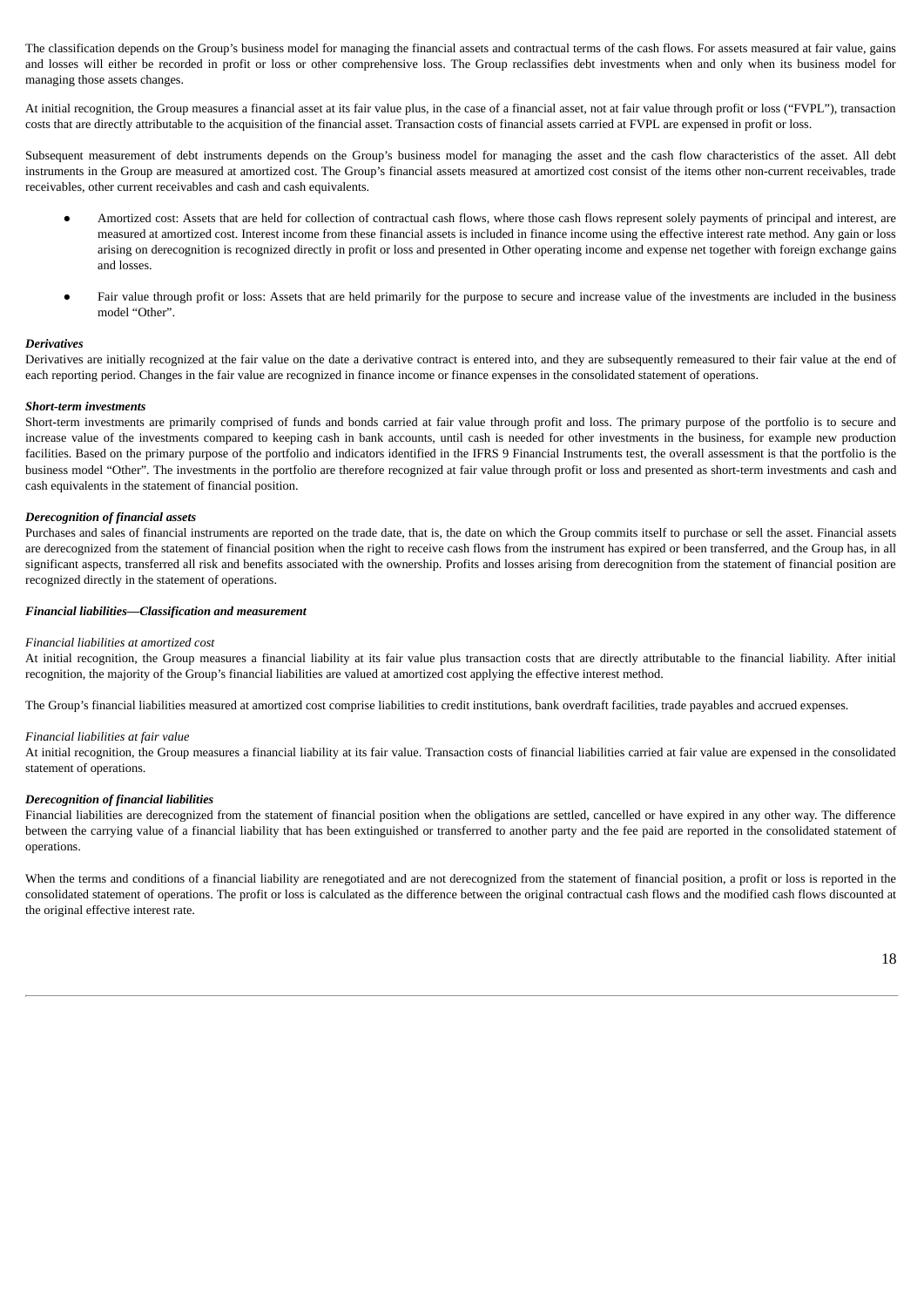The classification depends on the Group's business model for managing the financial assets and contractual terms of the cash flows. For assets measured at fair value, gains and losses will either be recorded in profit or loss or other comprehensive loss. The Group reclassifies debt investments when and only when its business model for managing those assets changes.

At initial recognition, the Group measures a financial asset at its fair value plus, in the case of a financial asset, not at fair value through profit or loss ("FVPL"), transaction costs that are directly attributable to the acquisition of the financial asset. Transaction costs of financial assets carried at FVPL are expensed in profit or loss.

Subsequent measurement of debt instruments depends on the Group's business model for managing the asset and the cash flow characteristics of the asset. All debt instruments in the Group are measured at amortized cost. The Group's financial assets measured at amortized cost consist of the items other non-current receivables, trade receivables, other current receivables and cash and cash equivalents.

- Amortized cost: Assets that are held for collection of contractual cash flows, where those cash flows represent solely payments of principal and interest, are measured at amortized cost. Interest income from these financial assets is included in finance income using the effective interest rate method. Any gain or loss arising on derecognition is recognized directly in profit or loss and presented in Other operating income and expense net together with foreign exchange gains and losses.

- Fair value through profit or loss: Assets that are held primarily for the purpose to secure and increase value of the investments are included in the business model "Other".

***Derivatives***
Derivatives are initially recognized at the fair value on the date a derivative contract is entered into, and they are subsequently remeasured to their fair value at the end of each reporting period. Changes in the fair value are recognized in finance income or finance expenses in the consolidated statement of operations.

***Short-term investments***
Short-term investments are primarily comprised of funds and bonds carried at fair value through profit and loss. The primary purpose of the portfolio is to secure and increase value of the investments compared to keeping cash in bank accounts, until cash is needed for other investments in the business, for example new production facilities. Based on the primary purpose of the portfolio and indicators identified in the IFRS 9 Financial Instruments test, the overall assessment is that the portfolio is the business model "Other". The investments in the portfolio are therefore recognized at fair value through profit or loss and presented as short-term investments and cash and cash equivalents in the statement of financial position.

***Derecognition of financial assets***
Purchases and sales of financial instruments are reported on the trade date, that is, the date on which the Group commits itself to purchase or sell the asset. Financial assets are derecognized from the statement of financial position when the right to receive cash flows from the instrument has expired or been transferred, and the Group has, in all significant aspects, transferred all risk and benefits associated with the ownership. Profits and losses arising from derecognition from the statement of financial position are recognized directly in the statement of operations.

***Financial liabilities—Classification and measurement***

*Financial liabilities at amortized cost*
At initial recognition, the Group measures a financial liability at its fair value plus transaction costs that are directly attributable to the financial liability. After initial recognition, the majority of the Group's financial liabilities are valued at amortized cost applying the effective interest method.

The Group's financial liabilities measured at amortized cost comprise liabilities to credit institutions, bank overdraft facilities, trade payables and accrued expenses.

*Financial liabilities at fair value*
At initial recognition, the Group measures a financial liability at its fair value. Transaction costs of financial liabilities carried at fair value are expensed in the consolidated statement of operations.

***Derecognition of financial liabilities***
Financial liabilities are derecognized from the statement of financial position when the obligations are settled, cancelled or have expired in any other way. The difference between the carrying value of a financial liability that has been extinguished or transferred to another party and the fee paid are reported in the consolidated statement of operations.

When the terms and conditions of a financial liability are renegotiated and are not derecognized from the statement of financial position, a profit or loss is reported in the consolidated statement of operations. The profit or loss is calculated as the difference between the original contractual cash flows and the modified cash flows discounted at the original effective interest rate.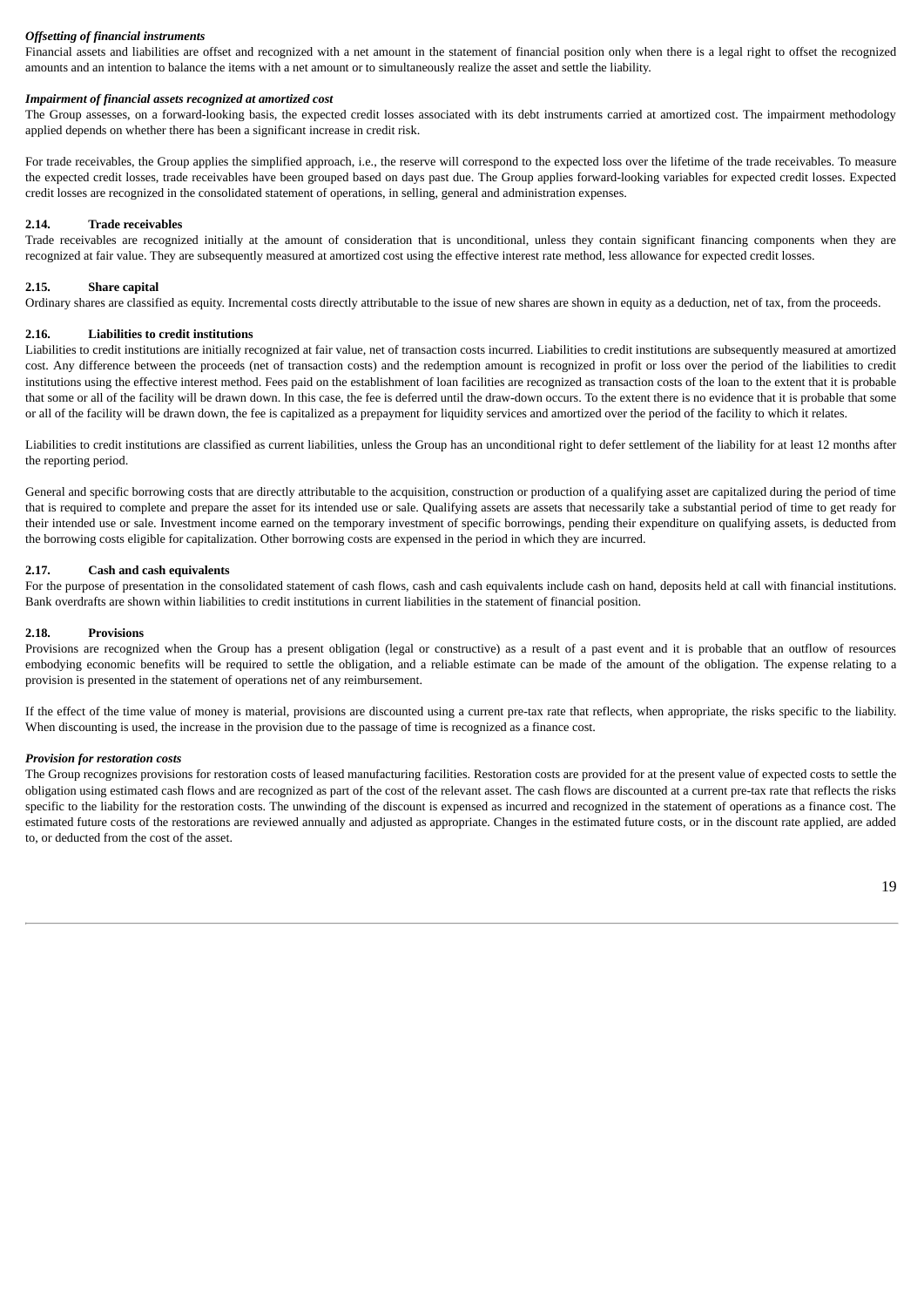***Offsetting of financial instruments***

Financial assets and liabilities are offset and recognized with a net amount in the statement of financial position only when there is a legal right to offset the recognized amounts and an intention to balance the items with a net amount or to simultaneously realize the asset and settle the liability.

***Impairment of financial assets recognized at amortized cost***

The Group assesses, on a forward-looking basis, the expected credit losses associated with its debt instruments carried at amortized cost. The impairment methodology applied depends on whether there has been a significant increase in credit risk.

For trade receivables, the Group applies the simplified approach, i.e., the reserve will correspond to the expected loss over the lifetime of the trade receivables. To measure the expected credit losses, trade receivables have been grouped based on days past due. The Group applies forward-looking variables for expected credit losses. Expected credit losses are recognized in the consolidated statement of operations, in selling, general and administration expenses.

### 2.14. Trade receivables

Trade receivables are recognized initially at the amount of consideration that is unconditional, unless they contain significant financing components when they are recognized at fair value. They are subsequently measured at amortized cost using the effective interest rate method, less allowance for expected credit losses.

### 2.15. Share capital

Ordinary shares are classified as equity. Incremental costs directly attributable to the issue of new shares are shown in equity as a deduction, net of tax, from the proceeds.

### 2.16. Liabilities to credit institutions

Liabilities to credit institutions are initially recognized at fair value, net of transaction costs incurred. Liabilities to credit institutions are subsequently measured at amortized cost. Any difference between the proceeds (net of transaction costs) and the redemption amount is recognized in profit or loss over the period of the liabilities to credit institutions using the effective interest method. Fees paid on the establishment of loan facilities are recognized as transaction costs of the loan to the extent that it is probable that some or all of the facility will be drawn down. In this case, the fee is deferred until the draw-down occurs. To the extent there is no evidence that it is probable that some or all of the facility will be drawn down, the fee is capitalized as a prepayment for liquidity services and amortized over the period of the facility to which it relates.

Liabilities to credit institutions are classified as current liabilities, unless the Group has an unconditional right to defer settlement of the liability for at least 12 months after the reporting period.

General and specific borrowing costs that are directly attributable to the acquisition, construction or production of a qualifying asset are capitalized during the period of time that is required to complete and prepare the asset for its intended use or sale. Qualifying assets are assets that necessarily take a substantial period of time to get ready for their intended use or sale. Investment income earned on the temporary investment of specific borrowings, pending their expenditure on qualifying assets, is deducted from the borrowing costs eligible for capitalization. Other borrowing costs are expensed in the period in which they are incurred.

### 2.17. Cash and cash equivalents

For the purpose of presentation in the consolidated statement of cash flows, cash and cash equivalents include cash on hand, deposits held at call with financial institutions. Bank overdrafts are shown within liabilities to credit institutions in current liabilities in the statement of financial position.

### 2.18. Provisions

Provisions are recognized when the Group has a present obligation (legal or constructive) as a result of a past event and it is probable that an outflow of resources embodying economic benefits will be required to settle the obligation, and a reliable estimate can be made of the amount of the obligation. The expense relating to a provision is presented in the statement of operations net of any reimbursement.

If the effect of the time value of money is material, provisions are discounted using a current pre-tax rate that reflects, when appropriate, the risks specific to the liability. When discounting is used, the increase in the provision due to the passage of time is recognized as a finance cost.

***Provision for restoration costs***

The Group recognizes provisions for restoration costs of leased manufacturing facilities. Restoration costs are provided for at the present value of expected costs to settle the obligation using estimated cash flows and are recognized as part of the cost of the relevant asset. The cash flows are discounted at a current pre-tax rate that reflects the risks specific to the liability for the restoration costs. The unwinding of the discount is expensed as incurred and recognized in the statement of operations as a finance cost. The estimated future costs of the restorations are reviewed annually and adjusted as appropriate. Changes in the estimated future costs, or in the discount rate applied, are added to, or deducted from the cost of the asset.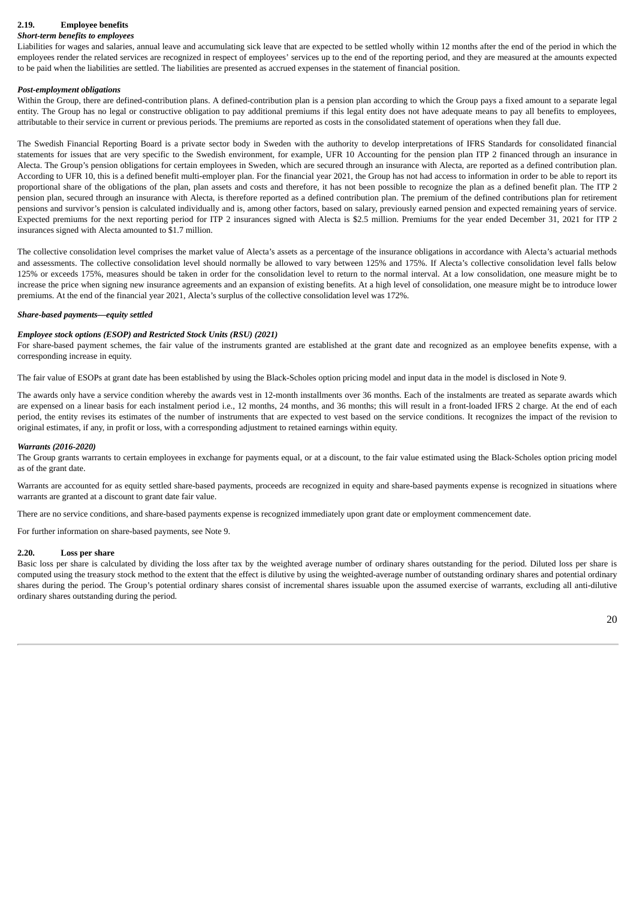### 2.19. Employee benefits

***Short-term benefits to employees***

Liabilities for wages and salaries, annual leave and accumulating sick leave that are expected to be settled wholly within 12 months after the end of the period in which the employees render the related services are recognized in respect of employees' services up to the end of the reporting period, and they are measured at the amounts expected to be paid when the liabilities are settled. The liabilities are presented as accrued expenses in the statement of financial position.

***Post-employment obligations***

Within the Group, there are defined-contribution plans. A defined-contribution plan is a pension plan according to which the Group pays a fixed amount to a separate legal entity. The Group has no legal or constructive obligation to pay additional premiums if this legal entity does not have adequate means to pay all benefits to employees, attributable to their service in current or previous periods. The premiums are reported as costs in the consolidated statement of operations when they fall due.

The Swedish Financial Reporting Board is a private sector body in Sweden with the authority to develop interpretations of IFRS Standards for consolidated financial statements for issues that are very specific to the Swedish environment, for example, UFR 10 Accounting for the pension plan ITP 2 financed through an insurance in Alecta. The Group's pension obligations for certain employees in Sweden, which are secured through an insurance with Alecta, are reported as a defined contribution plan. According to UFR 10, this is a defined benefit multi-employer plan. For the financial year 2021, the Group has not had access to information in order to be able to report its proportional share of the obligations of the plan, plan assets and costs and therefore, it has not been possible to recognize the plan as a defined benefit plan. The ITP 2 pension plan, secured through an insurance with Alecta, is therefore reported as a defined contribution plan. The premium of the defined contributions plan for retirement pensions and survivor's pension is calculated individually and is, among other factors, based on salary, previously earned pension and expected remaining years of service. Expected premiums for the next reporting period for ITP 2 insurances signed with Alecta is $2.5 million. Premiums for the year ended December 31, 2021 for ITP 2 insurances signed with Alecta amounted to $1.7 million.

The collective consolidation level comprises the market value of Alecta's assets as a percentage of the insurance obligations in accordance with Alecta's actuarial methods and assessments. The collective consolidation level should normally be allowed to vary between 125% and 175%. If Alecta's collective consolidation level falls below 125% or exceeds 175%, measures should be taken in order for the consolidation level to return to the normal interval. At a low consolidation, one measure might be to increase the price when signing new insurance agreements and an expansion of existing benefits. At a high level of consolidation, one measure might be to introduce lower premiums. At the end of the financial year 2021, Alecta's surplus of the collective consolidation level was 172%.

***Share-based payments—equity settled***

***Employee stock options (ESOP) and Restricted Stock Units (RSU) (2021)***

For share-based payment schemes, the fair value of the instruments granted are established at the grant date and recognized as an employee benefits expense, with a corresponding increase in equity.

The fair value of ESOPs at grant date has been established by using the Black-Scholes option pricing model and input data in the model is disclosed in Note 9.

The awards only have a service condition whereby the awards vest in 12-month installments over 36 months. Each of the instalments are treated as separate awards which are expensed on a linear basis for each instalment period i.e., 12 months, 24 months, and 36 months; this will result in a front-loaded IFRS 2 charge. At the end of each period, the entity revises its estimates of the number of instruments that are expected to vest based on the service conditions. It recognizes the impact of the revision to original estimates, if any, in profit or loss, with a corresponding adjustment to retained earnings within equity.

***Warrants (2016-2020)***

The Group grants warrants to certain employees in exchange for payments equal, or at a discount, to the fair value estimated using the Black-Scholes option pricing model as of the grant date.

Warrants are accounted for as equity settled share-based payments, proceeds are recognized in equity and share-based payments expense is recognized in situations where warrants are granted at a discount to grant date fair value.

There are no service conditions, and share-based payments expense is recognized immediately upon grant date or employment commencement date.

For further information on share-based payments, see Note 9.

### 2.20. Loss per share

Basic loss per share is calculated by dividing the loss after tax by the weighted average number of ordinary shares outstanding for the period. Diluted loss per share is computed using the treasury stock method to the extent that the effect is dilutive by using the weighted-average number of outstanding ordinary shares and potential ordinary shares during the period. The Group's potential ordinary shares consist of incremental shares issuable upon the assumed exercise of warrants, excluding all anti-dilutive ordinary shares outstanding during the period.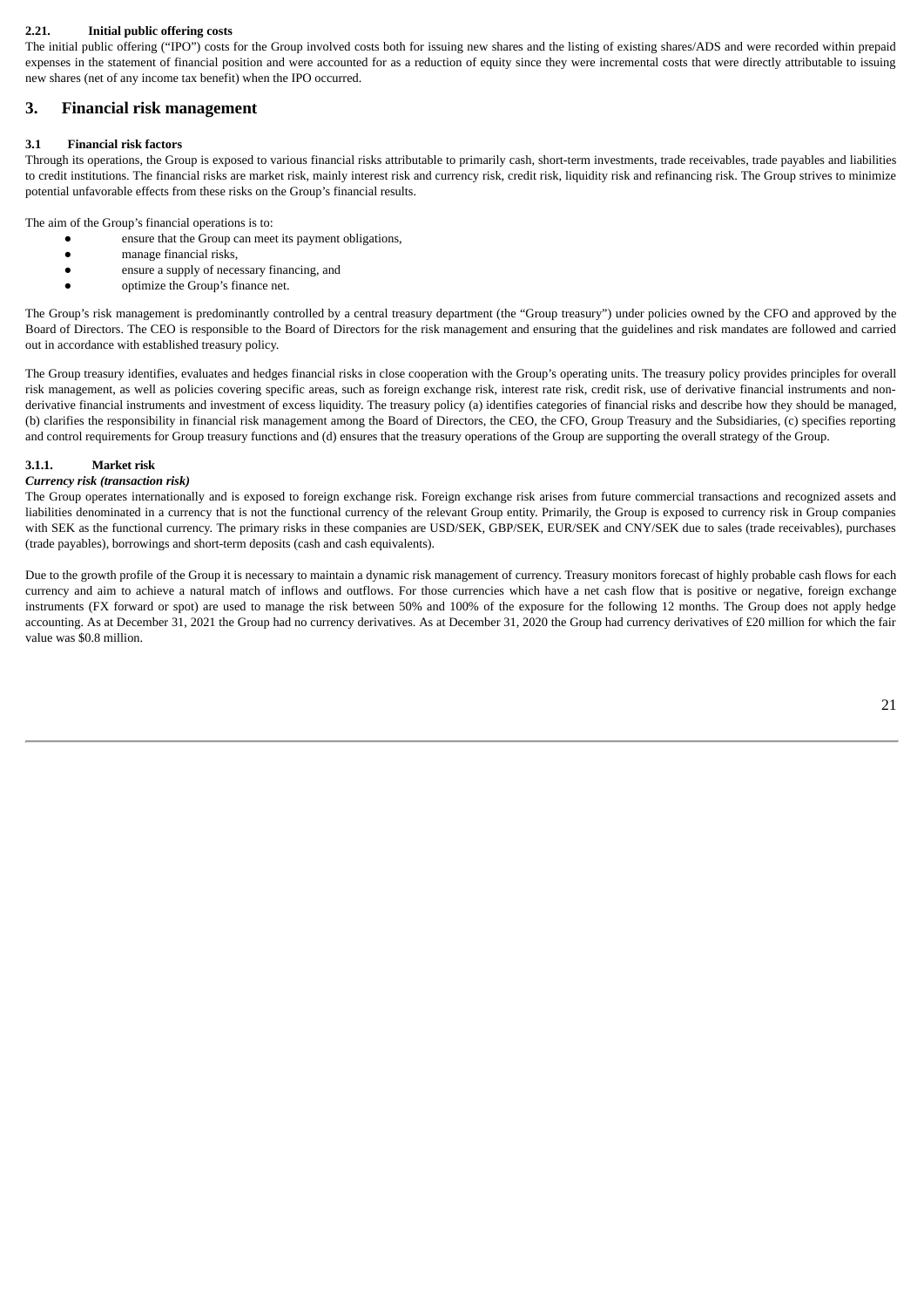#### 2.21. Initial public offering costs

The initial public offering ("IPO") costs for the Group involved costs both for issuing new shares and the listing of existing shares/ADS and were recorded within prepaid expenses in the statement of financial position and were accounted for as a reduction of equity since they were incremental costs that were directly attributable to issuing new shares (net of any income tax benefit) when the IPO occurred.

## 3. Financial risk management

### 3.1 Financial risk factors

Through its operations, the Group is exposed to various financial risks attributable to primarily cash, short-term investments, trade receivables, trade payables and liabilities to credit institutions. The financial risks are market risk, mainly interest risk and currency risk, credit risk, liquidity risk and refinancing risk. The Group strives to minimize potential unfavorable effects from these risks on the Group's financial results.

The aim of the Group's financial operations is to:

- ensure that the Group can meet its payment obligations,
- manage financial risks,
- ensure a supply of necessary financing, and
- optimize the Group's finance net.

The Group's risk management is predominantly controlled by a central treasury department (the "Group treasury") under policies owned by the CFO and approved by the Board of Directors. The CEO is responsible to the Board of Directors for the risk management and ensuring that the guidelines and risk mandates are followed and carried out in accordance with established treasury policy.

The Group treasury identifies, evaluates and hedges financial risks in close cooperation with the Group's operating units. The treasury policy provides principles for overall risk management, as well as policies covering specific areas, such as foreign exchange risk, interest rate risk, credit risk, use of derivative financial instruments and non-derivative financial instruments and investment of excess liquidity. The treasury policy (a) identifies categories of financial risks and describe how they should be managed, (b) clarifies the responsibility in financial risk management among the Board of Directors, the CEO, the CFO, Group Treasury and the Subsidiaries, (c) specifies reporting and control requirements for Group treasury functions and (d) ensures that the treasury operations of the Group are supporting the overall strategy of the Group.

#### 3.1.1. Market risk

***Currency risk (transaction risk)***

The Group operates internationally and is exposed to foreign exchange risk. Foreign exchange risk arises from future commercial transactions and recognized assets and liabilities denominated in a currency that is not the functional currency of the relevant Group entity. Primarily, the Group is exposed to currency risk in Group companies with SEK as the functional currency. The primary risks in these companies are USD/SEK, GBP/SEK, EUR/SEK and CNY/SEK due to sales (trade receivables), purchases (trade payables), borrowings and short-term deposits (cash and cash equivalents).

Due to the growth profile of the Group it is necessary to maintain a dynamic risk management of currency. Treasury monitors forecast of highly probable cash flows for each currency and aim to achieve a natural match of inflows and outflows. For those currencies which have a net cash flow that is positive or negative, foreign exchange instruments (FX forward or spot) are used to manage the risk between 50% and 100% of the exposure for the following 12 months. The Group does not apply hedge accounting. As at December 31, 2021 the Group had no currency derivatives. As at December 31, 2020 the Group had currency derivatives of £20 million for which the fair value was $0.8 million.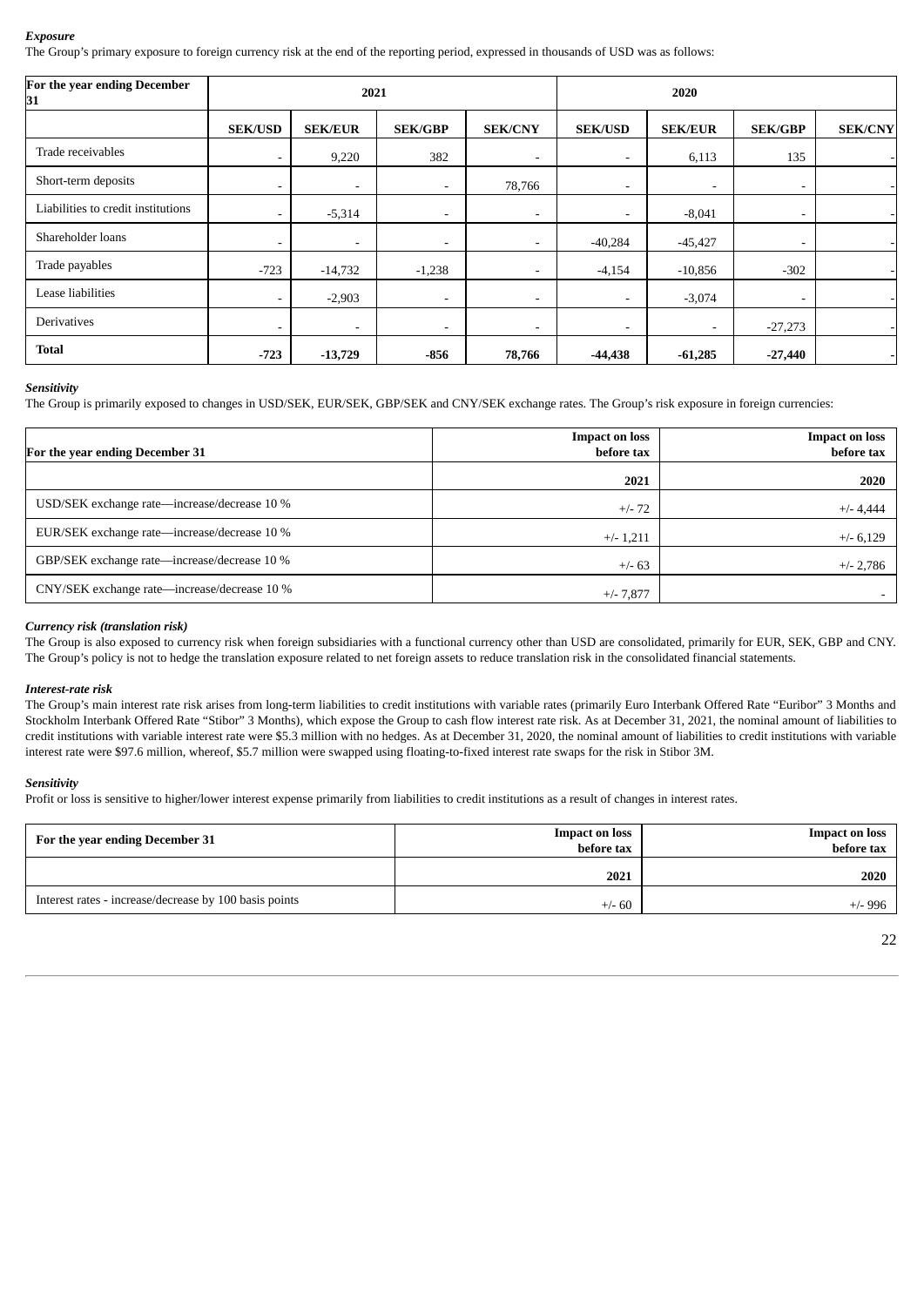***Exposure***

The Group's primary exposure to foreign currency risk at the end of the reporting period, expressed in thousands of USD was as follows:

| For the year ending December 31 | 2021 | | | | 2020 | | | |
|---|---|---|---|---|---|---|---|---|
| | SEK/USD | SEK/EUR | SEK/GBP | SEK/CNY | SEK/USD | SEK/EUR | SEK/GBP | SEK/CNY |
| Trade receivables | - | 9,220 | 382 | - | - | 6,113 | 135 | - |
| Short-term deposits | - | - | - | 78,766 | - | - | - | - |
| Liabilities to credit institutions | - | -5,314 | - | - | - | -8,041 | - | - |
| Shareholder loans | - | - | - | - | -40,284 | -45,427 | - | - |
| Trade payables | -723 | -14,732 | -1,238 | - | -4,154 | -10,856 | -302 | - |
| Lease liabilities | - | -2,903 | - | - | - | -3,074 | - | - |
| Derivatives | - | - | - | - | - | - | -27,273 | - |
| **Total** | **-723** | **-13,729** | **-856** | **78,766** | **-44,438** | **-61,285** | **-27,440** | - |

***Sensitivity***

The Group is primarily exposed to changes in USD/SEK, EUR/SEK, GBP/SEK and CNY/SEK exchange rates. The Group's risk exposure in foreign currencies:

| For the year ending December 31 | Impact on loss before tax | Impact on loss before tax |
|---|---|---|
| | 2021 | 2020 |
| USD/SEK exchange rate—increase/decrease 10 % | +/- 72 | +/- 4,444 |
| EUR/SEK exchange rate—increase/decrease 10 % | +/- 1,211 | +/- 6,129 |
| GBP/SEK exchange rate—increase/decrease 10 % | +/- 63 | +/- 2,786 |
| CNY/SEK exchange rate—increase/decrease 10 % | +/- 7,877 | - |

***Currency risk (translation risk)***

The Group is also exposed to currency risk when foreign subsidiaries with a functional currency other than USD are consolidated, primarily for EUR, SEK, GBP and CNY. The Group's policy is not to hedge the translation exposure related to net foreign assets to reduce translation risk in the consolidated financial statements.

***Interest-rate risk***

The Group's main interest rate risk arises from long-term liabilities to credit institutions with variable rates (primarily Euro Interbank Offered Rate "Euribor" 3 Months and Stockholm Interbank Offered Rate "Stibor" 3 Months), which expose the Group to cash flow interest rate risk. As at December 31, 2021, the nominal amount of liabilities to credit institutions with variable interest rate were $5.3 million with no hedges. As at December 31, 2020, the nominal amount of liabilities to credit institutions with variable interest rate were $97.6 million, whereof, $5.7 million were swapped using floating-to-fixed interest rate swaps for the risk in Stibor 3M.

***Sensitivity***

Profit or loss is sensitive to higher/lower interest expense primarily from liabilities to credit institutions as a result of changes in interest rates.

| For the year ending December 31 | Impact on loss before tax | Impact on loss before tax |
|---|---|---|
| | 2021 | 2020 |
| Interest rates - increase/decrease by 100 basis points | +/- 60 | +/- 996 |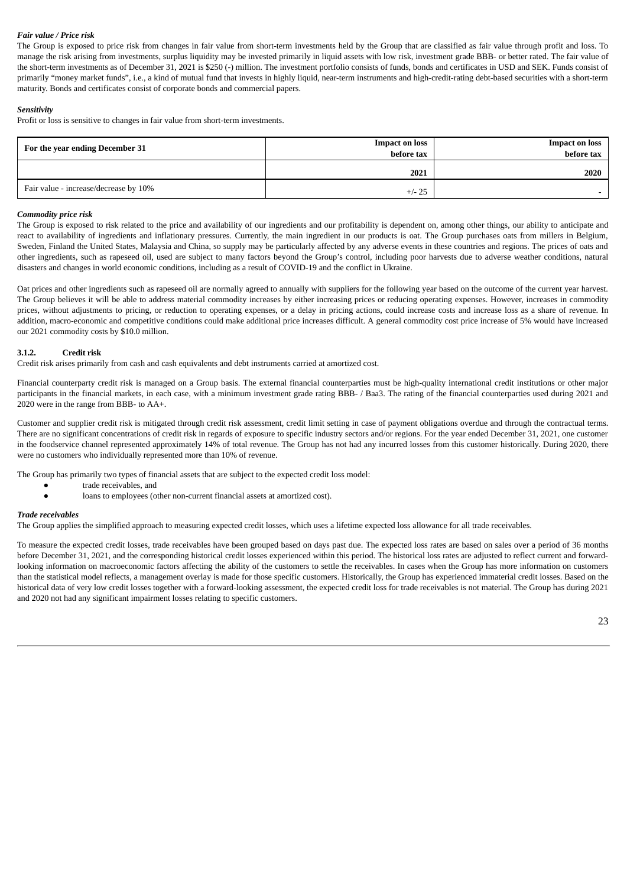*Fair value / Price risk*

The Group is exposed to price risk from changes in fair value from short-term investments held by the Group that are classified as fair value through profit and loss. To manage the risk arising from investments, surplus liquidity may be invested primarily in liquid assets with low risk, investment grade BBB- or better rated. The fair value of the short-term investments as of December 31, 2021 is $250 (-) million. The investment portfolio consists of funds, bonds and certificates in USD and SEK. Funds consist of primarily "money market funds", i.e., a kind of mutual fund that invests in highly liquid, near-term instruments and high-credit-rating debt-based securities with a short-term maturity. Bonds and certificates consist of corporate bonds and commercial papers.

*Sensitivity*

Profit or loss is sensitive to changes in fair value from short-term investments.

| For the year ending December 31 | Impact on loss before tax | Impact on loss before tax |
|---|---|---|
| | 2021 | 2020 |
| Fair value - increase/decrease by 10% | +/- 25 | - |

*Commodity price risk*

The Group is exposed to risk related to the price and availability of our ingredients and our profitability is dependent on, among other things, our ability to anticipate and react to availability of ingredients and inflationary pressures. Currently, the main ingredient in our products is oat. The Group purchases oats from millers in Belgium, Sweden, Finland the United States, Malaysia and China, so supply may be particularly affected by any adverse events in these countries and regions. The prices of oats and other ingredients, such as rapeseed oil, used are subject to many factors beyond the Group's control, including poor harvests due to adverse weather conditions, natural disasters and changes in world economic conditions, including as a result of COVID-19 and the conflict in Ukraine.

Oat prices and other ingredients such as rapeseed oil are normally agreed to annually with suppliers for the following year based on the outcome of the current year harvest. The Group believes it will be able to address material commodity increases by either increasing prices or reducing operating expenses. However, increases in commodity prices, without adjustments to pricing, or reduction to operating expenses, or a delay in pricing actions, could increase costs and increase loss as a share of revenue. In addition, macro-economic and competitive conditions could make additional price increases difficult. A general commodity cost price increase of 5% would have increased our 2021 commodity costs by $10.0 million.

### 3.1.2. Credit risk

Credit risk arises primarily from cash and cash equivalents and debt instruments carried at amortized cost.

Financial counterparty credit risk is managed on a Group basis. The external financial counterparties must be high-quality international credit institutions or other major participants in the financial markets, in each case, with a minimum investment grade rating BBB- / Baa3. The rating of the financial counterparties used during 2021 and 2020 were in the range from BBB- to AA+.

Customer and supplier credit risk is mitigated through credit risk assessment, credit limit setting in case of payment obligations overdue and through the contractual terms. There are no significant concentrations of credit risk in regards of exposure to specific industry sectors and/or regions. For the year ended December 31, 2021, one customer in the foodservice channel represented approximately 14% of total revenue. The Group has not had any incurred losses from this customer historically. During 2020, there were no customers who individually represented more than 10% of revenue.

The Group has primarily two types of financial assets that are subject to the expected credit loss model:

- trade receivables, and
- loans to employees (other non-current financial assets at amortized cost).

*Trade receivables*

The Group applies the simplified approach to measuring expected credit losses, which uses a lifetime expected loss allowance for all trade receivables.

To measure the expected credit losses, trade receivables have been grouped based on days past due. The expected loss rates are based on sales over a period of 36 months before December 31, 2021, and the corresponding historical credit losses experienced within this period. The historical loss rates are adjusted to reflect current and forward-looking information on macroeconomic factors affecting the ability of the customers to settle the receivables. In cases when the Group has more information on customers than the statistical model reflects, a management overlay is made for those specific customers. Historically, the Group has experienced immaterial credit losses. Based on the historical data of very low credit losses together with a forward-looking assessment, the expected credit loss for trade receivables is not material. The Group has during 2021 and 2020 not had any significant impairment losses relating to specific customers.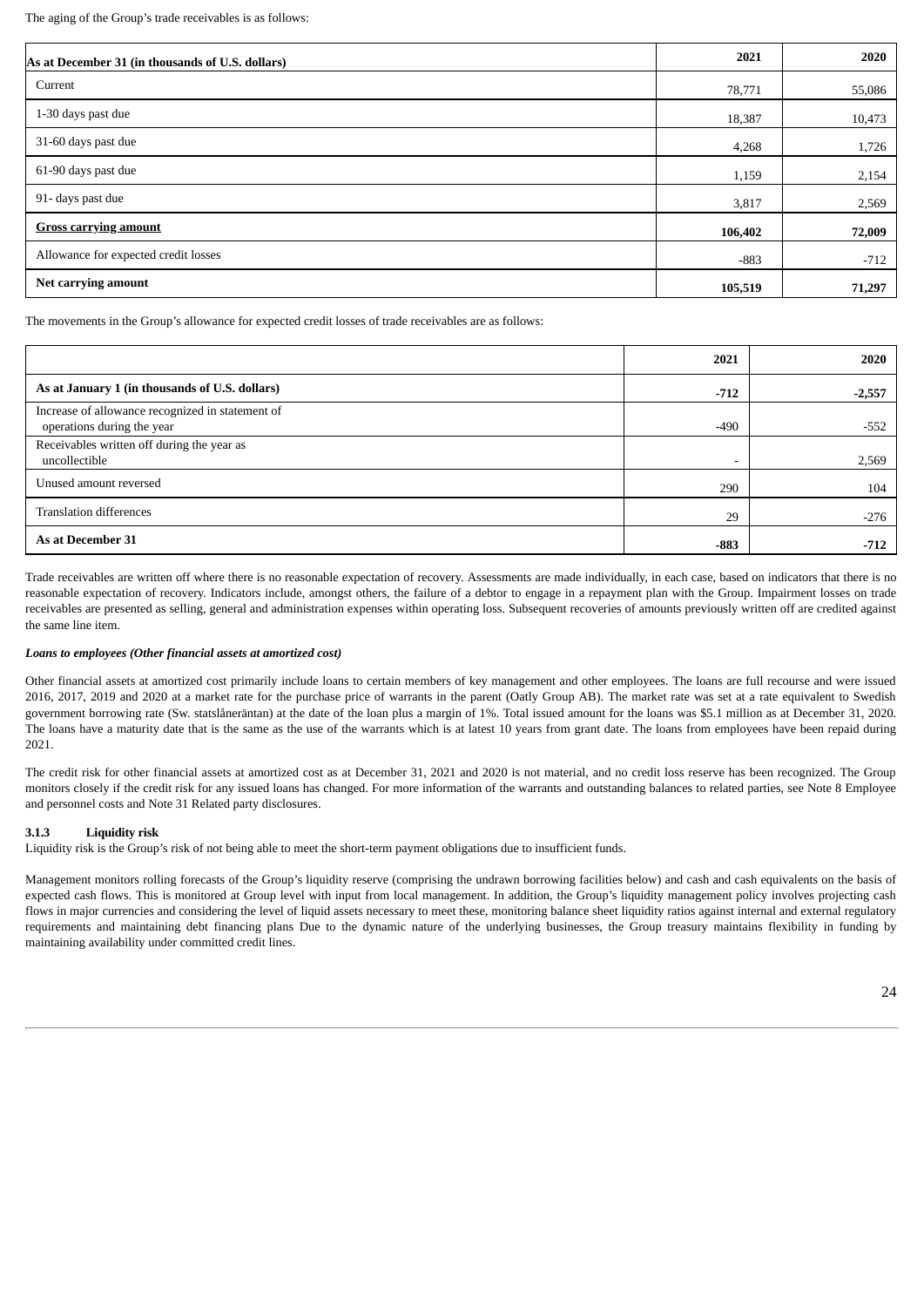The aging of the Group's trade receivables is as follows:

| As at December 31 (in thousands of U.S. dollars) | 2021 | 2020 |
|---|---|---|
| Current | 78,771 | 55,086 |
| 1-30 days past due | 18,387 | 10,473 |
| 31-60 days past due | 4,268 | 1,726 |
| 61-90 days past due | 1,159 | 2,154 |
| 91- days past due | 3,817 | 2,569 |
| **Gross carrying amount** | **106,402** | **72,009** |
| Allowance for expected credit losses | -883 | -712 |
| **Net carrying amount** | **105,519** | **71,297** |

The movements in the Group's allowance for expected credit losses of trade receivables are as follows:

| | 2021 | 2020 |
|---|---|---|
| **As at January 1 (in thousands of U.S. dollars)** | **-712** | **-2,557** |
| Increase of allowance recognized in statement of operations during the year | -490 | -552 |
| Receivables written off during the year as uncollectible | - | 2,569 |
| Unused amount reversed | 290 | 104 |
| Translation differences | 29 | -276 |
| **As at December 31** | **-883** | **-712** |

Trade receivables are written off where there is no reasonable expectation of recovery. Assessments are made individually, in each case, based on indicators that there is no reasonable expectation of recovery. Indicators include, amongst others, the failure of a debtor to engage in a repayment plan with the Group. Impairment losses on trade receivables are presented as selling, general and administration expenses within operating loss. Subsequent recoveries of amounts previously written off are credited against the same line item.

***Loans to employees (Other financial assets at amortized cost)***

Other financial assets at amortized cost primarily include loans to certain members of key management and other employees. The loans are full recourse and were issued 2016, 2017, 2019 and 2020 at a market rate for the purchase price of warrants in the parent (Oatly Group AB). The market rate was set at a rate equivalent to Swedish government borrowing rate (Sw. statslåneräntan) at the date of the loan plus a margin of 1%. Total issued amount for the loans was $5.1 million as at December 31, 2020. The loans have a maturity date that is the same as the use of the warrants which is at latest 10 years from grant date. The loans from employees have been repaid during 2021.

The credit risk for other financial assets at amortized cost as at December 31, 2021 and 2020 is not material, and no credit loss reserve has been recognized. The Group monitors closely if the credit risk for any issued loans has changed. For more information of the warrants and outstanding balances to related parties, see Note 8 Employee and personnel costs and Note 31 Related party disclosures.

### 3.1.3 Liquidity risk

Liquidity risk is the Group's risk of not being able to meet the short-term payment obligations due to insufficient funds.

Management monitors rolling forecasts of the Group's liquidity reserve (comprising the undrawn borrowing facilities below) and cash and cash equivalents on the basis of expected cash flows. This is monitored at Group level with input from local management. In addition, the Group's liquidity management policy involves projecting cash flows in major currencies and considering the level of liquid assets necessary to meet these, monitoring balance sheet liquidity ratios against internal and external regulatory requirements and maintaining debt financing plans Due to the dynamic nature of the underlying businesses, the Group treasury maintains flexibility in funding by maintaining availability under committed credit lines.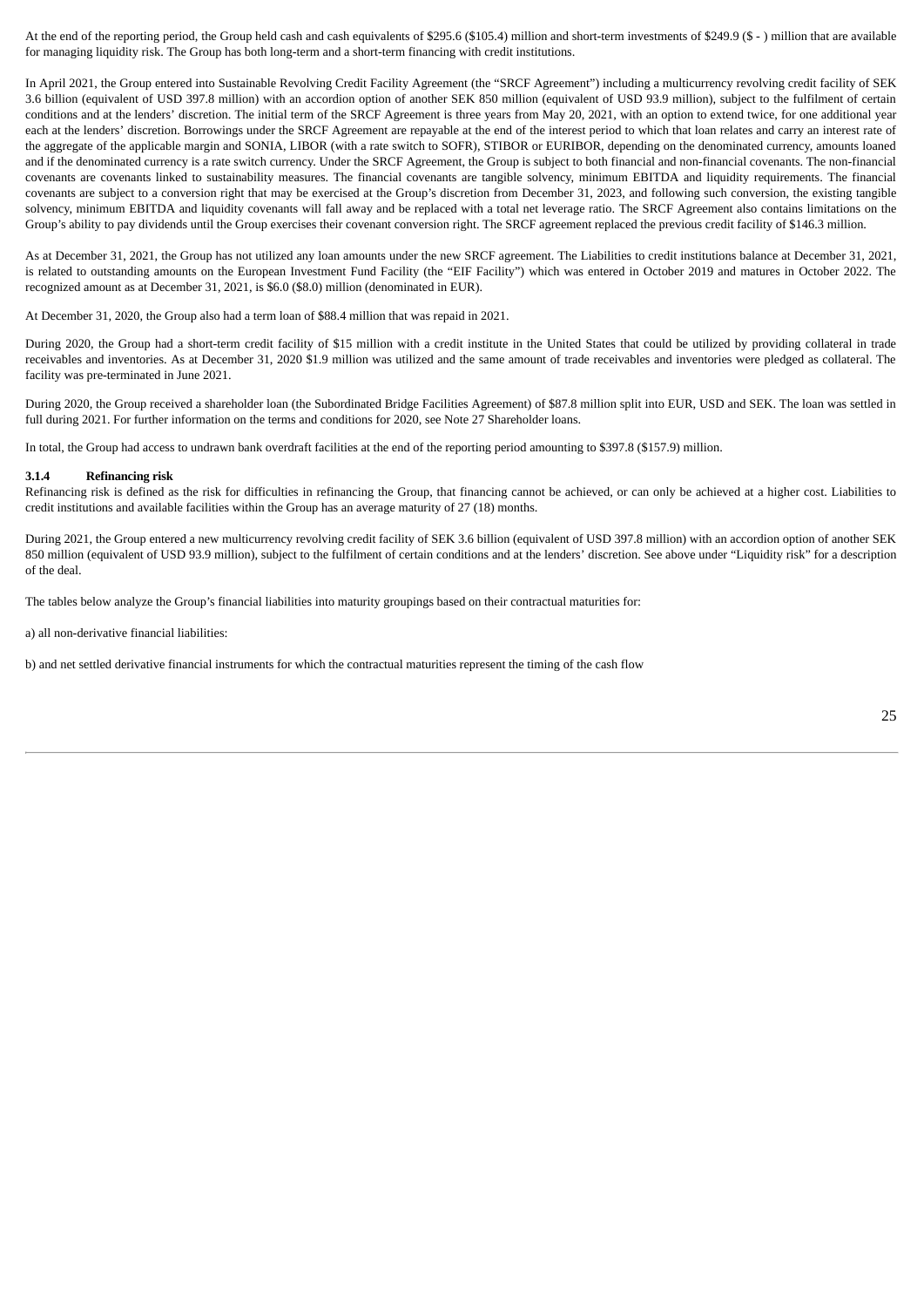At the end of the reporting period, the Group held cash and cash equivalents of $295.6 ($105.4) million and short-term investments of $249.9 ($ - ) million that are available for managing liquidity risk. The Group has both long-term and a short-term financing with credit institutions.

In April 2021, the Group entered into Sustainable Revolving Credit Facility Agreement (the "SRCF Agreement") including a multicurrency revolving credit facility of SEK 3.6 billion (equivalent of USD 397.8 million) with an accordion option of another SEK 850 million (equivalent of USD 93.9 million), subject to the fulfilment of certain conditions and at the lenders' discretion. The initial term of the SRCF Agreement is three years from May 20, 2021, with an option to extend twice, for one additional year each at the lenders' discretion. Borrowings under the SRCF Agreement are repayable at the end of the interest period to which that loan relates and carry an interest rate of the aggregate of the applicable margin and SONIA, LIBOR (with a rate switch to SOFR), STIBOR or EURIBOR, depending on the denominated currency, amounts loaned and if the denominated currency is a rate switch currency. Under the SRCF Agreement, the Group is subject to both financial and non-financial covenants. The non-financial covenants are covenants linked to sustainability measures. The financial covenants are tangible solvency, minimum EBITDA and liquidity requirements. The financial covenants are subject to a conversion right that may be exercised at the Group's discretion from December 31, 2023, and following such conversion, the existing tangible solvency, minimum EBITDA and liquidity covenants will fall away and be replaced with a total net leverage ratio. The SRCF Agreement also contains limitations on the Group's ability to pay dividends until the Group exercises their covenant conversion right. The SRCF agreement replaced the previous credit facility of $146.3 million.

As at December 31, 2021, the Group has not utilized any loan amounts under the new SRCF agreement. The Liabilities to credit institutions balance at December 31, 2021, is related to outstanding amounts on the European Investment Fund Facility (the "EIF Facility") which was entered in October 2019 and matures in October 2022. The recognized amount as at December 31, 2021, is $6.0 ($8.0) million (denominated in EUR).

At December 31, 2020, the Group also had a term loan of $88.4 million that was repaid in 2021.

During 2020, the Group had a short-term credit facility of $15 million with a credit institute in the United States that could be utilized by providing collateral in trade receivables and inventories. As at December 31, 2020 $1.9 million was utilized and the same amount of trade receivables and inventories were pledged as collateral. The facility was pre-terminated in June 2021.

During 2020, the Group received a shareholder loan (the Subordinated Bridge Facilities Agreement) of $87.8 million split into EUR, USD and SEK. The loan was settled in full during 2021. For further information on the terms and conditions for 2020, see Note 27 Shareholder loans.

In total, the Group had access to undrawn bank overdraft facilities at the end of the reporting period amounting to $397.8 ($157.9) million.

### 3.1.4 Refinancing risk

Refinancing risk is defined as the risk for difficulties in refinancing the Group, that financing cannot be achieved, or can only be achieved at a higher cost. Liabilities to credit institutions and available facilities within the Group has an average maturity of 27 (18) months.

During 2021, the Group entered a new multicurrency revolving credit facility of SEK 3.6 billion (equivalent of USD 397.8 million) with an accordion option of another SEK 850 million (equivalent of USD 93.9 million), subject to the fulfilment of certain conditions and at the lenders' discretion. See above under "Liquidity risk" for a description of the deal.

The tables below analyze the Group's financial liabilities into maturity groupings based on their contractual maturities for:

a) all non-derivative financial liabilities:

b) and net settled derivative financial instruments for which the contractual maturities represent the timing of the cash flow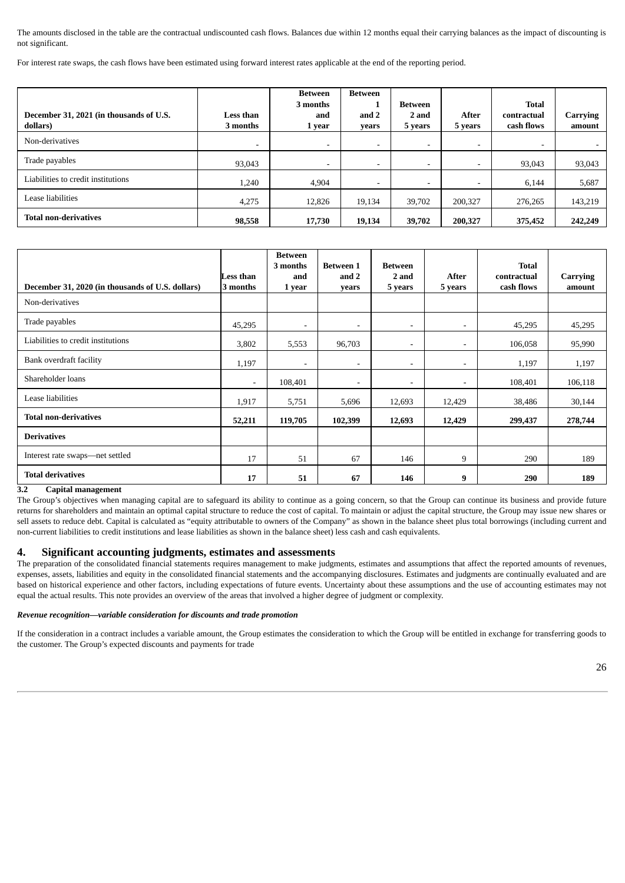The amounts disclosed in the table are the contractual undiscounted cash flows. Balances due within 12 months equal their carrying balances as the impact of discounting is not significant.

For interest rate swaps, the cash flows have been estimated using forward interest rates applicable at the end of the reporting period.

| December 31, 2021 (in thousands of U.S. dollars) | Less than 3 months | Between 3 months and 1 year | Between 1 and 2 years | Between 2 and 5 years | After 5 years | Total contractual cash flows | Carrying amount |
|---|---|---|---|---|---|---|---|
| Non-derivatives | - | - | - | - | - | - | - |
| Trade payables | 93,043 | - | - | - | - | 93,043 | 93,043 |
| Liabilities to credit institutions | 1,240 | 4,904 | - | - | - | 6,144 | 5,687 |
| Lease liabilities | 4,275 | 12,826 | 19,134 | 39,702 | 200,327 | 276,265 | 143,219 |
| **Total non-derivatives** | **98,558** | **17,730** | **19,134** | **39,702** | **200,327** | **375,452** | **242,249** |

| December 31, 2020 (in thousands of U.S. dollars) | Less than 3 months | Between 3 months and 1 year | Between 1 and 2 years | Between 2 and 5 years | After 5 years | Total contractual cash flows | Carrying amount |
|---|---|---|---|---|---|---|---|
| Non-derivatives | | | | | | | |
| Trade payables | 45,295 | - | - | - | - | 45,295 | 45,295 |
| Liabilities to credit institutions | 3,802 | 5,553 | 96,703 | - | - | 106,058 | 95,990 |
| Bank overdraft facility | 1,197 | - | - | - | - | 1,197 | 1,197 |
| Shareholder loans | - | 108,401 | - | - | - | 108,401 | 106,118 |
| Lease liabilities | 1,917 | 5,751 | 5,696 | 12,693 | 12,429 | 38,486 | 30,144 |
| **Total non-derivatives** | **52,211** | **119,705** | **102,399** | **12,693** | **12,429** | **299,437** | **278,744** |
| **Derivatives** | | | | | | | |
| Interest rate swaps—net settled | 17 | 51 | 67 | 146 | 9 | 290 | 189 |
| **Total derivatives** | **17** | **51** | **67** | **146** | **9** | **290** | **189** |

### 3.2 Capital management

The Group's objectives when managing capital are to safeguard its ability to continue as a going concern, so that the Group can continue its business and provide future returns for shareholders and maintain an optimal capital structure to reduce the cost of capital. To maintain or adjust the capital structure, the Group may issue new shares or sell assets to reduce debt. Capital is calculated as "equity attributable to owners of the Company" as shown in the balance sheet plus total borrowings (including current and non-current liabilities to credit institutions and lease liabilities as shown in the balance sheet) less cash and cash equivalents.

## 4. Significant accounting judgments, estimates and assessments

The preparation of the consolidated financial statements requires management to make judgments, estimates and assumptions that affect the reported amounts of revenues, expenses, assets, liabilities and equity in the consolidated financial statements and the accompanying disclosures. Estimates and judgments are continually evaluated and are based on historical experience and other factors, including expectations of future events. Uncertainty about these assumptions and the use of accounting estimates may not equal the actual results. This note provides an overview of the areas that involved a higher degree of judgment or complexity.

***Revenue recognition—variable consideration for discounts and trade promotion***

If the consideration in a contract includes a variable amount, the Group estimates the consideration to which the Group will be entitled in exchange for transferring goods to the customer. The Group's expected discounts and payments for trade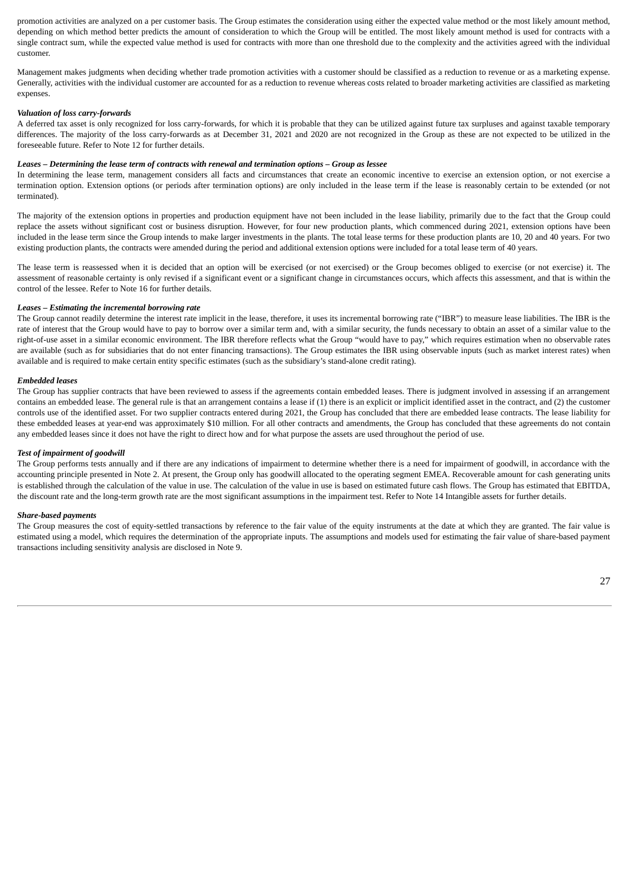promotion activities are analyzed on a per customer basis. The Group estimates the consideration using either the expected value method or the most likely amount method, depending on which method better predicts the amount of consideration to which the Group will be entitled. The most likely amount method is used for contracts with a single contract sum, while the expected value method is used for contracts with more than one threshold due to the complexity and the activities agreed with the individual customer.

Management makes judgments when deciding whether trade promotion activities with a customer should be classified as a reduction to revenue or as a marketing expense. Generally, activities with the individual customer are accounted for as a reduction to revenue whereas costs related to broader marketing activities are classified as marketing expenses.

***Valuation of loss carry-forwards***

A deferred tax asset is only recognized for loss carry-forwards, for which it is probable that they can be utilized against future tax surpluses and against taxable temporary differences. The majority of the loss carry-forwards as at December 31, 2021 and 2020 are not recognized in the Group as these are not expected to be utilized in the foreseeable future. Refer to Note 12 for further details.

***Leases – Determining the lease term of contracts with renewal and termination options – Group as lessee***

In determining the lease term, management considers all facts and circumstances that create an economic incentive to exercise an extension option, or not exercise a termination option. Extension options (or periods after termination options) are only included in the lease term if the lease is reasonably certain to be extended (or not terminated).

The majority of the extension options in properties and production equipment have not been included in the lease liability, primarily due to the fact that the Group could replace the assets without significant cost or business disruption. However, for four new production plants, which commenced during 2021, extension options have been included in the lease term since the Group intends to make larger investments in the plants. The total lease terms for these production plants are 10, 20 and 40 years. For two existing production plants, the contracts were amended during the period and additional extension options were included for a total lease term of 40 years.

The lease term is reassessed when it is decided that an option will be exercised (or not exercised) or the Group becomes obliged to exercise (or not exercise) it. The assessment of reasonable certainty is only revised if a significant event or a significant change in circumstances occurs, which affects this assessment, and that is within the control of the lessee. Refer to Note 16 for further details.

***Leases – Estimating the incremental borrowing rate***

The Group cannot readily determine the interest rate implicit in the lease, therefore, it uses its incremental borrowing rate ("IBR") to measure lease liabilities. The IBR is the rate of interest that the Group would have to pay to borrow over a similar term and, with a similar security, the funds necessary to obtain an asset of a similar value to the right-of-use asset in a similar economic environment. The IBR therefore reflects what the Group "would have to pay," which requires estimation when no observable rates are available (such as for subsidiaries that do not enter financing transactions). The Group estimates the IBR using observable inputs (such as market interest rates) when available and is required to make certain entity specific estimates (such as the subsidiary's stand-alone credit rating).

***Embedded leases***

The Group has supplier contracts that have been reviewed to assess if the agreements contain embedded leases. There is judgment involved in assessing if an arrangement contains an embedded lease. The general rule is that an arrangement contains a lease if (1) there is an explicit or implicit identified asset in the contract, and (2) the customer controls use of the identified asset. For two supplier contracts entered during 2021, the Group has concluded that there are embedded lease contracts. The lease liability for these embedded leases at year-end was approximately $10 million. For all other contracts and amendments, the Group has concluded that these agreements do not contain any embedded leases since it does not have the right to direct how and for what purpose the assets are used throughout the period of use.

***Test of impairment of goodwill***

The Group performs tests annually and if there are any indications of impairment to determine whether there is a need for impairment of goodwill, in accordance with the accounting principle presented in Note 2. At present, the Group only has goodwill allocated to the operating segment EMEA. Recoverable amount for cash generating units is established through the calculation of the value in use. The calculation of the value in use is based on estimated future cash flows. The Group has estimated that EBITDA, the discount rate and the long-term growth rate are the most significant assumptions in the impairment test. Refer to Note 14 Intangible assets for further details.

***Share-based payments***

The Group measures the cost of equity-settled transactions by reference to the fair value of the equity instruments at the date at which they are granted. The fair value is estimated using a model, which requires the determination of the appropriate inputs. The assumptions and models used for estimating the fair value of share-based payment transactions including sensitivity analysis are disclosed in Note 9.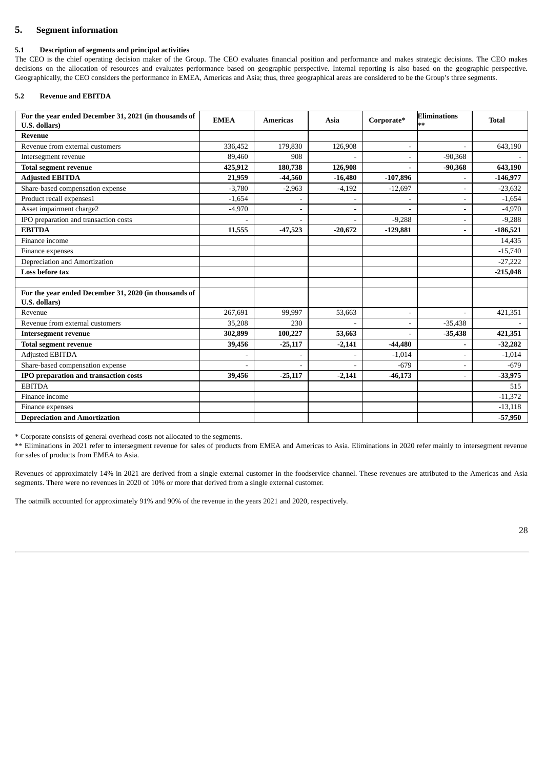## 5. Segment information

### 5.1 Description of segments and principal activities

The CEO is the chief operating decision maker of the Group. The CEO evaluates financial position and performance and makes strategic decisions. The CEO makes decisions on the allocation of resources and evaluates performance based on geographic perspective. Internal reporting is also based on the geographic perspective. Geographically, the CEO considers the performance in EMEA, Americas and Asia; thus, three geographical areas are considered to be the Group's three segments.

### 5.2 Revenue and EBITDA

| For the year ended December 31, 2021 (in thousands of U.S. dollars) | EMEA | Americas | Asia | Corporate* | Eliminations ** | Total |
|---|---|---|---|---|---|---|
| **Revenue** | | | | | | |
| Revenue from external customers | 336,452 | 179,830 | 126,908 | - | - | 643,190 |
| Intersegment revenue | 89,460 | 908 | - | - | -90,368 | - |
| **Total segment revenue** | **425,912** | **180,738** | **126,908** | **-** | **-90,368** | **643,190** |
| **Adjusted EBITDA** | **21,959** | **-44,560** | **-16,480** | **-107,896** | **-** | **-146,977** |
| Share-based compensation expense | -3,780 | -2,963 | -4,192 | -12,697 | - | -23,632 |
| Product recall expenses1 | -1,654 | - | - | - | - | -1,654 |
| Asset impairment charge2 | -4,970 | - | - | - | - | -4,970 |
| IPO preparation and transaction costs | - | - | - | -9,288 | - | -9,288 |
| **EBITDA** | **11,555** | **-47,523** | **-20,672** | **-129,881** | **-** | **-186,521** |
| Finance income | | | | | | 14,435 |
| Finance expenses | | | | | | -15,740 |
| Depreciation and Amortization | | | | | | -27,222 |
| **Loss before tax** | | | | | | **-215,048** |
| | | | | | | |
| **For the year ended December 31, 2020 (in thousands of U.S. dollars)** | | | | | | |
| Revenue | 267,691 | 99,997 | 53,663 | - | - | 421,351 |
| Revenue from external customers | 35,208 | 230 | - | - | -35,438 | - |
| **Intersegment revenue** | **302,899** | **100,227** | **53,663** | **-** | **-35,438** | **421,351** |
| **Total segment revenue** | **39,456** | **-25,117** | **-2,141** | **-44,480** | **-** | **-32,282** |
| Adjusted EBITDA | - | - | - | -1,014 | - | -1,014 |
| Share-based compensation expense | - | - | - | -679 | - | -679 |
| **IPO preparation and transaction costs** | **39,456** | **-25,117** | **-2,141** | **-46,173** | **-** | **-33,975** |
| EBITDA | | | | | | 515 |
| Finance income | | | | | | -11,372 |
| Finance expenses | | | | | | -13,118 |
| **Depreciation and Amortization** | | | | | | **-57,950** |

\* Corporate consists of general overhead costs not allocated to the segments.

** Eliminations in 2021 refer to intersegment revenue for sales of products from EMEA and Americas to Asia. Eliminations in 2020 refer mainly to intersegment revenue for sales of products from EMEA to Asia.

Revenues of approximately 14% in 2021 are derived from a single external customer in the foodservice channel. These revenues are attributed to the Americas and Asia segments. There were no revenues in 2020 of 10% or more that derived from a single external customer.

The oatmilk accounted for approximately 91% and 90% of the revenue in the years 2021 and 2020, respectively.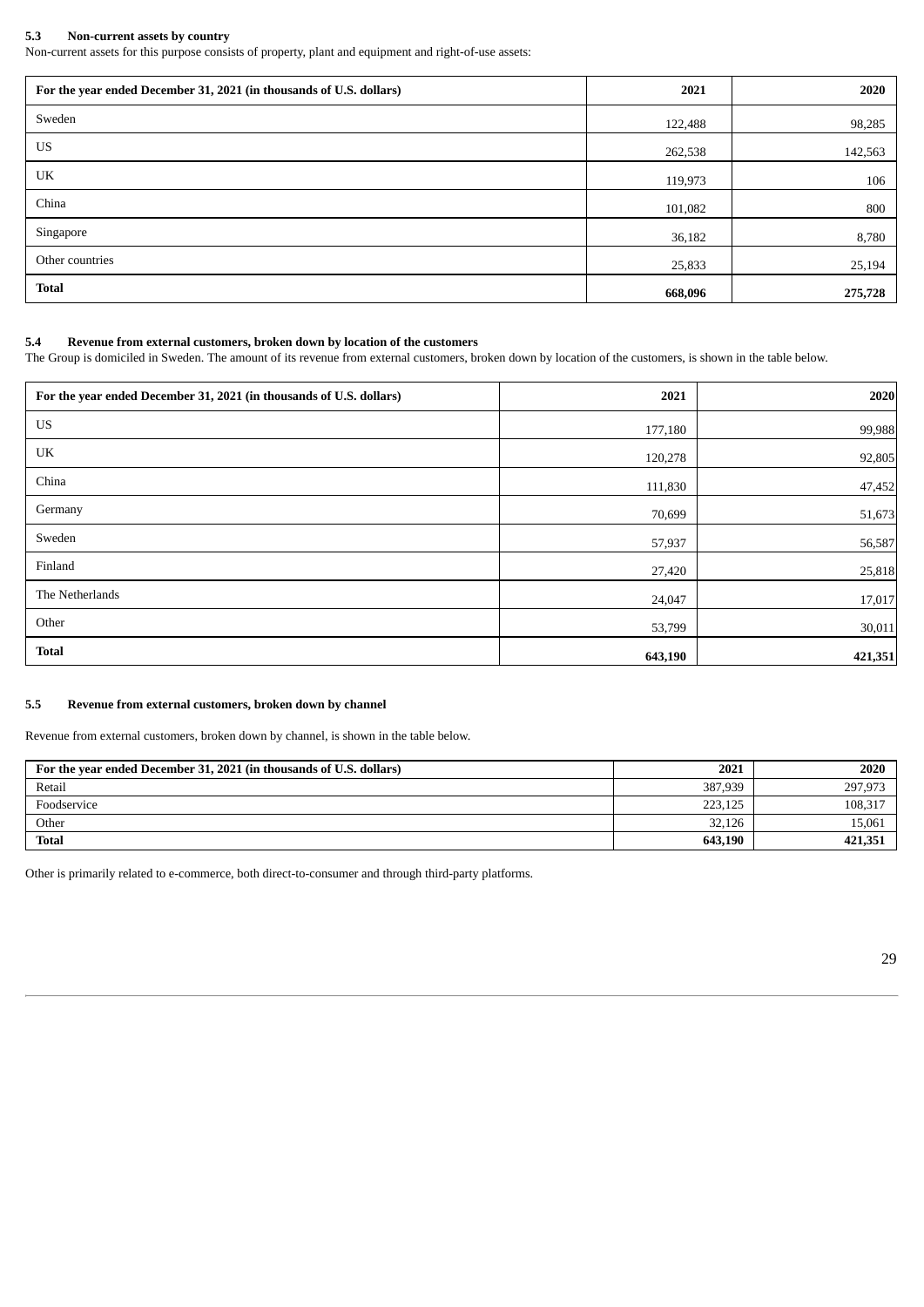### 5.3 Non-current assets by country

Non-current assets for this purpose consists of property, plant and equipment and right-of-use assets:

| For the year ended December 31, 2021 (in thousands of U.S. dollars) | 2021 | 2020 |
|---|---|---|
| Sweden | 122,488 | 98,285 |
| US | 262,538 | 142,563 |
| UK | 119,973 | 106 |
| China | 101,082 | 800 |
| Singapore | 36,182 | 8,780 |
| Other countries | 25,833 | 25,194 |
| **Total** | **668,096** | **275,728** |

### 5.4 Revenue from external customers, broken down by location of the customers

The Group is domiciled in Sweden. The amount of its revenue from external customers, broken down by location of the customers, is shown in the table below.

| For the year ended December 31, 2021 (in thousands of U.S. dollars) | 2021 | 2020 |
|---|---|---|
| US | 177,180 | 99,988 |
| UK | 120,278 | 92,805 |
| China | 111,830 | 47,452 |
| Germany | 70,699 | 51,673 |
| Sweden | 57,937 | 56,587 |
| Finland | 27,420 | 25,818 |
| The Netherlands | 24,047 | 17,017 |
| Other | 53,799 | 30,011 |
| **Total** | **643,190** | **421,351** |

### 5.5 Revenue from external customers, broken down by channel

Revenue from external customers, broken down by channel, is shown in the table below.

| For the year ended December 31, 2021 (in thousands of U.S. dollars) | 2021 | 2020 |
|---|---|---|
| Retail | 387,939 | 297,973 |
| Foodservice | 223,125 | 108,317 |
| Other | 32,126 | 15,061 |
| **Total** | **643,190** | **421,351** |

Other is primarily related to e-commerce, both direct-to-consumer and through third-party platforms.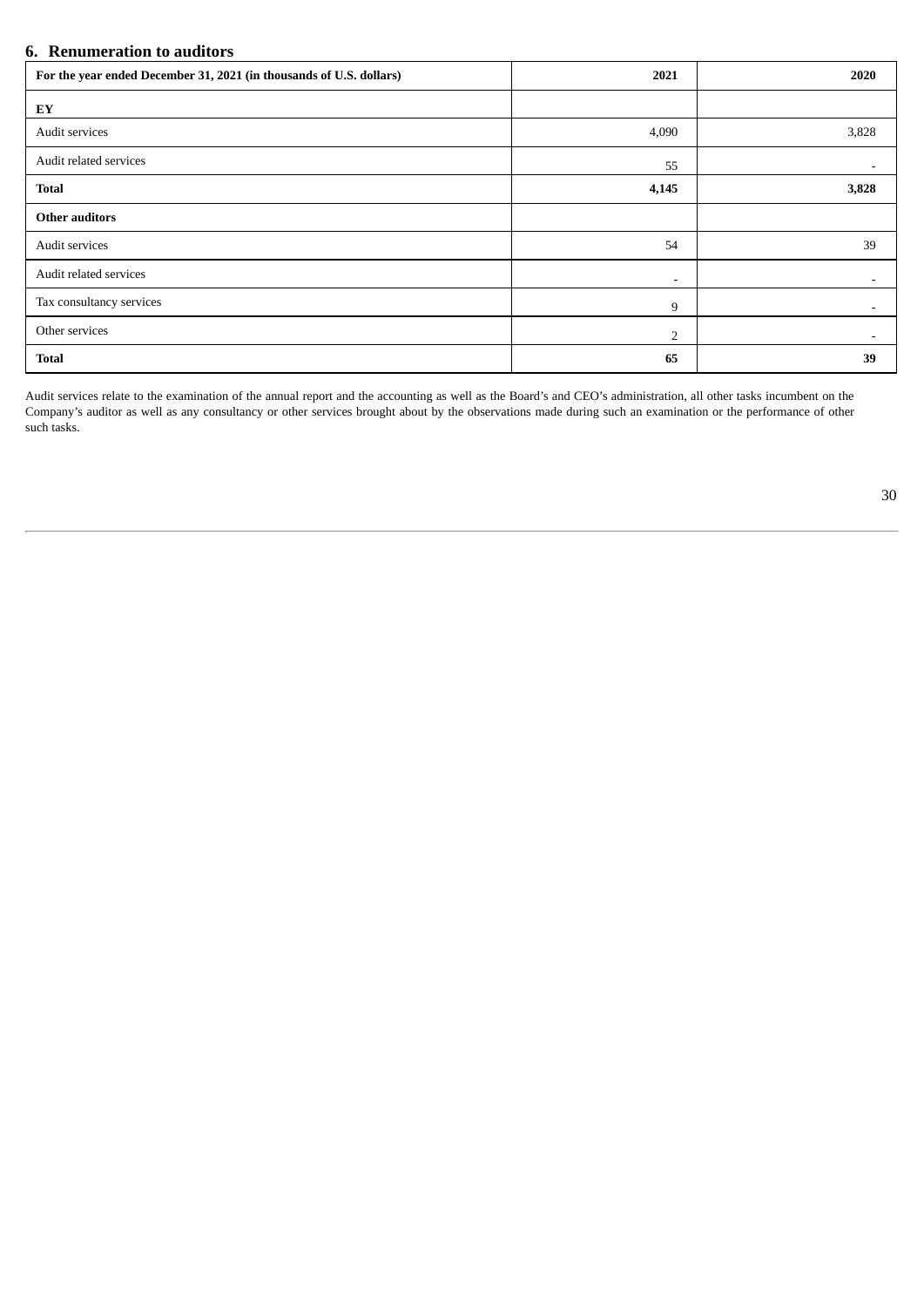## 6. Renumeration to auditors

| For the year ended December 31, 2021 (in thousands of U.S. dollars) | 2021 | 2020 |
|---|---|---|
| **EY** | | |
| Audit services | 4,090 | 3,828 |
| Audit related services | 55 | - |
| **Total** | **4,145** | **3,828** |
| **Other auditors** | | |
| Audit services | 54 | 39 |
| Audit related services | - | - |
| Tax consultancy services | 9 | - |
| Other services | 2 | - |
| **Total** | **65** | **39** |

Audit services relate to the examination of the annual report and the accounting as well as the Board's and CEO's administration, all other tasks incumbent on the Company's auditor as well as any consultancy or other services brought about by the observations made during such an examination or the performance of other such tasks.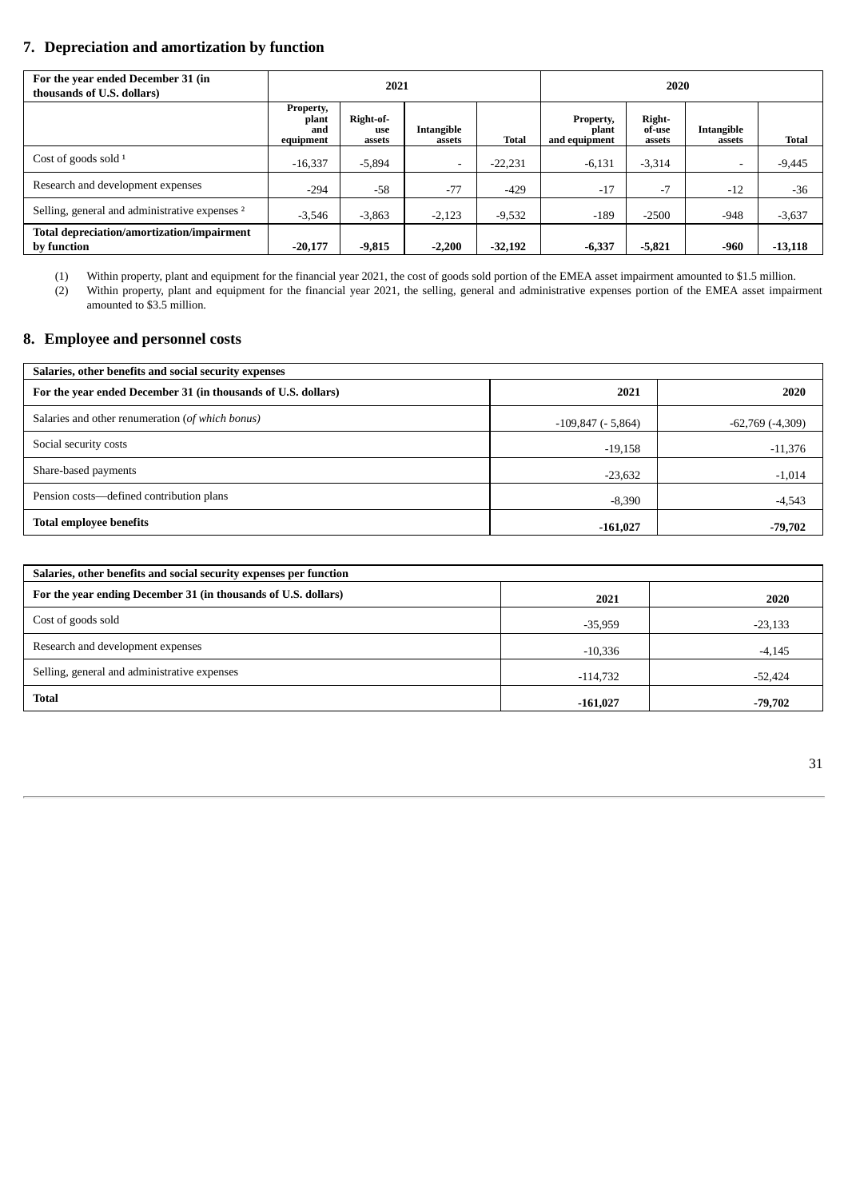## 7. Depreciation and amortization by function

| For the year ended December 31 (in thousands of U.S. dollars) | 2021 | | | | 2020 | | | |
|---|---|---|---|---|---|---|---|---|
| | Property, plant and equipment | Right-of-use assets | Intangible assets | Total | Property, plant and equipment | Right-of-use assets | Intangible assets | Total |
| Cost of goods sold [1] | -16,337 | -5,894 | - | -22,231 | -6,131 | -3,314 | - | -9,445 |
| Research and development expenses | -294 | -58 | -77 | -429 | -17 | -7 | -12 | -36 |
| Selling, general and administrative expenses [2] | -3,546 | -3,863 | -2,123 | -9,532 | -189 | -2500 | -948 | -3,637 |
| **Total depreciation/amortization/impairment by function** | **-20,177** | **-9,815** | **-2,200** | **-32,192** | **-6,337** | **-5,821** | **-960** | **-13,118** |

(1) Within property, plant and equipment for the financial year 2021, the cost of goods sold portion of the EMEA asset impairment amounted to $1.5 million.
(2) Within property, plant and equipment for the financial year 2021, the selling, general and administrative expenses portion of the EMEA asset impairment amounted to $3.5 million.

## 8. Employee and personnel costs

| **Salaries, other benefits and social security expenses** | | |
|---|---|---|
| **For the year ended December 31 (in thousands of U.S. dollars)** | **2021** | **2020** |
| Salaries and other renumeration (*of which bonus*) | -109,847 (- 5,864) | -62,769 (-4,309) |
| Social security costs | -19,158 | -11,376 |
| Share-based payments | -23,632 | -1,014 |
| Pension costs—defined contribution plans | -8,390 | -4,543 |
| **Total employee benefits** | **-161,027** | **-79,702** |

| **Salaries, other benefits and social security expenses per function** | | |
|---|---|---|
| **For the year ending December 31 (in thousands of U.S. dollars)** | **2021** | **2020** |
| Cost of goods sold | -35,959 | -23,133 |
| Research and development expenses | -10,336 | -4,145 |
| Selling, general and administrative expenses | -114,732 | -52,424 |
| **Total** | **-161,027** | **-79,702** |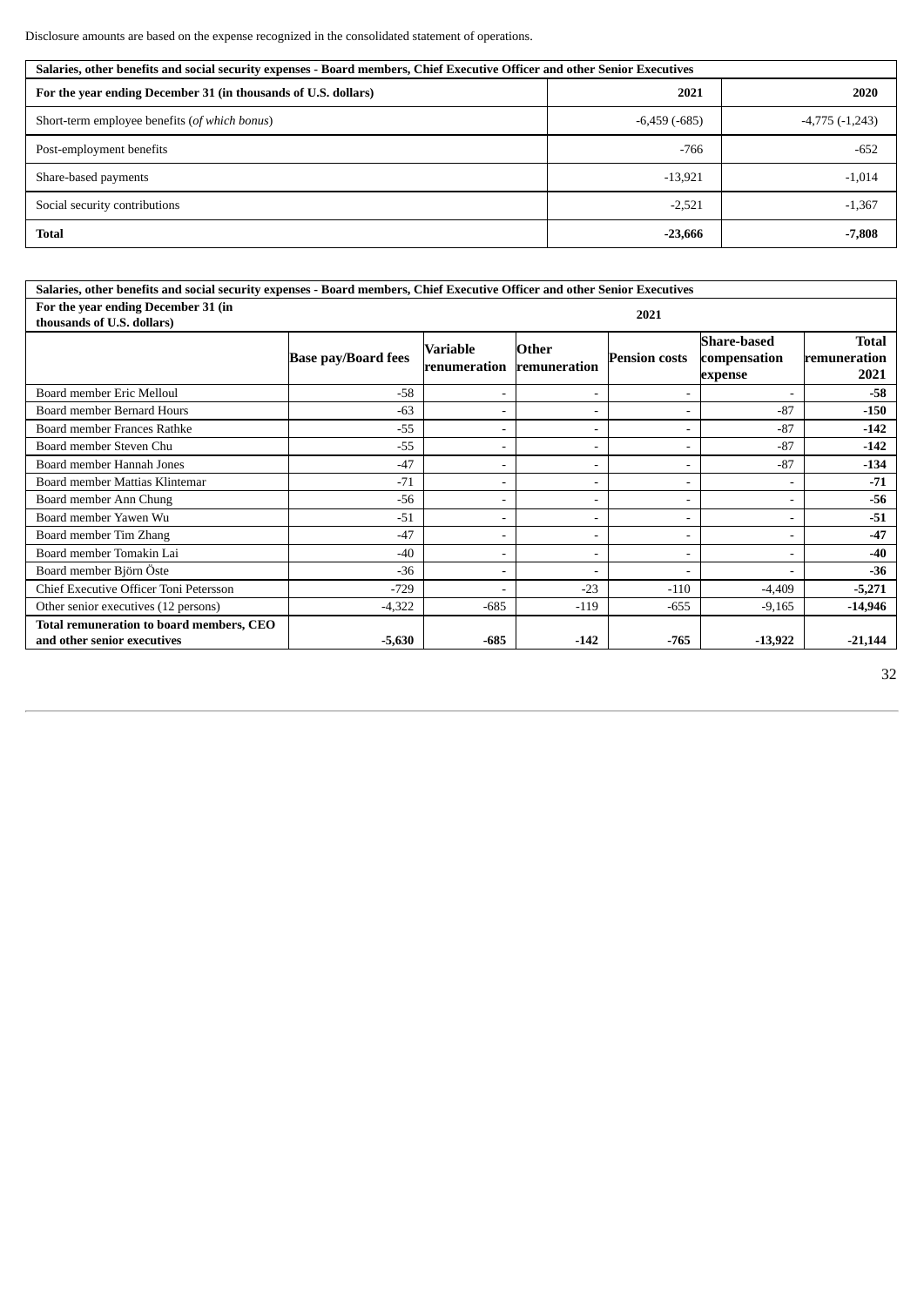Disclosure amounts are based on the expense recognized in the consolidated statement of operations.

| Salaries, other benefits and social security expenses - Board members, Chief Executive Officer and other Senior Executives | | |
|---|---|---|
| **For the year ending December 31 (in thousands of U.S. dollars)** | **2021** | **2020** |
| Short-term employee benefits (*of which bonus*) | -6,459 (-685) | -4,775 (-1,243) |
| Post-employment benefits | -766 | -652 |
| Share-based payments | -13,921 | -1,014 |
| Social security contributions | -2,521 | -1,367 |
| **Total** | **-23,666** | **-7,808** |

| Salaries, other benefits and social security expenses - Board members, Chief Executive Officer and other Senior Executives | | | | | | |
|---|---|---|---|---|---|---|
| **For the year ending December 31 (in thousands of U.S. dollars)** | **2021** | | | | | |
| | **Base pay/Board fees** | **Variable renumeration** | **Other renumeration** | **Pension costs** | **Share-based compensation expense** | **Total remuneration 2021** |
| Board member Eric Melloul | -58 | - | - | - | - | **-58** |
| Board member Bernard Hours | -63 | - | - | - | -87 | **-150** |
| Board member Frances Rathke | -55 | - | - | - | -87 | **-142** |
| Board member Steven Chu | -55 | - | - | - | -87 | **-142** |
| Board member Hannah Jones | -47 | - | - | - | -87 | **-134** |
| Board member Mattias Klintemar | -71 | - | - | - | - | **-71** |
| Board member Ann Chung | -56 | - | - | - | - | **-56** |
| Board member Yawen Wu | -51 | - | - | - | - | **-51** |
| Board member Tim Zhang | -47 | - | - | - | - | **-47** |
| Board member Tomakin Lai | -40 | - | - | - | - | **-40** |
| Board member Björn Öste | -36 | - | - | - | - | **-36** |
| Chief Executive Officer Toni Petersson | -729 | - | -23 | -110 | -4,409 | **-5,271** |
| Other senior executives (12 persons) | -4,322 | -685 | -119 | -655 | -9,165 | **-14,946** |
| **Total remuneration to board members, CEO and other senior executives** | **-5,630** | **-685** | **-142** | **-765** | **-13,922** | **-21,144** |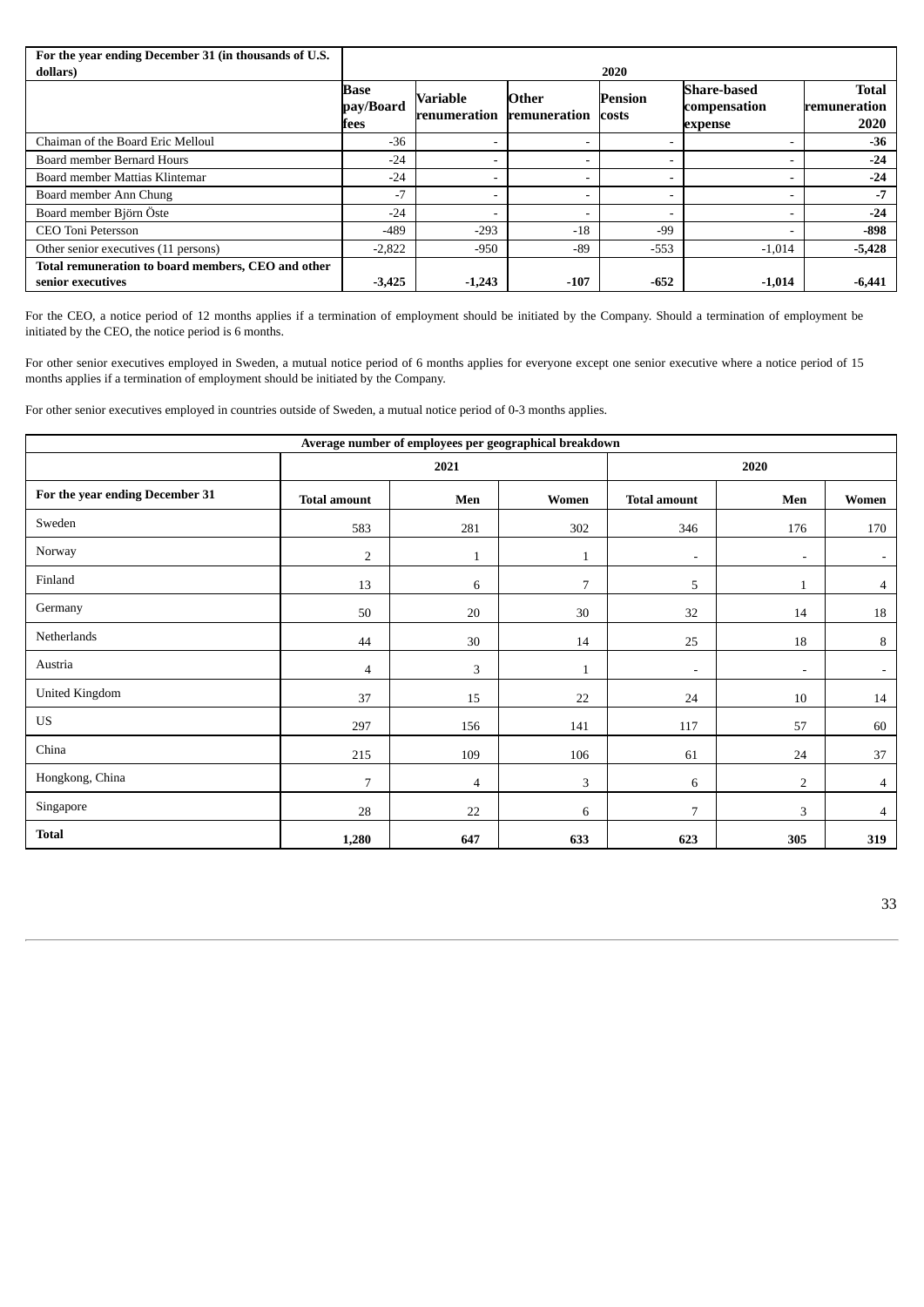| For the year ending December 31 (in thousands of U.S. dollars) | 2020 | | | | | |
|---|---|---|---|---|---|---|
| | Base pay/Board fees | Variable renumeration | Other remuneration | Pension costs | Share-based compensation expense | Total remuneration 2020 |
| Chaiman of the Board Eric Melloul | -36 | - | - | - | - | **-36** |
| Board member Bernard Hours | -24 | - | - | - | - | **-24** |
| Board member Mattias Klintemar | -24 | - | - | - | - | **-24** |
| Board member Ann Chung | -7 | - | - | - | - | **-7** |
| Board member Björn Öste | -24 | - | - | - | - | **-24** |
| CEO Toni Petersson | -489 | -293 | -18 | -99 | - | **-898** |
| Other senior executives (11 persons) | -2,822 | -950 | -89 | -553 | -1,014 | **-5,428** |
| **Total remuneration to board members, CEO and other senior executives** | **-3,425** | **-1,243** | **-107** | **-652** | **-1,014** | **-6,441** |

For the CEO, a notice period of 12 months applies if a termination of employment should be initiated by the Company. Should a termination of employment be initiated by the CEO, the notice period is 6 months.

For other senior executives employed in Sweden, a mutual notice period of 6 months applies for everyone except one senior executive where a notice period of 15 months applies if a termination of employment should be initiated by the Company.

For other senior executives employed in countries outside of Sweden, a mutual notice period of 0-3 months applies.

| Average number of employees per geographical breakdown | | | | | | |
|---|---|---|---|---|---|---|
| | 2021 | | | 2020 | | |
| **For the year ending December 31** | **Total amount** | **Men** | **Women** | **Total amount** | **Men** | **Women** |
| Sweden | 583 | 281 | 302 | 346 | 176 | 170 |
| Norway | 2 | 1 | 1 | - | - | - |
| Finland | 13 | 6 | 7 | 5 | 1 | 4 |
| Germany | 50 | 20 | 30 | 32 | 14 | 18 |
| Netherlands | 44 | 30 | 14 | 25 | 18 | 8 |
| Austria | 4 | 3 | 1 | - | - | - |
| United Kingdom | 37 | 15 | 22 | 24 | 10 | 14 |
| US | 297 | 156 | 141 | 117 | 57 | 60 |
| China | 215 | 109 | 106 | 61 | 24 | 37 |
| Hongkong, China | 7 | 4 | 3 | 6 | 2 | 4 |
| Singapore | 28 | 22 | 6 | 7 | 3 | 4 |
| **Total** | **1,280** | **647** | **633** | **623** | **305** | **319** |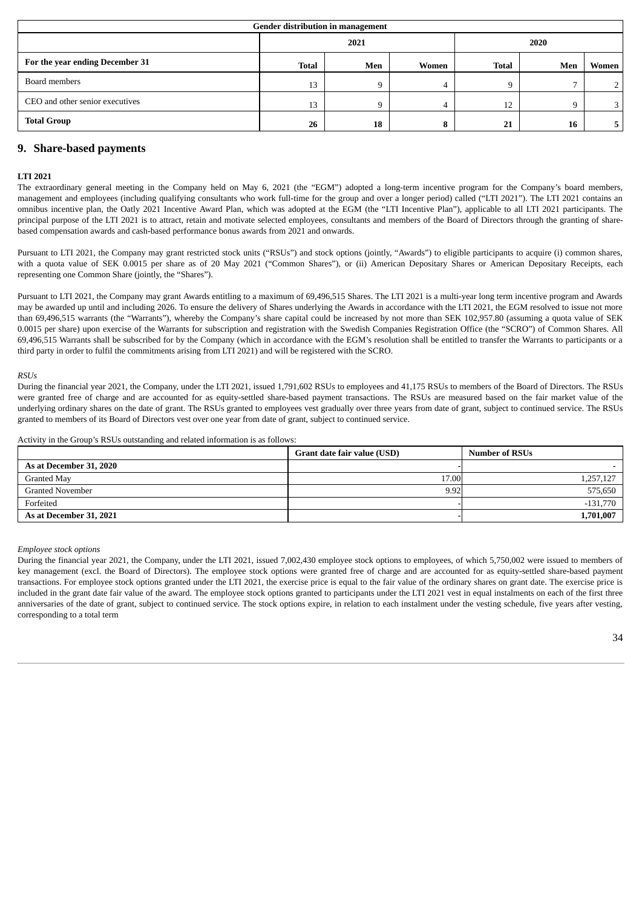| Gender distribution in management | | | | | | |
|---|---|---|---|---|---|---|
| | 2021 | | | 2020 | | |
| **For the year ending December 31** | **Total** | **Men** | **Women** | **Total** | **Men** | **Women** |
| Board members | 13 | 9 | 4 | 9 | 7 | 2 |
| CEO and other senior executives | 13 | 9 | 4 | 12 | 9 | 3 |
| **Total Group** | **26** | **18** | **8** | **21** | **16** | **5** |

## 9. Share-based payments

**LTI 2021**

The extraordinary general meeting in the Company held on May 6, 2021 (the "EGM") adopted a long-term incentive program for the Company's board members, management and employees (including qualifying consultants who work full-time for the group and over a longer period) called ("LTI 2021"). The LTI 2021 contains an omnibus incentive plan, the Oatly 2021 Incentive Award Plan, which was adopted at the EGM (the "LTI Incentive Plan"), applicable to all LTI 2021 participants. The principal purpose of the LTI 2021 is to attract, retain and motivate selected employees, consultants and members of the Board of Directors through the granting of share-based compensation awards and cash-based performance bonus awards from 2021 and onwards.

Pursuant to LTI 2021, the Company may grant restricted stock units ("RSUs") and stock options (jointly, "Awards") to eligible participants to acquire (i) common shares, with a quota value of SEK 0.0015 per share as of 20 May 2021 ("Common Shares"), or (ii) American Depositary Shares or American Depositary Receipts, each representing one Common Share (jointly, the "Shares").

Pursuant to LTI 2021, the Company may grant Awards entitling to a maximum of 69,496,515 Shares. The LTI 2021 is a multi-year long term incentive program and Awards may be awarded up until and including 2026. To ensure the delivery of Shares underlying the Awards in accordance with the LTI 2021, the EGM resolved to issue not more than 69,496,515 warrants (the "Warrants"), whereby the Company's share capital could be increased by not more than SEK 102,957.80 (assuming a quota value of SEK 0.0015 per share) upon exercise of the Warrants for subscription and registration with the Swedish Companies Registration Office (the "SCRO") of Common Shares. All 69,496,515 Warrants shall be subscribed for by the Company (which in accordance with the EGM's resolution shall be entitled to transfer the Warrants to participants or a third party in order to fulfil the commitments arising from LTI 2021) and will be registered with the SCRO.

*RSUs*

During the financial year 2021, the Company, under the LTI 2021, issued 1,791,602 RSUs to employees and 41,175 RSUs to members of the Board of Directors. The RSUs were granted free of charge and are accounted for as equity-settled share-based payment transactions. The RSUs are measured based on the fair market value of the underlying ordinary shares on the date of grant. The RSUs granted to employees vest gradually over three years from date of grant, subject to continued service. The RSUs granted to members of its Board of Directors vest over one year from date of grant, subject to continued service.

Activity in the Group's RSUs outstanding and related information is as follows:

| | Grant date fair value (USD) | Number of RSUs |
|---|---|---|
| **As at December 31, 2020** | - | - |
| Granted May | 17.00 | 1,257,127 |
| Granted November | 9.92 | 575,650 |
| Forfeited | - | -131,770 |
| **As at December 31, 2021** | - | **1,701,007** |

*Employee stock options*

During the financial year 2021, the Company, under the LTI 2021, issued 7,002,430 employee stock options to employees, of which 5,750,002 were issued to members of key management (excl. the Board of Directors). The employee stock options were granted free of charge and are accounted for as equity-settled share-based payment transactions. For employee stock options granted under the LTI 2021, the exercise price is equal to the fair value of the ordinary shares on grant date. The exercise price is included in the grant date fair value of the award. The employee stock options granted to participants under the LTI 2021 vest in equal instalments on each of the first three anniversaries of the date of grant, subject to continued service. The stock options expire, in relation to each instalment under the vesting schedule, five years after vesting, corresponding to a total term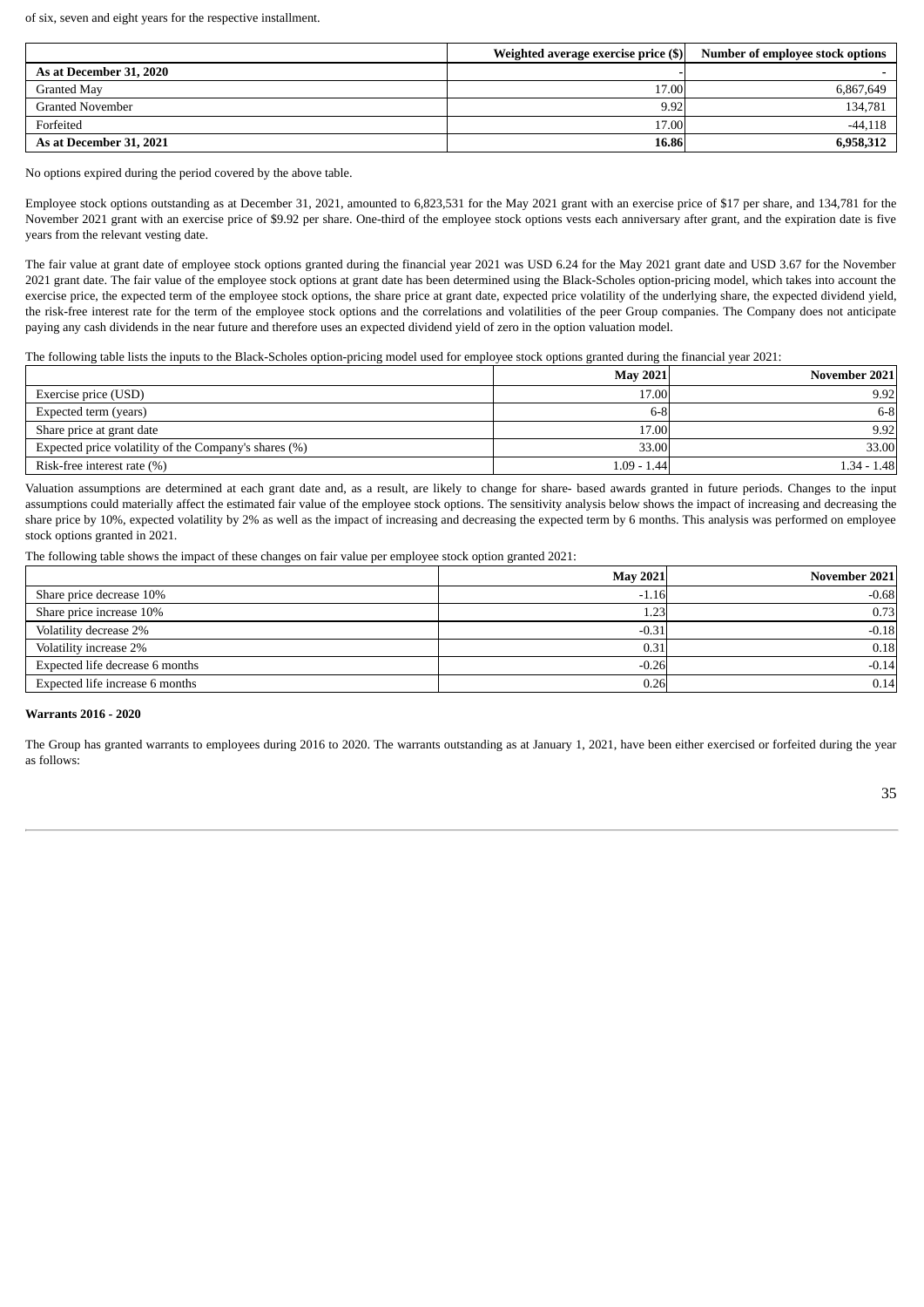of six, seven and eight years for the respective installment.

| | Weighted average exercise price ($) | Number of employee stock options |
|---|---|---|
| **As at December 31, 2020** | - | - |
| Granted May | 17.00 | 6,867,649 |
| Granted November | 9.92 | 134,781 |
| Forfeited | 17.00 | -44,118 |
| **As at December 31, 2021** | **16.86** | **6,958,312** |

No options expired during the period covered by the above table.

Employee stock options outstanding as at December 31, 2021, amounted to 6,823,531 for the May 2021 grant with an exercise price of $17 per share, and 134,781 for the November 2021 grant with an exercise price of $9.92 per share. One-third of the employee stock options vests each anniversary after grant, and the expiration date is five years from the relevant vesting date.

The fair value at grant date of employee stock options granted during the financial year 2021 was USD 6.24 for the May 2021 grant date and USD 3.67 for the November 2021 grant date. The fair value of the employee stock options at grant date has been determined using the Black-Scholes option-pricing model, which takes into account the exercise price, the expected term of the employee stock options, the share price at grant date, expected price volatility of the underlying share, the expected dividend yield, the risk-free interest rate for the term of the employee stock options and the correlations and volatilities of the peer Group companies. The Company does not anticipate paying any cash dividends in the near future and therefore uses an expected dividend yield of zero in the option valuation model.

The following table lists the inputs to the Black-Scholes option-pricing model used for employee stock options granted during the financial year 2021:

| | May 2021 | November 2021 |
|---|---|---|
| Exercise price (USD) | 17.00 | 9.92 |
| Expected term (years) | 6-8 | 6-8 |
| Share price at grant date | 17.00 | 9.92 |
| Expected price volatility of the Company's shares (%) | 33.00 | 33.00 |
| Risk-free interest rate (%) | 1.09 - 1.44 | 1.34 - 1.48 |

Valuation assumptions are determined at each grant date and, as a result, are likely to change for share- based awards granted in future periods. Changes to the input assumptions could materially affect the estimated fair value of the employee stock options. The sensitivity analysis below shows the impact of increasing and decreasing the share price by 10%, expected volatility by 2% as well as the impact of increasing and decreasing the expected term by 6 months. This analysis was performed on employee stock options granted in 2021.

The following table shows the impact of these changes on fair value per employee stock option granted 2021:

| | May 2021 | November 2021 |
|---|---|---|
| Share price decrease 10% | -1.16 | -0.68 |
| Share price increase 10% | 1.23 | 0.73 |
| Volatility decrease 2% | -0.31 | -0.18 |
| Volatility increase 2% | 0.31 | 0.18 |
| Expected life decrease 6 months | -0.26 | -0.14 |
| Expected life increase 6 months | 0.26 | 0.14 |

**Warrants 2016 - 2020**

The Group has granted warrants to employees during 2016 to 2020. The warrants outstanding as at January 1, 2021, have been either exercised or forfeited during the year as follows: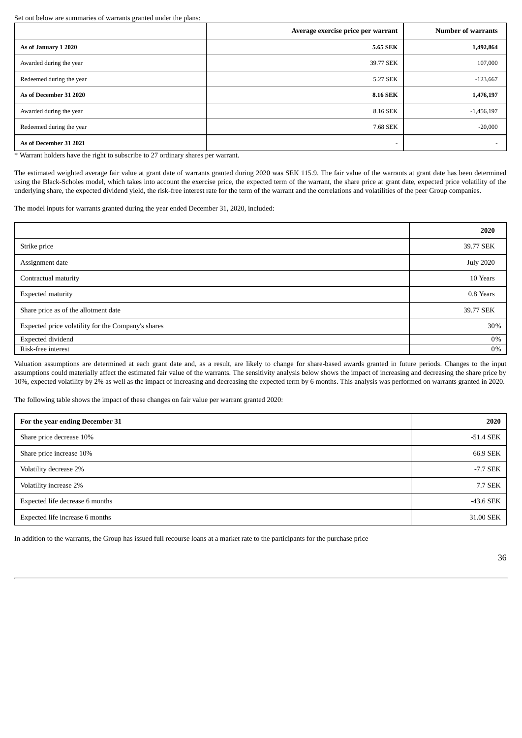Set out below are summaries of warrants granted under the plans:

| | Average exercise price per warrant | Number of warrants |
|---|---|---|
| **As of January 1 2020** | **5.65 SEK** | **1,492,864** |
| Awarded during the year | 39.77 SEK | 107,000 |
| Redeemed during the year | 5.27 SEK | -123,667 |
| **As of December 31 2020** | **8.16 SEK** | **1,476,197** |
| Awarded during the year | 8.16 SEK | -1,456,197 |
| Redeemed during the year | 7.68 SEK | -20,000 |
| **As of December 31 2021** | - | - |

* Warrant holders have the right to subscribe to 27 ordinary shares per warrant.

The estimated weighted average fair value at grant date of warrants granted during 2020 was SEK 115.9. The fair value of the warrants at grant date has been determined using the Black-Scholes model, which takes into account the exercise price, the expected term of the warrant, the share price at grant date, expected price volatility of the underlying share, the expected dividend yield, the risk-free interest rate for the term of the warrant and the correlations and volatilities of the peer Group companies.

The model inputs for warrants granted during the year ended December 31, 2020, included:

| | 2020 |
|---|---|
| Strike price | 39.77 SEK |
| Assignment date | July 2020 |
| Contractual maturity | 10 Years |
| Expected maturity | 0.8 Years |
| Share price as of the allotment date | 39.77 SEK |
| Expected price volatility for the Company's shares | 30% |
| Expected dividend | 0% |
| Risk-free interest | 0% |

Valuation assumptions are determined at each grant date and, as a result, are likely to change for share-based awards granted in future periods. Changes to the input assumptions could materially affect the estimated fair value of the warrants. The sensitivity analysis below shows the impact of increasing and decreasing the share price by 10%, expected volatility by 2% as well as the impact of increasing and decreasing the expected term by 6 months. This analysis was performed on warrants granted in 2020.

The following table shows the impact of these changes on fair value per warrant granted 2020:

| For the year ending December 31 | 2020 |
|---|---|
| Share price decrease 10% | -51.4 SEK |
| Share price increase 10% | 66.9 SEK |
| Volatility decrease 2% | -7.7 SEK |
| Volatility increase 2% | 7.7 SEK |
| Expected life decrease 6 months | -43.6 SEK |
| Expected life increase 6 months | 31.00 SEK |

In addition to the warrants, the Group has issued full recourse loans at a market rate to the participants for the purchase price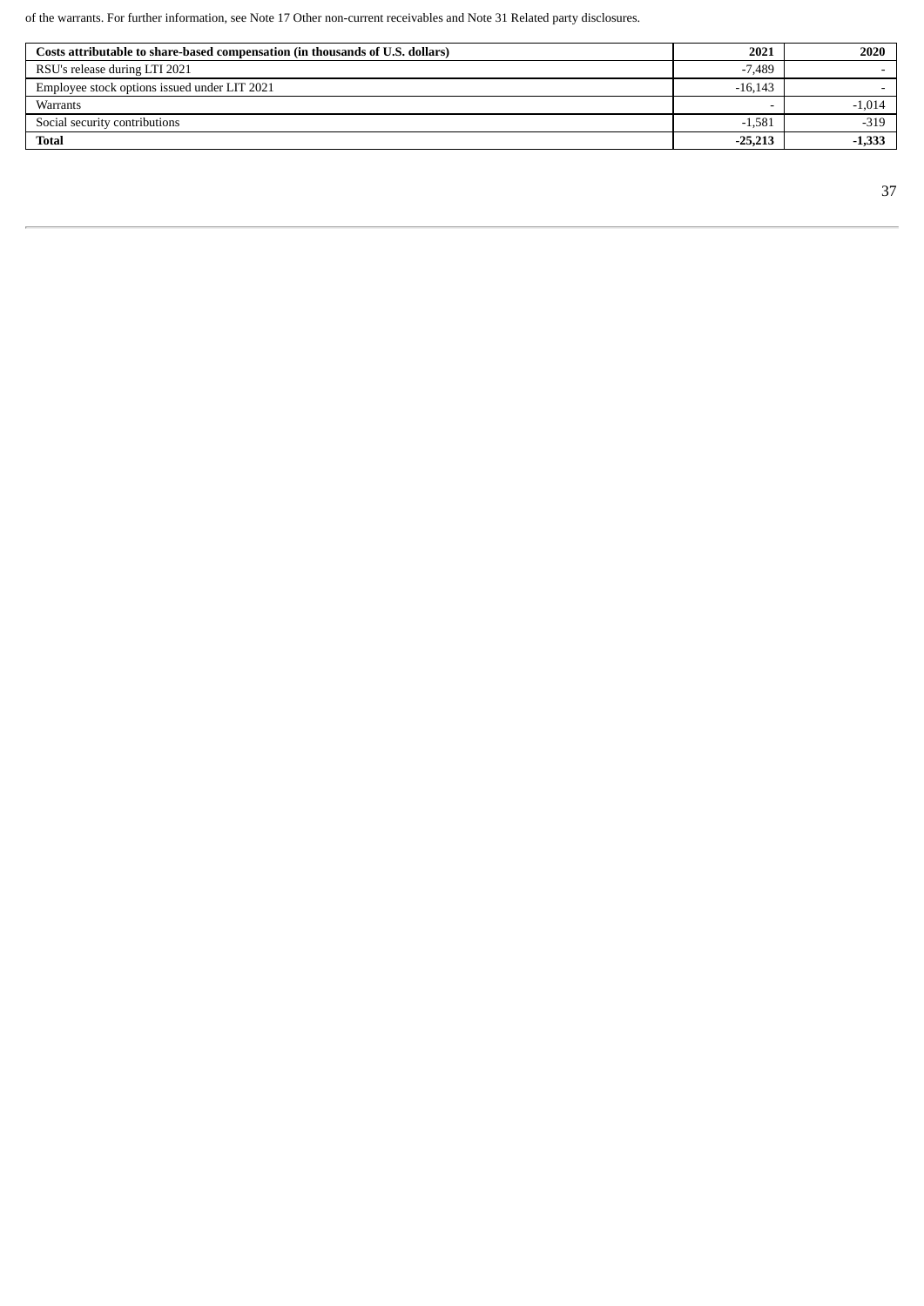of the warrants. For further information, see Note 17 Other non-current receivables and Note 31 Related party disclosures.

| **Costs attributable to share-based compensation (in thousands of U.S. dollars)** | **2021** | **2020** |
|---|---|---|
| RSU's release during LTI 2021 | -7,489 | - |
| Employee stock options issued under LIT 2021 | -16,143 | - |
| Warrants | - | -1,014 |
| Social security contributions | -1,581 | -319 |
| **Total** | **-25,213** | **-1,333** |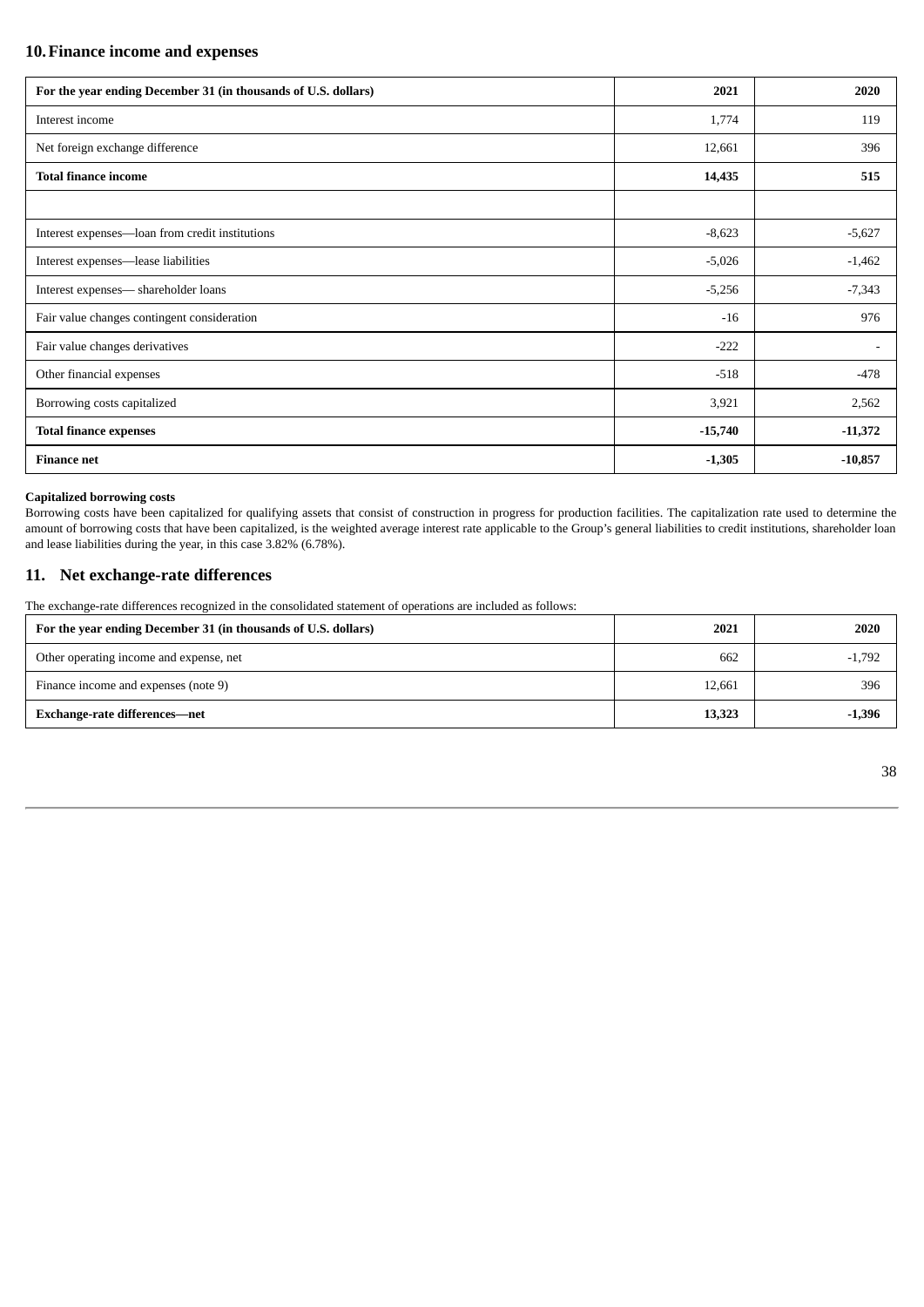## 10. Finance income and expenses

| For the year ending December 31 (in thousands of U.S. dollars) | 2021 | 2020 |
|---|---|---|
| Interest income | 1,774 | 119 |
| Net foreign exchange difference | 12,661 | 396 |
| **Total finance income** | **14,435** | **515** |
| | | |
| Interest expenses—loan from credit institutions | -8,623 | -5,627 |
| Interest expenses—lease liabilities | -5,026 | -1,462 |
| Interest expenses— shareholder loans | -5,256 | -7,343 |
| Fair value changes contingent consideration | -16 | 976 |
| Fair value changes derivatives | -222 | - |
| Other financial expenses | -518 | -478 |
| Borrowing costs capitalized | 3,921 | 2,562 |
| **Total finance expenses** | **-15,740** | **-11,372** |
| **Finance net** | **-1,305** | **-10,857** |

**Capitalized borrowing costs**

Borrowing costs have been capitalized for qualifying assets that consist of construction in progress for production facilities. The capitalization rate used to determine the amount of borrowing costs that have been capitalized, is the weighted average interest rate applicable to the Group's general liabilities to credit institutions, shareholder loan and lease liabilities during the year, in this case 3.82% (6.78%).

## 11. Net exchange-rate differences

The exchange-rate differences recognized in the consolidated statement of operations are included as follows:

| For the year ending December 31 (in thousands of U.S. dollars) | 2021 | 2020 |
|---|---|---|
| Other operating income and expense, net | 662 | -1,792 |
| Finance income and expenses (note 9) | 12,661 | 396 |
| **Exchange-rate differences—net** | **13,323** | **-1,396** |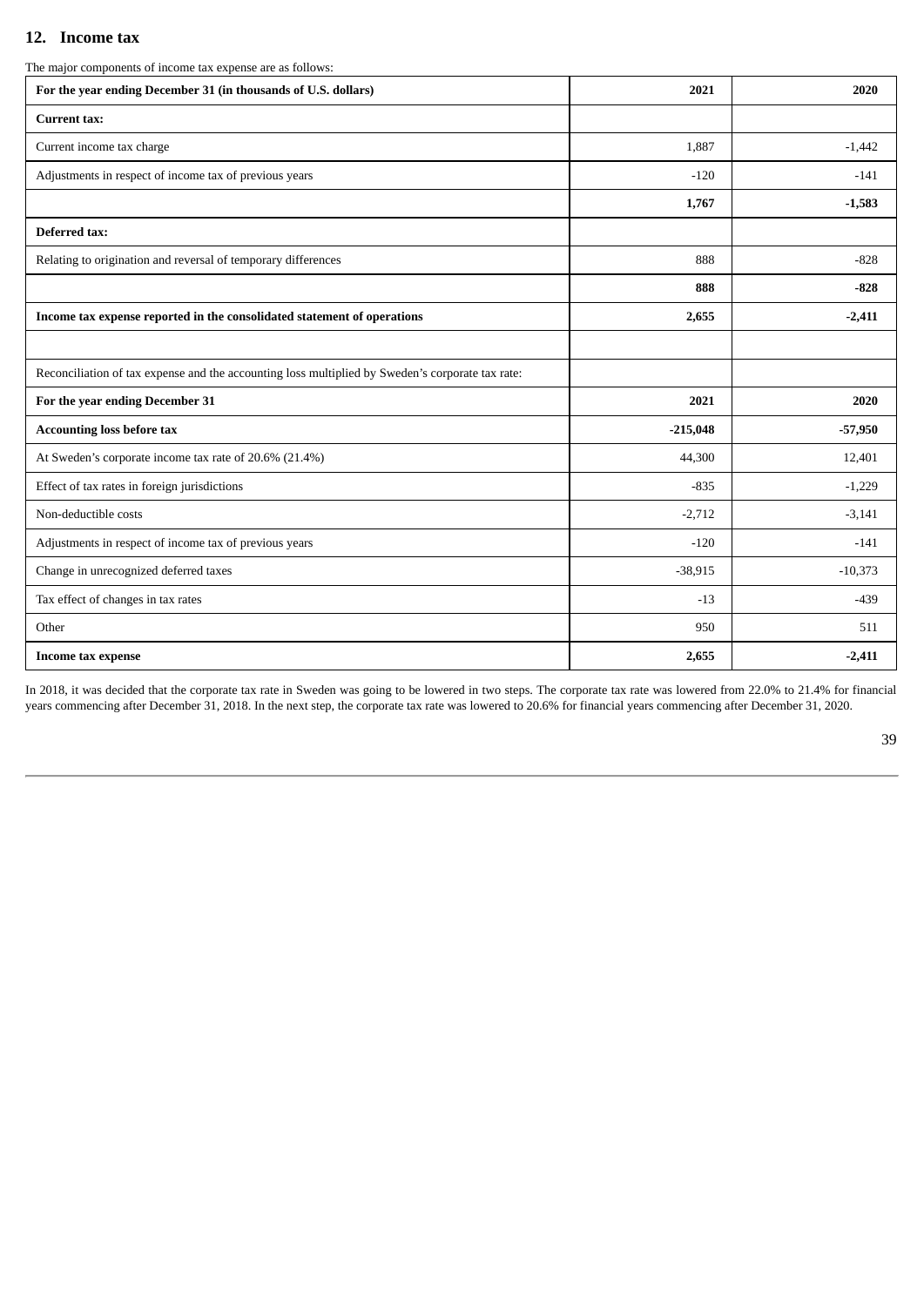## 12. Income tax

The major components of income tax expense are as follows:

| For the year ending December 31 (in thousands of U.S. dollars) | 2021 | 2020 |
|---|---|---|
| **Current tax:** | | |
| Current income tax charge | 1,887 | -1,442 |
| Adjustments in respect of income tax of previous years | -120 | -141 |
| | **1,767** | **-1,583** |
| **Deferred tax:** | | |
| Relating to origination and reversal of temporary differences | 888 | -828 |
| | **888** | **-828** |
| **Income tax expense reported in the consolidated statement of operations** | **2,655** | **-2,411** |
| | | |
| Reconciliation of tax expense and the accounting loss multiplied by Sweden's corporate tax rate: | | |
| **For the year ending December 31** | **2021** | **2020** |
| **Accounting loss before tax** | **-215,048** | **-57,950** |
| At Sweden's corporate income tax rate of 20.6% (21.4%) | 44,300 | 12,401 |
| Effect of tax rates in foreign jurisdictions | -835 | -1,229 |
| Non-deductible costs | -2,712 | -3,141 |
| Adjustments in respect of income tax of previous years | -120 | -141 |
| Change in unrecognized deferred taxes | -38,915 | -10,373 |
| Tax effect of changes in tax rates | -13 | -439 |
| Other | 950 | 511 |
| **Income tax expense** | **2,655** | **-2,411** |

In 2018, it was decided that the corporate tax rate in Sweden was going to be lowered in two steps. The corporate tax rate was lowered from 22.0% to 21.4% for financial years commencing after December 31, 2018. In the next step, the corporate tax rate was lowered to 20.6% for financial years commencing after December 31, 2020.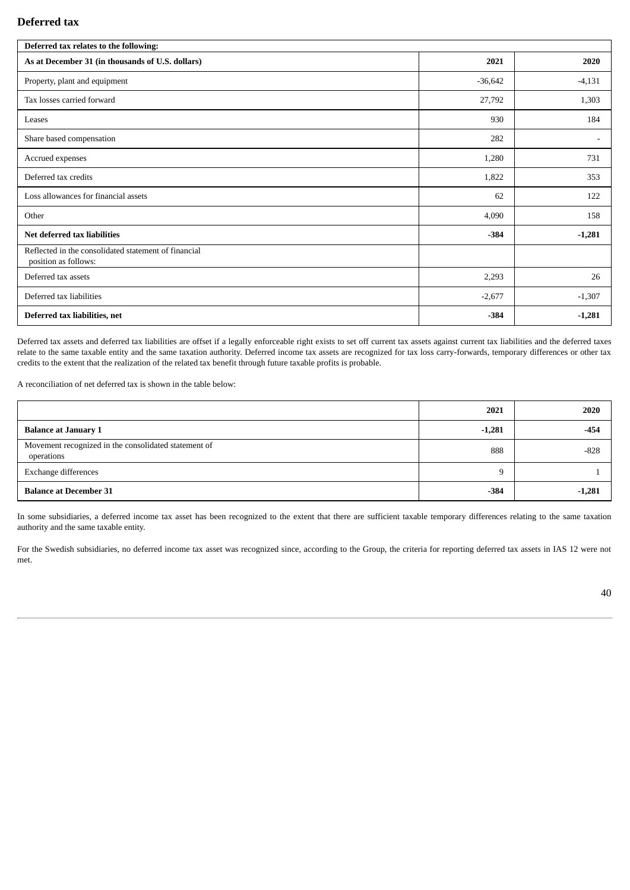## Deferred tax

| Deferred tax relates to the following: | | |
|---|---|---|
| **As at December 31 (in thousands of U.S. dollars)** | **2021** | **2020** |
| Property, plant and equipment | -36,642 | -4,131 |
| Tax losses carried forward | 27,792 | 1,303 |
| Leases | 930 | 184 |
| Share based compensation | 282 | - |
| Accrued expenses | 1,280 | 731 |
| Deferred tax credits | 1,822 | 353 |
| Loss allowances for financial assets | 62 | 122 |
| Other | 4,090 | 158 |
| **Net deferred tax liabilities** | **-384** | **-1,281** |
| Reflected in the consolidated statement of financial position as follows: | | |
| Deferred tax assets | 2,293 | 26 |
| Deferred tax liabilities | -2,677 | -1,307 |
| **Deferred tax liabilities, net** | **-384** | **-1,281** |

Deferred tax assets and deferred tax liabilities are offset if a legally enforceable right exists to set off current tax assets against current tax liabilities and the deferred taxes relate to the same taxable entity and the same taxation authority. Deferred income tax assets are recognized for tax loss carry-forwards, temporary differences or other tax credits to the extent that the realization of the related tax benefit through future taxable profits is probable.

A reconciliation of net deferred tax is shown in the table below:

| | **2021** | **2020** |
|---|---|---|
| **Balance at January 1** | **-1,281** | **-454** |
| Movement recognized in the consolidated statement of operations | 888 | -828 |
| Exchange differences | 9 | 1 |
| **Balance at December 31** | **-384** | **-1,281** |

In some subsidiaries, a deferred income tax asset has been recognized to the extent that there are sufficient taxable temporary differences relating to the same taxation authority and the same taxable entity.

For the Swedish subsidiaries, no deferred income tax asset was recognized since, according to the Group, the criteria for reporting deferred tax assets in IAS 12 were not met.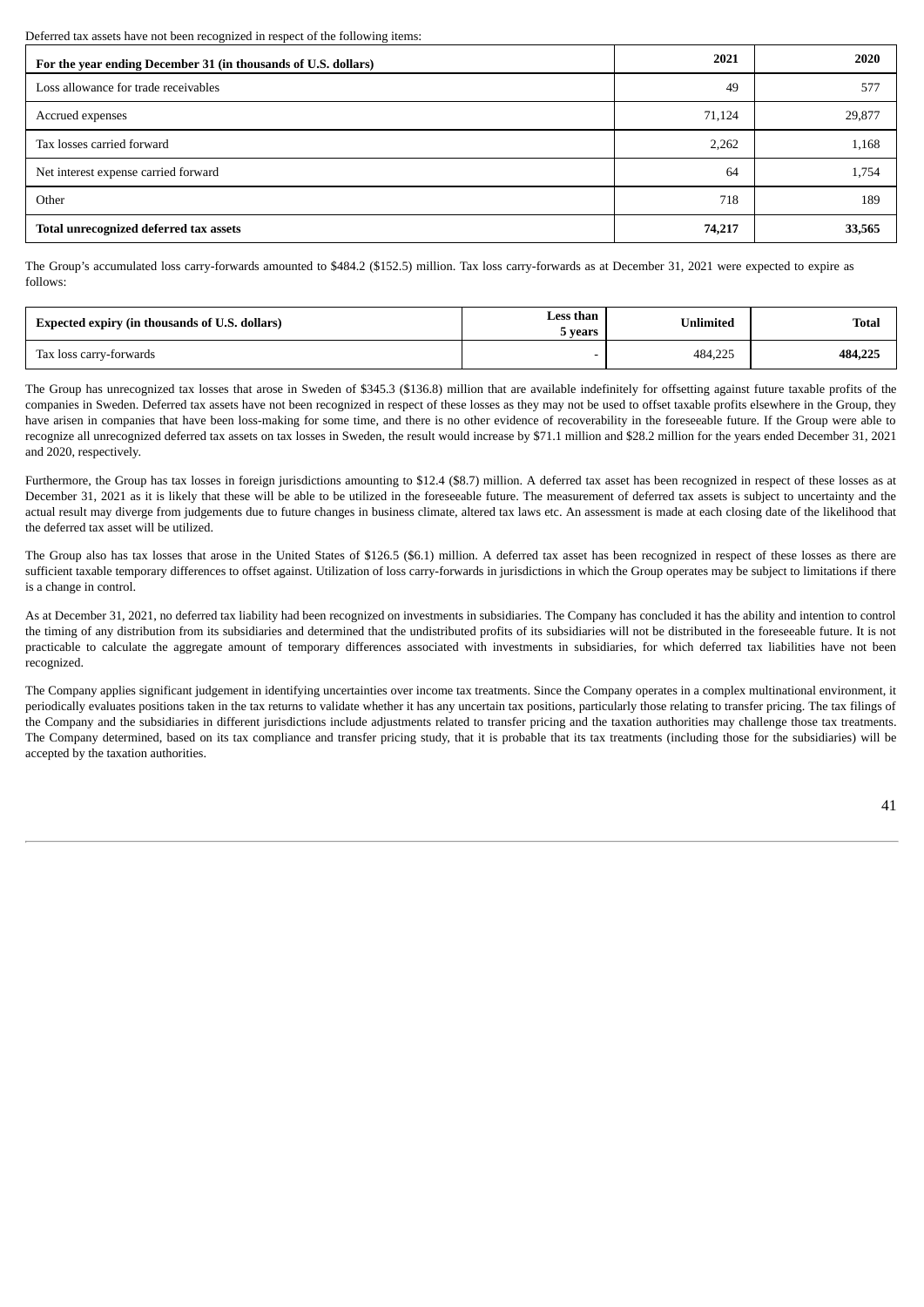Deferred tax assets have not been recognized in respect of the following items:

| For the year ending December 31 (in thousands of U.S. dollars) | 2021 | 2020 |
|---|---|---|
| Loss allowance for trade receivables | 49 | 577 |
| Accrued expenses | 71,124 | 29,877 |
| Tax losses carried forward | 2,262 | 1,168 |
| Net interest expense carried forward | 64 | 1,754 |
| Other | 718 | 189 |
| **Total unrecognized deferred tax assets** | **74,217** | **33,565** |

The Group's accumulated loss carry-forwards amounted to $484.2 ($152.5) million. Tax loss carry-forwards as at December 31, 2021 were expected to expire as follows:

| Expected expiry (in thousands of U.S. dollars) | Less than 5 years | Unlimited | Total |
|---|---|---|---|
| Tax loss carry-forwards | - | 484,225 | **484,225** |

The Group has unrecognized tax losses that arose in Sweden of $345.3 ($136.8) million that are available indefinitely for offsetting against future taxable profits of the companies in Sweden. Deferred tax assets have not been recognized in respect of these losses as they may not be used to offset taxable profits elsewhere in the Group, they have arisen in companies that have been loss-making for some time, and there is no other evidence of recoverability in the foreseeable future. If the Group were able to recognize all unrecognized deferred tax assets on tax losses in Sweden, the result would increase by $71.1 million and $28.2 million for the years ended December 31, 2021 and 2020, respectively.

Furthermore, the Group has tax losses in foreign jurisdictions amounting to $12.4 ($8.7) million. A deferred tax asset has been recognized in respect of these losses as at December 31, 2021 as it is likely that these will be able to be utilized in the foreseeable future. The measurement of deferred tax assets is subject to uncertainty and the actual result may diverge from judgements due to future changes in business climate, altered tax laws etc. An assessment is made at each closing date of the likelihood that the deferred tax asset will be utilized.

The Group also has tax losses that arose in the United States of $126.5 ($6.1) million. A deferred tax asset has been recognized in respect of these losses as there are sufficient taxable temporary differences to offset against. Utilization of loss carry-forwards in jurisdictions in which the Group operates may be subject to limitations if there is a change in control.

As at December 31, 2021, no deferred tax liability had been recognized on investments in subsidiaries. The Company has concluded it has the ability and intention to control the timing of any distribution from its subsidiaries and determined that the undistributed profits of its subsidiaries will not be distributed in the foreseeable future. It is not practicable to calculate the aggregate amount of temporary differences associated with investments in subsidiaries, for which deferred tax liabilities have not been recognized.

The Company applies significant judgement in identifying uncertainties over income tax treatments. Since the Company operates in a complex multinational environment, it periodically evaluates positions taken in the tax returns to validate whether it has any uncertain tax positions, particularly those relating to transfer pricing. The tax filings of the Company and the subsidiaries in different jurisdictions include adjustments related to transfer pricing and the taxation authorities may challenge those tax treatments. The Company determined, based on its tax compliance and transfer pricing study, that it is probable that its tax treatments (including those for the subsidiaries) will be accepted by the taxation authorities.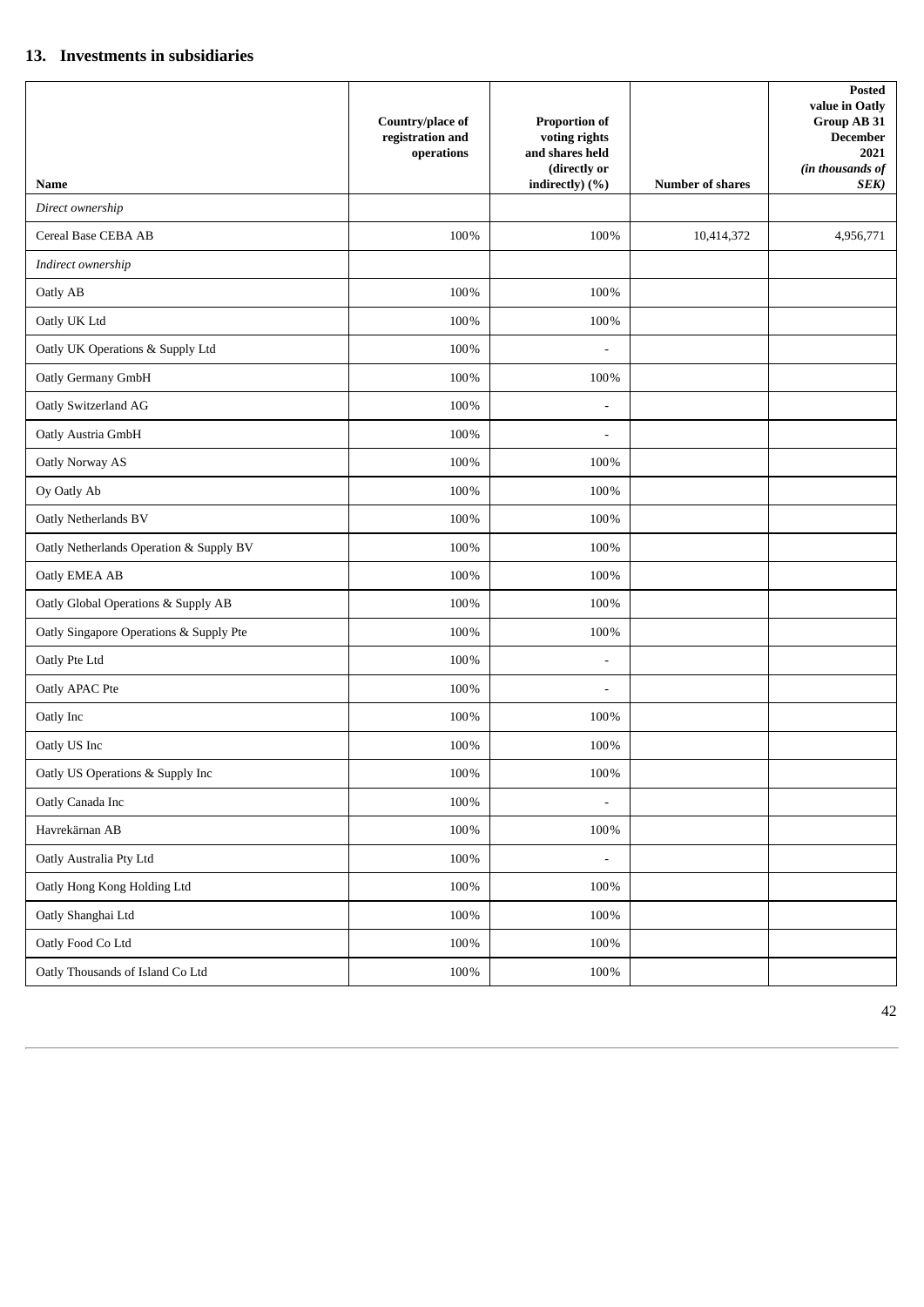## 13. Investments in subsidiaries

| Name | Country/place of registration and operations | Proportion of voting rights and shares held (directly or indirectly) (%) | Number of shares | Posted value in Oatly Group AB 31 December 2021 *(in thousands of SEK)* |
|---|---|---|---|---|
| *Direct ownership* | | | | |
| Cereal Base CEBA AB | 100% | 100% | 10,414,372 | 4,956,771 |
| *Indirect ownership* | | | | |
| Oatly AB | 100% | 100% | | |
| Oatly UK Ltd | 100% | 100% | | |
| Oatly UK Operations & Supply Ltd | 100% | - | | |
| Oatly Germany GmbH | 100% | 100% | | |
| Oatly Switzerland AG | 100% | - | | |
| Oatly Austria GmbH | 100% | - | | |
| Oatly Norway AS | 100% | 100% | | |
| Oy Oatly Ab | 100% | 100% | | |
| Oatly Netherlands BV | 100% | 100% | | |
| Oatly Netherlands Operation & Supply BV | 100% | 100% | | |
| Oatly EMEA AB | 100% | 100% | | |
| Oatly Global Operations & Supply AB | 100% | 100% | | |
| Oatly Singapore Operations & Supply Pte | 100% | 100% | | |
| Oatly Pte Ltd | 100% | - | | |
| Oatly APAC Pte | 100% | - | | |
| Oatly Inc | 100% | 100% | | |
| Oatly US Inc | 100% | 100% | | |
| Oatly US Operations & Supply Inc | 100% | 100% | | |
| Oatly Canada Inc | 100% | - | | |
| Havrekärnan AB | 100% | 100% | | |
| Oatly Australia Pty Ltd | 100% | - | | |
| Oatly Hong Kong Holding Ltd | 100% | 100% | | |
| Oatly Shanghai Ltd | 100% | 100% | | |
| Oatly Food Co Ltd | 100% | 100% | | |
| Oatly Thousands of Island Co Ltd | 100% | 100% | | |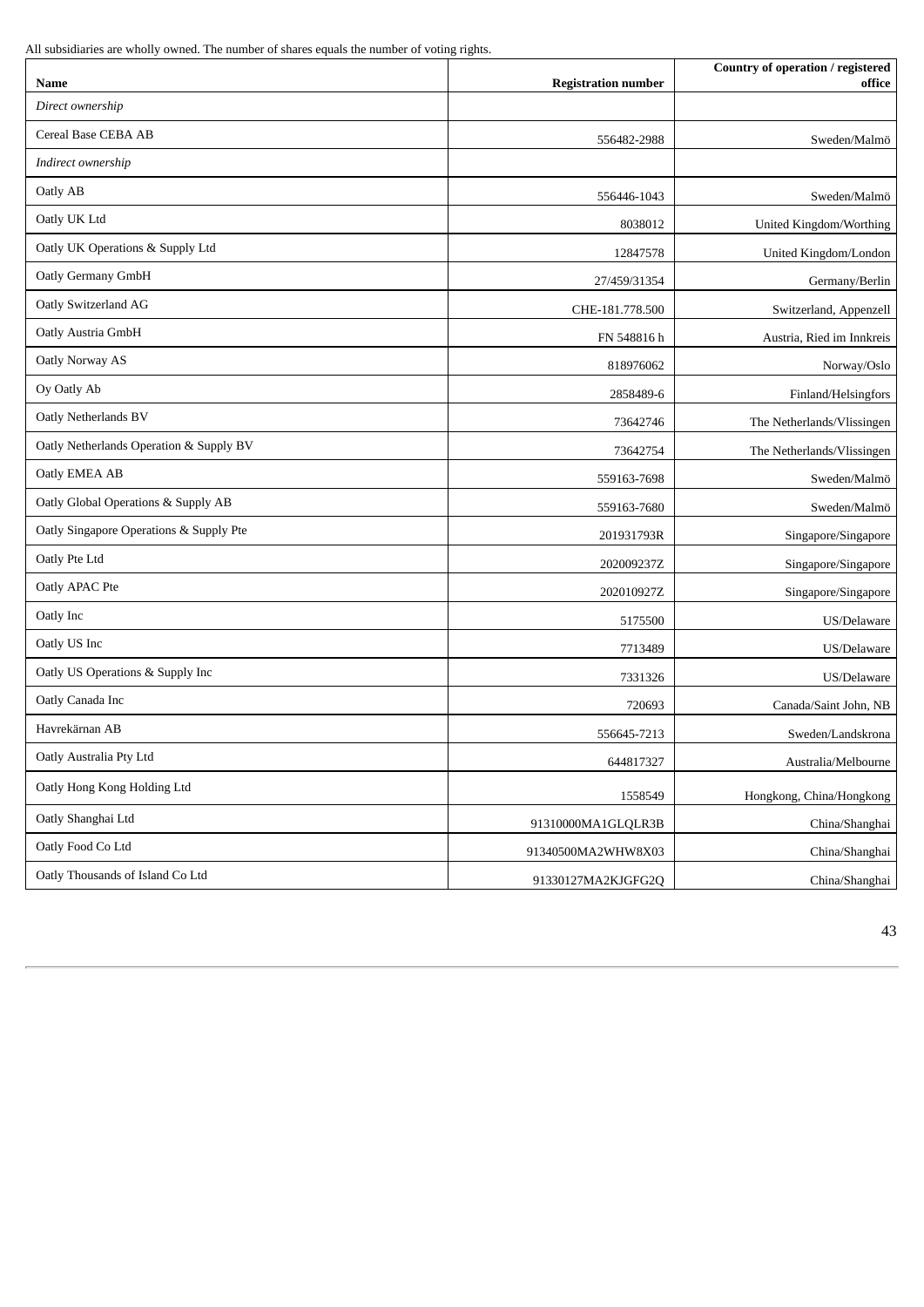All subsidiaries are wholly owned. The number of shares equals the number of voting rights.

| Name | Registration number | Country of operation / registered office |
|---|---|---|
| *Direct ownership* | | |
| Cereal Base CEBA AB | 556482-2988 | Sweden/Malmö |
| *Indirect ownership* | | |
| Oatly AB | 556446-1043 | Sweden/Malmö |
| Oatly UK Ltd | 8038012 | United Kingdom/Worthing |
| Oatly UK Operations & Supply Ltd | 12847578 | United Kingdom/London |
| Oatly Germany GmbH | 27/459/31354 | Germany/Berlin |
| Oatly Switzerland AG | CHE-181.778.500 | Switzerland, Appenzell |
| Oatly Austria GmbH | FN 548816 h | Austria, Ried im Innkreis |
| Oatly Norway AS | 818976062 | Norway/Oslo |
| Oy Oatly Ab | 2858489-6 | Finland/Helsingfors |
| Oatly Netherlands BV | 73642746 | The Netherlands/Vlissingen |
| Oatly Netherlands Operation & Supply BV | 73642754 | The Netherlands/Vlissingen |
| Oatly EMEA AB | 559163-7698 | Sweden/Malmö |
| Oatly Global Operations & Supply AB | 559163-7680 | Sweden/Malmö |
| Oatly Singapore Operations & Supply Pte | 201931793R | Singapore/Singapore |
| Oatly Pte Ltd | 202009237Z | Singapore/Singapore |
| Oatly APAC Pte | 202010927Z | Singapore/Singapore |
| Oatly Inc | 5175500 | US/Delaware |
| Oatly US Inc | 7713489 | US/Delaware |
| Oatly US Operations & Supply Inc | 7331326 | US/Delaware |
| Oatly Canada Inc | 720693 | Canada/Saint John, NB |
| Havrekärnan AB | 556645-7213 | Sweden/Landskrona |
| Oatly Australia Pty Ltd | 644817327 | Australia/Melbourne |
| Oatly Hong Kong Holding Ltd | 1558549 | Hongkong, China/Hongkong |
| Oatly Shanghai Ltd | 91310000MA1GLQLR3B | China/Shanghai |
| Oatly Food Co Ltd | 91340500MA2WHW8X03 | China/Shanghai |
| Oatly Thousands of Island Co Ltd | 91330127MA2KJGFG2Q | China/Shanghai |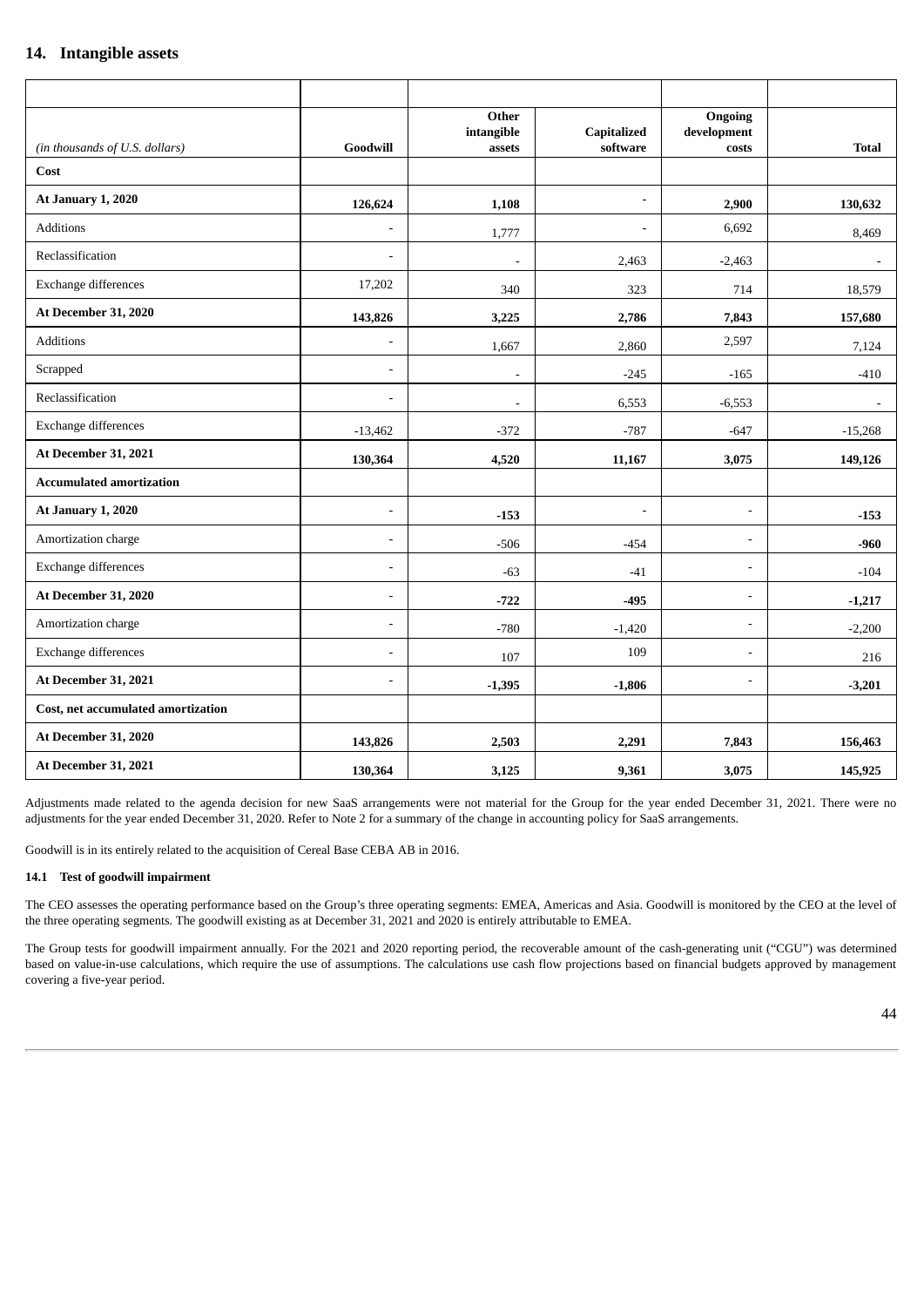## 14. Intangible assets

| *(in thousands of U.S. dollars)* | Goodwill | Other intangible assets | Capitalized software | Ongoing development costs | Total |
|---|---|---|---|---|---|
| **Cost** | | | | | |
| **At January 1, 2020** | **126,624** | **1,108** | - | **2,900** | **130,632** |
| Additions | - | 1,777 | - | 6,692 | 8,469 |
| Reclassification | - | - | 2,463 | -2,463 | - |
| Exchange differences | 17,202 | 340 | 323 | 714 | 18,579 |
| **At December 31, 2020** | **143,826** | **3,225** | **2,786** | **7,843** | **157,680** |
| Additions | - | 1,667 | 2,860 | 2,597 | 7,124 |
| Scrapped | - | - | -245 | -165 | -410 |
| Reclassification | - | - | 6,553 | -6,553 | - |
| Exchange differences | -13,462 | -372 | -787 | -647 | -15,268 |
| **At December 31, 2021** | **130,364** | **4,520** | **11,167** | **3,075** | **149,126** |
| **Accumulated amortization** | | | | | |
| **At January 1, 2020** | - | **-153** | - | - | **-153** |
| Amortization charge | - | -506 | -454 | - | **-960** |
| Exchange differences | - | -63 | -41 | - | -104 |
| **At December 31, 2020** | - | **-722** | **-495** | - | **-1,217** |
| Amortization charge | - | -780 | -1,420 | - | -2,200 |
| Exchange differences | - | 107 | 109 | - | 216 |
| **At December 31, 2021** | - | **-1,395** | **-1,806** | - | **-3,201** |
| **Cost, net accumulated amortization** | | | | | |
| **At December 31, 2020** | **143,826** | **2,503** | **2,291** | **7,843** | **156,463** |
| **At December 31, 2021** | **130,364** | **3,125** | **9,361** | **3,075** | **145,925** |

Adjustments made related to the agenda decision for new SaaS arrangements were not material for the Group for the year ended December 31, 2021. There were no adjustments for the year ended December 31, 2020. Refer to Note 2 for a summary of the change in accounting policy for SaaS arrangements.

Goodwill is in its entirely related to the acquisition of Cereal Base CEBA AB in 2016.

### 14.1 Test of goodwill impairment

The CEO assesses the operating performance based on the Group's three operating segments: EMEA, Americas and Asia. Goodwill is monitored by the CEO at the level of the three operating segments. The goodwill existing as at December 31, 2021 and 2020 is entirely attributable to EMEA.

The Group tests for goodwill impairment annually. For the 2021 and 2020 reporting period, the recoverable amount of the cash-generating unit ("CGU") was determined based on value-in-use calculations, which require the use of assumptions. The calculations use cash flow projections based on financial budgets approved by management covering a five-year period.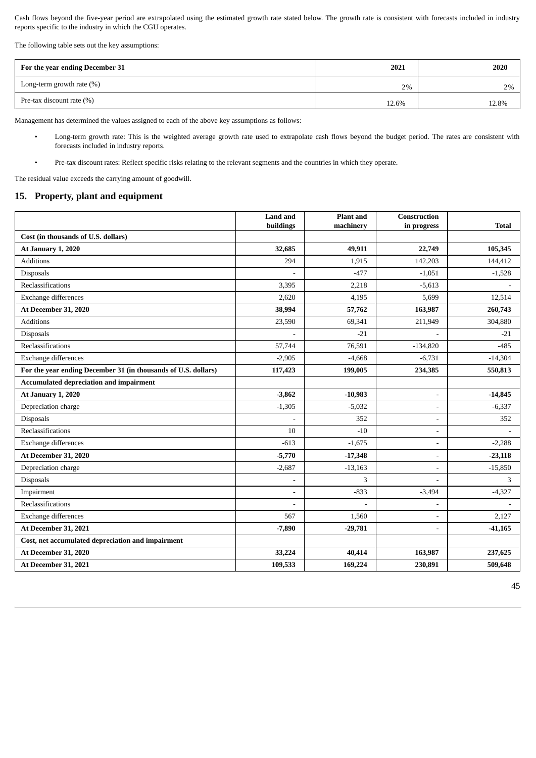Cash flows beyond the five-year period are extrapolated using the estimated growth rate stated below. The growth rate is consistent with forecasts included in industry reports specific to the industry in which the CGU operates.

The following table sets out the key assumptions:

| For the year ending December 31 | 2021 | 2020 |
|---|---|---|
| Long-term growth rate (%) | 2% | 2% |
| Pre-tax discount rate (%) | 12.6% | 12.8% |

Management has determined the values assigned to each of the above key assumptions as follows:

- Long-term growth rate: This is the weighted average growth rate used to extrapolate cash flows beyond the budget period. The rates are consistent with forecasts included in industry reports.
- Pre-tax discount rates: Reflect specific risks relating to the relevant segments and the countries in which they operate.

The residual value exceeds the carrying amount of goodwill.

## 15. Property, plant and equipment

| | Land and buildings | Plant and machinery | Construction in progress | Total |
|---|---|---|---|---|
| **Cost (in thousands of U.S. dollars)** | | | | |
| **At January 1, 2020** | **32,685** | **49,911** | **22,749** | **105,345** |
| Additions | 294 | 1,915 | 142,203 | 144,412 |
| Disposals | - | -477 | -1,051 | -1,528 |
| Reclassifications | 3,395 | 2,218 | -5,613 | - |
| Exchange differences | 2,620 | 4,195 | 5,699 | 12,514 |
| **At December 31, 2020** | **38,994** | **57,762** | **163,987** | **260,743** |
| Additions | 23,590 | 69,341 | 211,949 | 304,880 |
| Disposals | - | -21 | - | -21 |
| Reclassifications | 57,744 | 76,591 | -134,820 | -485 |
| Exchange differences | -2,905 | -4,668 | -6,731 | -14,304 |
| **For the year ending December 31 (in thousands of U.S. dollars)** | **117,423** | **199,005** | **234,385** | **550,813** |
| **Accumulated depreciation and impairment** | | | | |
| **At January 1, 2020** | **-3,862** | **-10,983** | - | **-14,845** |
| Depreciation charge | -1,305 | -5,032 | - | -6,337 |
| Disposals | - | 352 | - | 352 |
| Reclassifications | 10 | -10 | - | - |
| Exchange differences | -613 | -1,675 | - | -2,288 |
| **At December 31, 2020** | **-5,770** | **-17,348** | - | **-23,118** |
| Depreciation charge | -2,687 | -13,163 | - | -15,850 |
| Disposals | - | 3 | - | 3 |
| Impairment | - | -833 | -3,494 | -4,327 |
| Reclassifications | - | - | - | - |
| Exchange differences | 567 | 1,560 | - | 2,127 |
| **At December 31, 2021** | **-7,890** | **-29,781** | - | **-41,165** |
| **Cost, net accumulated depreciation and impairment** | | | | |
| **At December 31, 2020** | **33,224** | **40,414** | **163,987** | **237,625** |
| **At December 31, 2021** | **109,533** | **169,224** | **230,891** | **509,648** |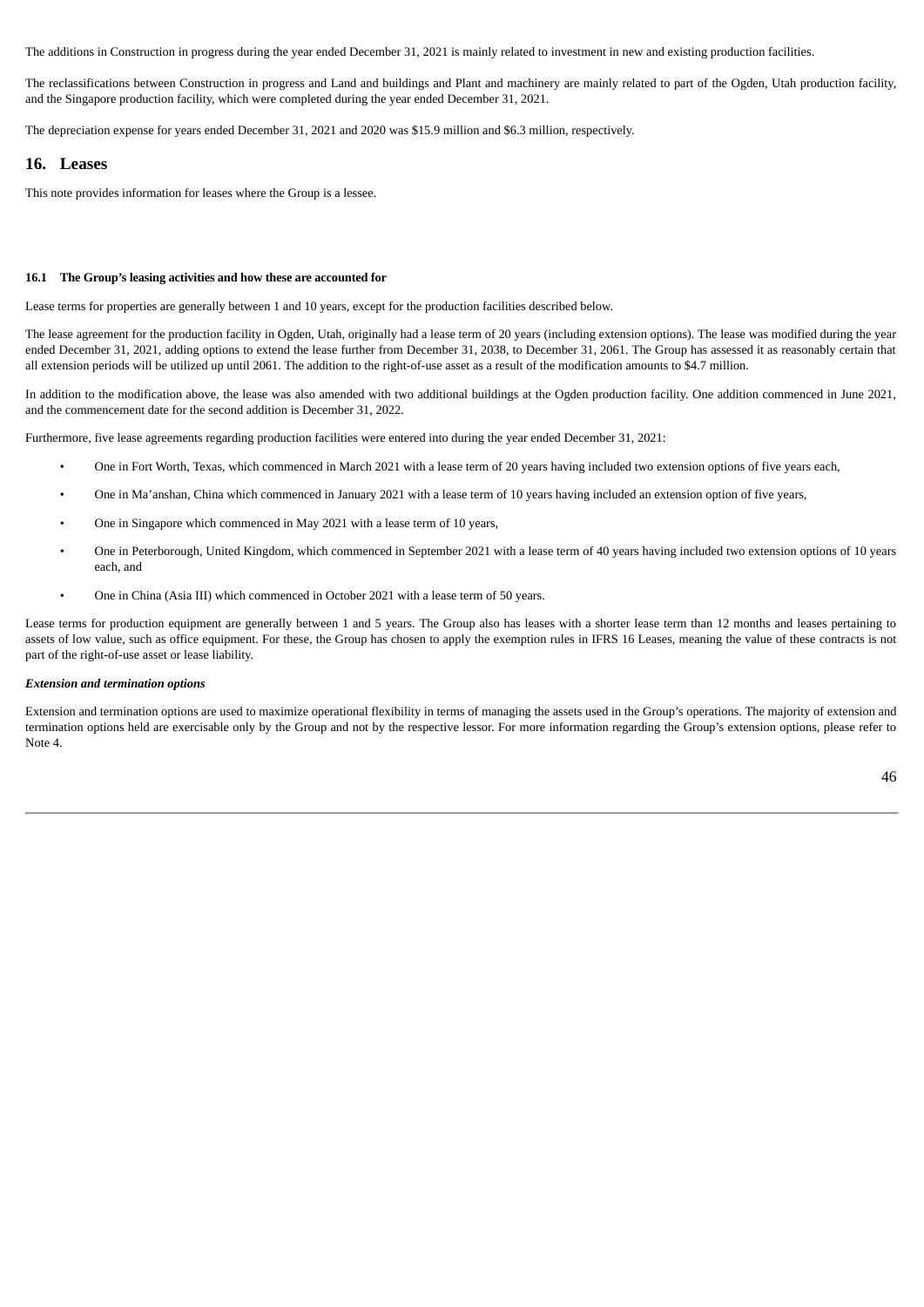The additions in Construction in progress during the year ended December 31, 2021 is mainly related to investment in new and existing production facilities.

The reclassifications between Construction in progress and Land and buildings and Plant and machinery are mainly related to part of the Ogden, Utah production facility, and the Singapore production facility, which were completed during the year ended December 31, 2021.

The depreciation expense for years ended December 31, 2021 and 2020 was $15.9 million and $6.3 million, respectively.

## 16. Leases

This note provides information for leases where the Group is a lessee.

#### 16.1 The Group's leasing activities and how these are accounted for

Lease terms for properties are generally between 1 and 10 years, except for the production facilities described below.

The lease agreement for the production facility in Ogden, Utah, originally had a lease term of 20 years (including extension options). The lease was modified during the year ended December 31, 2021, adding options to extend the lease further from December 31, 2038, to December 31, 2061. The Group has assessed it as reasonably certain that all extension periods will be utilized up until 2061. The addition to the right-of-use asset as a result of the modification amounts to $4.7 million.

In addition to the modification above, the lease was also amended with two additional buildings at the Ogden production facility. One addition commenced in June 2021, and the commencement date for the second addition is December 31, 2022.

Furthermore, five lease agreements regarding production facilities were entered into during the year ended December 31, 2021:

- One in Fort Worth, Texas, which commenced in March 2021 with a lease term of 20 years having included two extension options of five years each,
- One in Ma'anshan, China which commenced in January 2021 with a lease term of 10 years having included an extension option of five years,
- One in Singapore which commenced in May 2021 with a lease term of 10 years,
- One in Peterborough, United Kingdom, which commenced in September 2021 with a lease term of 40 years having included two extension options of 10 years each, and
- One in China (Asia III) which commenced in October 2021 with a lease term of 50 years.

Lease terms for production equipment are generally between 1 and 5 years. The Group also has leases with a shorter lease term than 12 months and leases pertaining to assets of low value, such as office equipment. For these, the Group has chosen to apply the exemption rules in IFRS 16 Leases, meaning the value of these contracts is not part of the right-of-use asset or lease liability.

***Extension and termination options***

Extension and termination options are used to maximize operational flexibility in terms of managing the assets used in the Group's operations. The majority of extension and termination options held are exercisable only by the Group and not by the respective lessor. For more information regarding the Group's extension options, please refer to Note 4.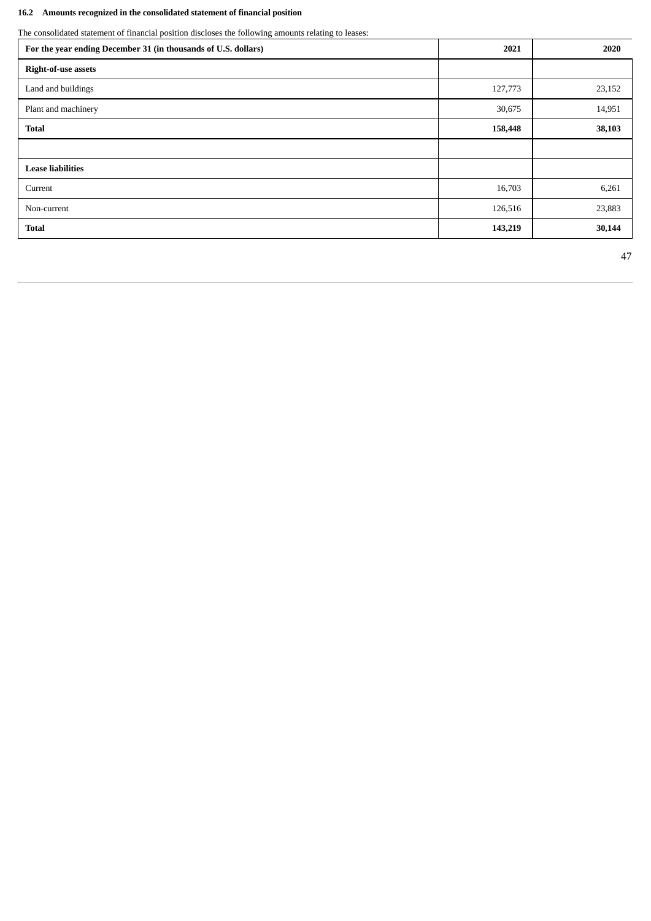#### 16.2 Amounts recognized in the consolidated statement of financial position

The consolidated statement of financial position discloses the following amounts relating to leases:

| For the year ending December 31 (in thousands of U.S. dollars) | 2021 | 2020 |
|---|---|---|
| **Right-of-use assets** | | |
| Land and buildings | 127,773 | 23,152 |
| Plant and machinery | 30,675 | 14,951 |
| **Total** | **158,448** | **38,103** |
| | | |
| **Lease liabilities** | | |
| Current | 16,703 | 6,261 |
| Non-current | 126,516 | 23,883 |
| **Total** | **143,219** | **30,144** |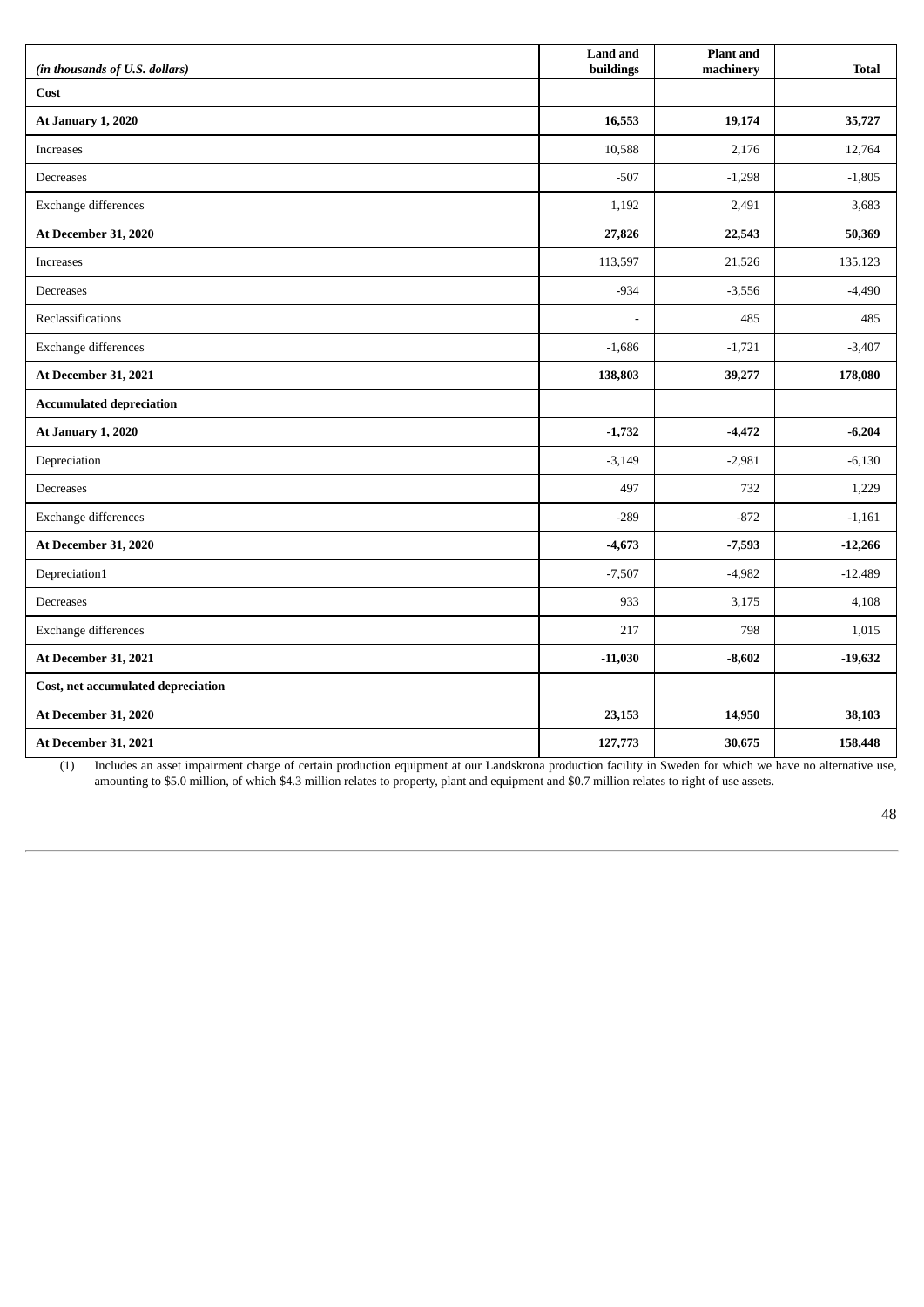| *(in thousands of U.S. dollars)* | **Land and buildings** | **Plant and machinery** | **Total** |
|---|---|---|---|
| **Cost** | | | |
| **At January 1, 2020** | **16,553** | **19,174** | **35,727** |
| Increases | 10,588 | 2,176 | 12,764 |
| Decreases | -507 | -1,298 | -1,805 |
| Exchange differences | 1,192 | 2,491 | 3,683 |
| **At December 31, 2020** | **27,826** | **22,543** | **50,369** |
| Increases | 113,597 | 21,526 | 135,123 |
| Decreases | -934 | -3,556 | -4,490 |
| Reclassifications | - | 485 | 485 |
| Exchange differences | -1,686 | -1,721 | -3,407 |
| **At December 31, 2021** | **138,803** | **39,277** | **178,080** |
| **Accumulated depreciation** | | | |
| **At January 1, 2020** | **-1,732** | **-4,472** | **-6,204** |
| Depreciation | -3,149 | -2,981 | -6,130 |
| Decreases | 497 | 732 | 1,229 |
| Exchange differences | -289 | -872 | -1,161 |
| **At December 31, 2020** | **-4,673** | **-7,593** | **-12,266** |
| Depreciation[1] | -7,507 | -4,982 | -12,489 |
| Decreases | 933 | 3,175 | 4,108 |
| Exchange differences | 217 | 798 | 1,015 |
| **At December 31, 2021** | **-11,030** | **-8,602** | **-19,632** |
| **Cost, net accumulated depreciation** | | | |
| **At December 31, 2020** | **23,153** | **14,950** | **38,103** |
| **At December 31, 2021** | **127,773** | **30,675** | **158,448** |

(1) Includes an asset impairment charge of certain production equipment at our Landskrona production facility in Sweden for which we have no alternative use, amounting to $5.0 million, of which $4.3 million relates to property, plant and equipment and $0.7 million relates to right of use assets.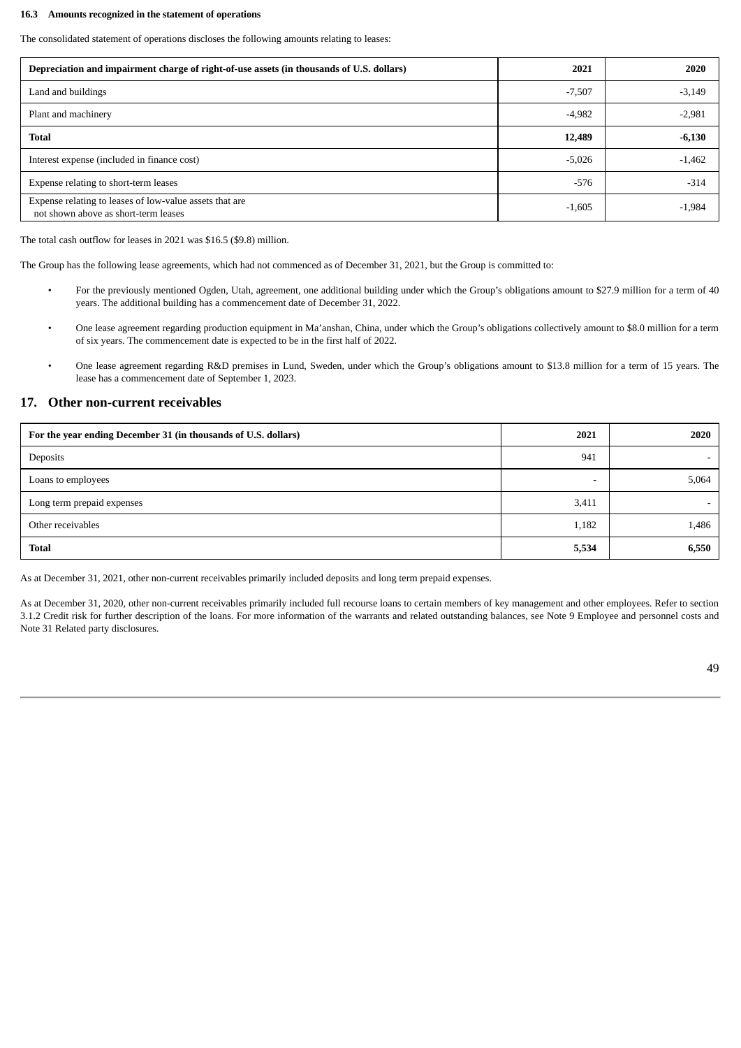### 16.3 Amounts recognized in the statement of operations

The consolidated statement of operations discloses the following amounts relating to leases:

| Depreciation and impairment charge of right-of-use assets (in thousands of U.S. dollars) | 2021 | 2020 |
|---|---|---|
| Land and buildings | -7,507 | -3,149 |
| Plant and machinery | -4,982 | -2,981 |
| **Total** | **12,489** | **-6,130** |
| Interest expense (included in finance cost) | -5,026 | -1,462 |
| Expense relating to short-term leases | -576 | -314 |
| Expense relating to leases of low-value assets that are not shown above as short-term leases | -1,605 | -1,984 |

The total cash outflow for leases in 2021 was $16.5 ($9.8) million.

The Group has the following lease agreements, which had not commenced as of December 31, 2021, but the Group is committed to:

- For the previously mentioned Ogden, Utah, agreement, one additional building under which the Group's obligations amount to $27.9 million for a term of 40 years. The additional building has a commencement date of December 31, 2022.
- One lease agreement regarding production equipment in Ma'anshan, China, under which the Group's obligations collectively amount to $8.0 million for a term of six years. The commencement date is expected to be in the first half of 2022.
- One lease agreement regarding R&D premises in Lund, Sweden, under which the Group's obligations amount to $13.8 million for a term of 15 years. The lease has a commencement date of September 1, 2023.

## 17. Other non-current receivables

| For the year ending December 31 (in thousands of U.S. dollars) | 2021 | 2020 |
|---|---|---|
| Deposits | 941 | - |
| Loans to employees | - | 5,064 |
| Long term prepaid expenses | 3,411 | - |
| Other receivables | 1,182 | 1,486 |
| **Total** | **5,534** | **6,550** |

As at December 31, 2021, other non-current receivables primarily included deposits and long term prepaid expenses.

As at December 31, 2020, other non-current receivables primarily included full recourse loans to certain members of key management and other employees. Refer to section 3.1.2 Credit risk for further description of the loans. For more information of the warrants and related outstanding balances, see Note 9 Employee and personnel costs and Note 31 Related party disclosures.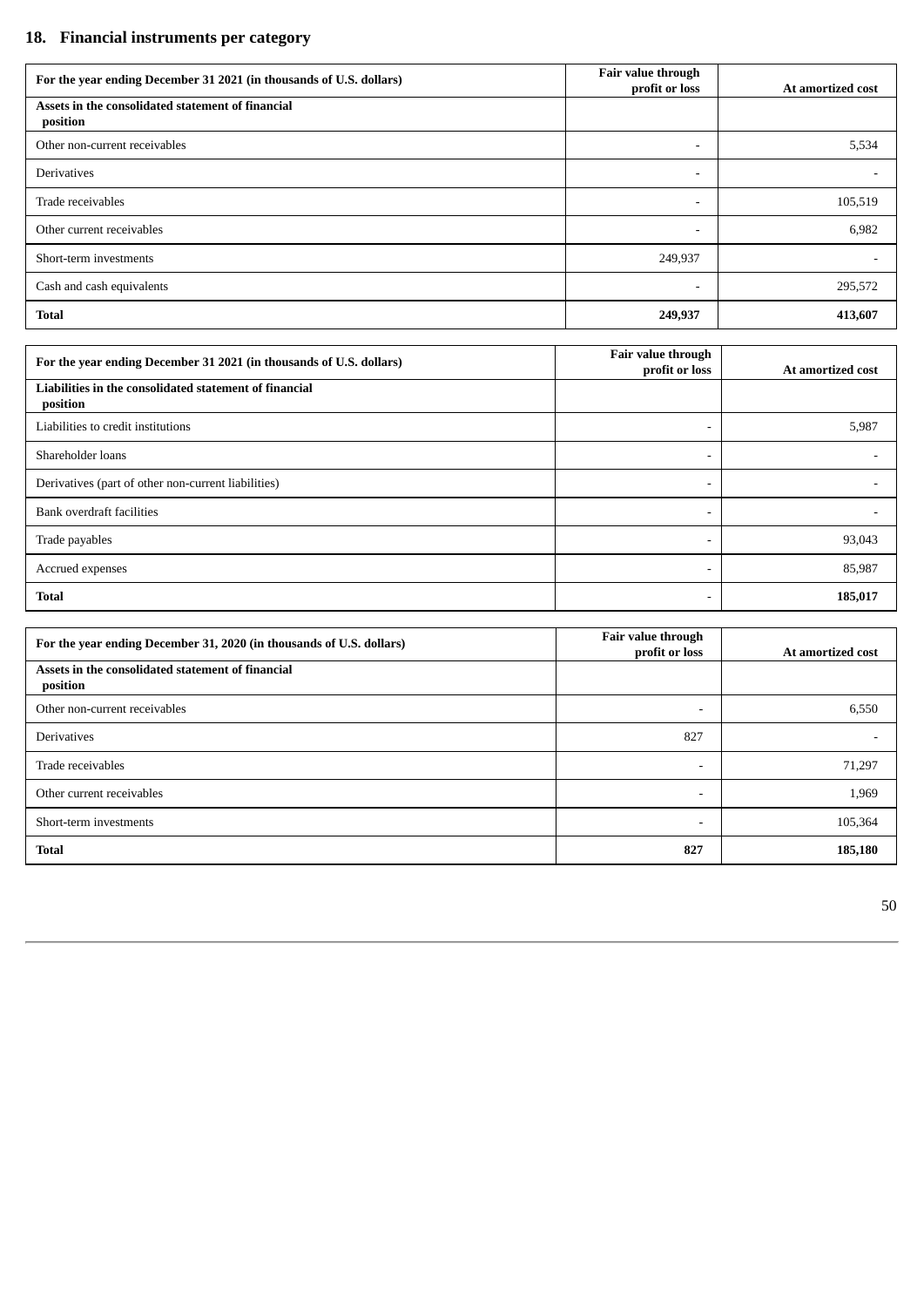## 18. Financial instruments per category

| For the year ending December 31 2021 (in thousands of U.S. dollars) | Fair value through profit or loss | At amortized cost |
|---|---|---|
| **Assets in the consolidated statement of financial position** | | |
| Other non-current receivables | - | 5,534 |
| Derivatives | - | - |
| Trade receivables | - | 105,519 |
| Other current receivables | - | 6,982 |
| Short-term investments | 249,937 | - |
| Cash and cash equivalents | - | 295,572 |
| **Total** | **249,937** | **413,607** |

| For the year ending December 31 2021 (in thousands of U.S. dollars) | Fair value through profit or loss | At amortized cost |
|---|---|---|
| **Liabilities in the consolidated statement of financial position** | | |
| Liabilities to credit institutions | - | 5,987 |
| Shareholder loans | - | - |
| Derivatives (part of other non-current liabilities) | - | - |
| Bank overdraft facilities | - | - |
| Trade payables | - | 93,043 |
| Accrued expenses | - | 85,987 |
| **Total** | **-** | **185,017** |

| For the year ending December 31, 2020 (in thousands of U.S. dollars) | Fair value through profit or loss | At amortized cost |
|---|---|---|
| **Assets in the consolidated statement of financial position** | | |
| Other non-current receivables | - | 6,550 |
| Derivatives | 827 | - |
| Trade receivables | - | 71,297 |
| Other current receivables | - | 1,969 |
| Short-term investments | - | 105,364 |
| **Total** | **827** | **185,180** |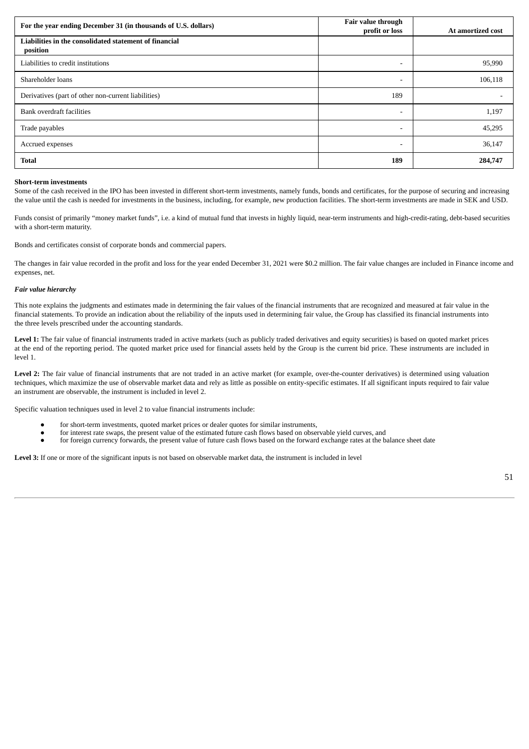| For the year ending December 31 (in thousands of U.S. dollars) | Fair value through profit or loss | At amortized cost |
|---|---|---|
| **Liabilities in the consolidated statement of financial position** | | |
| Liabilities to credit institutions | - | 95,990 |
| Shareholder loans | - | 106,118 |
| Derivatives (part of other non-current liabilities) | 189 | - |
| Bank overdraft facilities | - | 1,197 |
| Trade payables | - | 45,295 |
| Accrued expenses | - | 36,147 |
| **Total** | **189** | **284,747** |

**Short-term investments**

Some of the cash received in the IPO has been invested in different short-term investments, namely funds, bonds and certificates, for the purpose of securing and increasing the value until the cash is needed for investments in the business, including, for example, new production facilities. The short-term investments are made in SEK and USD.

Funds consist of primarily "money market funds", i.e. a kind of mutual fund that invests in highly liquid, near-term instruments and high-credit-rating, debt-based securities with a short-term maturity.

Bonds and certificates consist of corporate bonds and commercial papers.

The changes in fair value recorded in the profit and loss for the year ended December 31, 2021 were $0.2 million. The fair value changes are included in Finance income and expenses, net.

***Fair value hierarchy***

This note explains the judgments and estimates made in determining the fair values of the financial instruments that are recognized and measured at fair value in the financial statements. To provide an indication about the reliability of the inputs used in determining fair value, the Group has classified its financial instruments into the three levels prescribed under the accounting standards.

**Level 1:** The fair value of financial instruments traded in active markets (such as publicly traded derivatives and equity securities) is based on quoted market prices at the end of the reporting period. The quoted market price used for financial assets held by the Group is the current bid price. These instruments are included in level 1.

**Level 2:** The fair value of financial instruments that are not traded in an active market (for example, over-the-counter derivatives) is determined using valuation techniques, which maximize the use of observable market data and rely as little as possible on entity-specific estimates. If all significant inputs required to fair value an instrument are observable, the instrument is included in level 2.

Specific valuation techniques used in level 2 to value financial instruments include:

- for short-term investments, quoted market prices or dealer quotes for similar instruments,
- for interest rate swaps, the present value of the estimated future cash flows based on observable yield curves, and
- for foreign currency forwards, the present value of future cash flows based on the forward exchange rates at the balance sheet date

**Level 3:** If one or more of the significant inputs is not based on observable market data, the instrument is included in level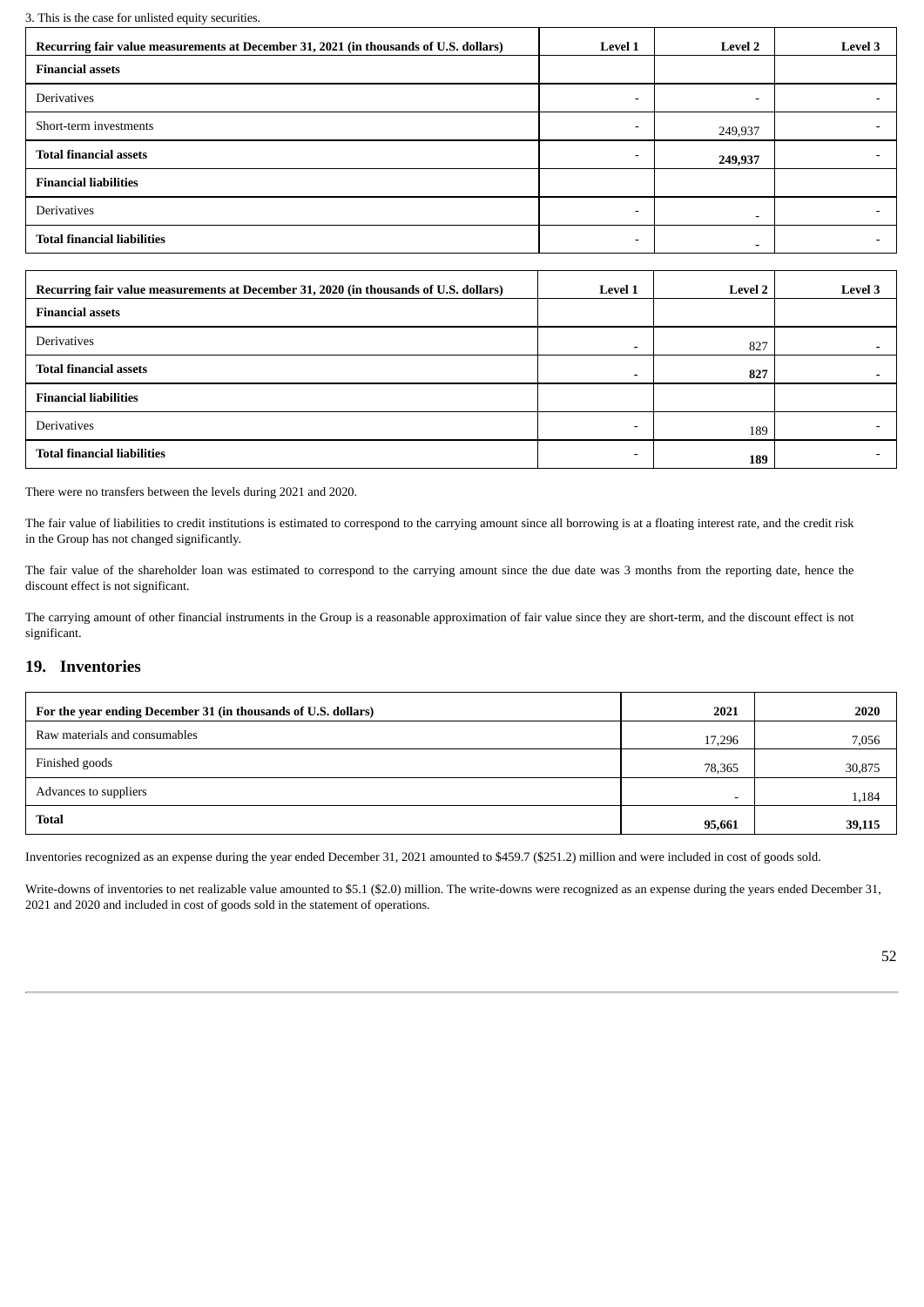3. This is the case for unlisted equity securities.

| Recurring fair value measurements at December 31, 2021 (in thousands of U.S. dollars) | Level 1 | Level 2 | Level 3 |
|---|---|---|---|
| **Financial assets** | | | |
| Derivatives | - | - | - |
| Short-term investments | - | 249,937 | - |
| **Total financial assets** | - | **249,937** | - |
| **Financial liabilities** | | | |
| Derivatives | - | - | - |
| **Total financial liabilities** | - | - | - |

| Recurring fair value measurements at December 31, 2020 (in thousands of U.S. dollars) | Level 1 | Level 2 | Level 3 |
|---|---|---|---|
| **Financial assets** | | | |
| Derivatives | - | 827 | - |
| **Total financial assets** | - | **827** | - |
| **Financial liabilities** | | | |
| Derivatives | - | 189 | - |
| **Total financial liabilities** | - | **189** | - |

There were no transfers between the levels during 2021 and 2020.

The fair value of liabilities to credit institutions is estimated to correspond to the carrying amount since all borrowing is at a floating interest rate, and the credit risk in the Group has not changed significantly.

The fair value of the shareholder loan was estimated to correspond to the carrying amount since the due date was 3 months from the reporting date, hence the discount effect is not significant.

The carrying amount of other financial instruments in the Group is a reasonable approximation of fair value since they are short-term, and the discount effect is not significant.

## 19. Inventories

| For the year ending December 31 (in thousands of U.S. dollars) | 2021 | 2020 |
|---|---|---|
| Raw materials and consumables | 17,296 | 7,056 |
| Finished goods | 78,365 | 30,875 |
| Advances to suppliers | - | 1,184 |
| **Total** | **95,661** | **39,115** |

Inventories recognized as an expense during the year ended December 31, 2021 amounted to $459.7 ($251.2) million and were included in cost of goods sold.

Write-downs of inventories to net realizable value amounted to $5.1 ($2.0) million. The write-downs were recognized as an expense during the years ended December 31, 2021 and 2020 and included in cost of goods sold in the statement of operations.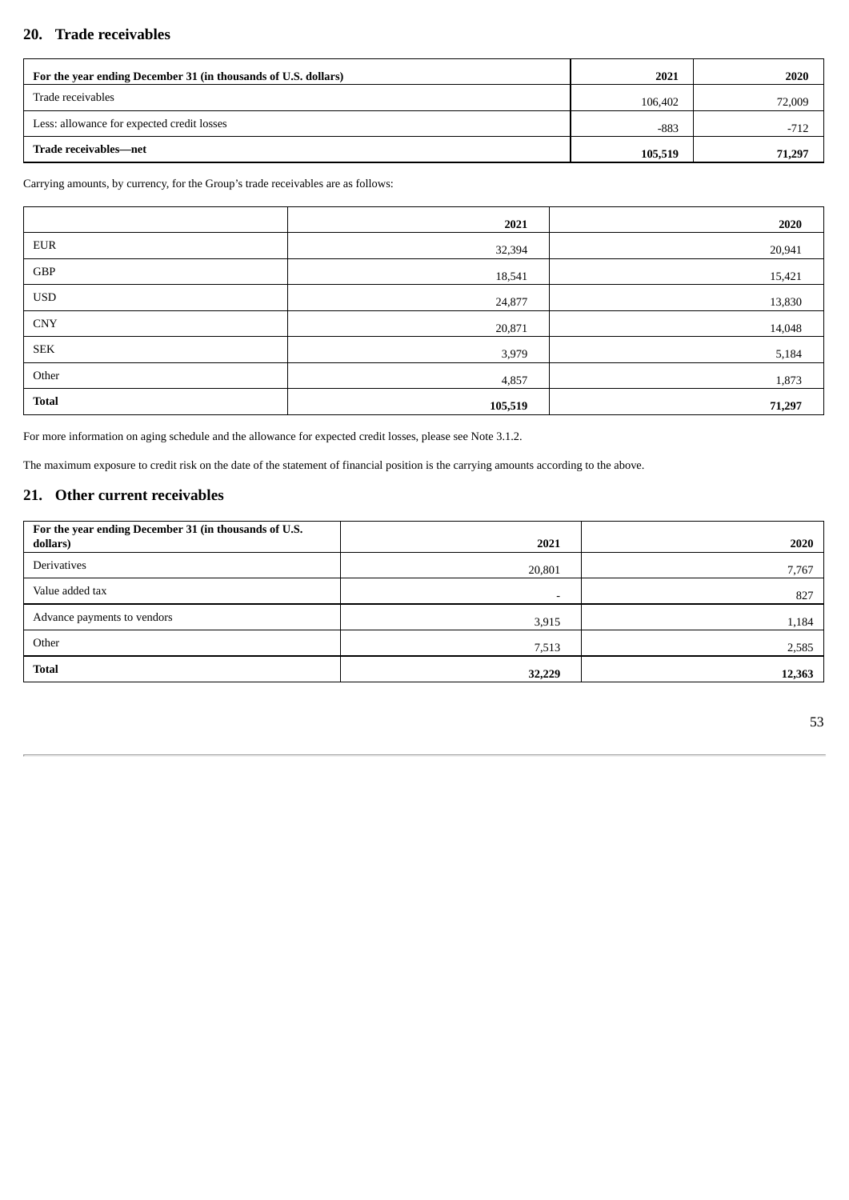## 20. Trade receivables

| For the year ending December 31 (in thousands of U.S. dollars) | 2021 | 2020 |
|---|---|---|
| Trade receivables | 106,402 | 72,009 |
| Less: allowance for expected credit losses | -883 | -712 |
| **Trade receivables—net** | **105,519** | **71,297** |

Carrying amounts, by currency, for the Group's trade receivables are as follows:

| | 2021 | 2020 |
|---|---|---|
| EUR | 32,394 | 20,941 |
| GBP | 18,541 | 15,421 |
| USD | 24,877 | 13,830 |
| CNY | 20,871 | 14,048 |
| SEK | 3,979 | 5,184 |
| Other | 4,857 | 1,873 |
| **Total** | **105,519** | **71,297** |

For more information on aging schedule and the allowance for expected credit losses, please see Note 3.1.2.

The maximum exposure to credit risk on the date of the statement of financial position is the carrying amounts according to the above.

## 21. Other current receivables

| For the year ending December 31 (in thousands of U.S. dollars) | 2021 | 2020 |
|---|---|---|
| Derivatives | 20,801 | 7,767 |
| Value added tax | - | 827 |
| Advance payments to vendors | 3,915 | 1,184 |
| Other | 7,513 | 2,585 |
| **Total** | **32,229** | **12,363** |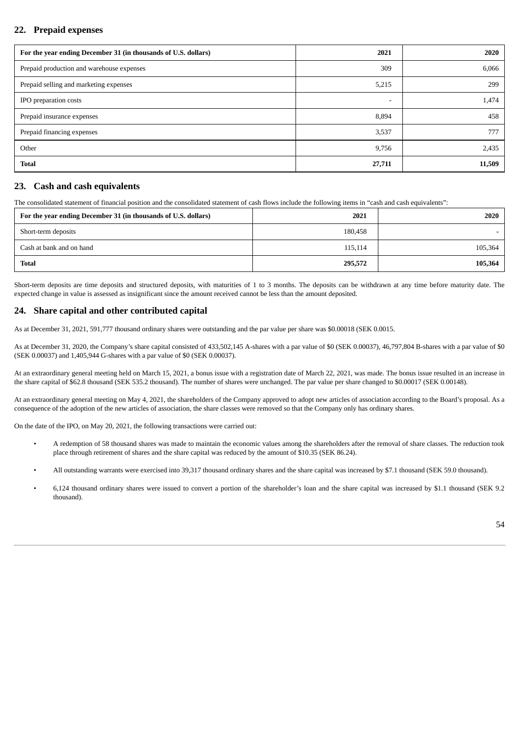## 22. Prepaid expenses

| For the year ending December 31 (in thousands of U.S. dollars) | 2021 | 2020 |
|---|---|---|
| Prepaid production and warehouse expenses | 309 | 6,066 |
| Prepaid selling and marketing expenses | 5,215 | 299 |
| IPO preparation costs | - | 1,474 |
| Prepaid insurance expenses | 8,894 | 458 |
| Prepaid financing expenses | 3,537 | 777 |
| Other | 9,756 | 2,435 |
| **Total** | **27,711** | **11,509** |

## 23. Cash and cash equivalents

The consolidated statement of financial position and the consolidated statement of cash flows include the following items in "cash and cash equivalents":

| For the year ending December 31 (in thousands of U.S. dollars) | 2021 | 2020 |
|---|---|---|
| Short-term deposits | 180,458 | - |
| Cash at bank and on hand | 115,114 | 105,364 |
| **Total** | **295,572** | **105,364** |

Short-term deposits are time deposits and structured deposits, with maturities of 1 to 3 months. The deposits can be withdrawn at any time before maturity date. The expected change in value is assessed as insignificant since the amount received cannot be less than the amount deposited.

## 24. Share capital and other contributed capital

As at December 31, 2021, 591,777 thousand ordinary shares were outstanding and the par value per share was $0.00018 (SEK 0.0015.

As at December 31, 2020, the Company's share capital consisted of 433,502,145 A-shares with a par value of $0 (SEK 0.00037), 46,797,804 B-shares with a par value of $0 (SEK 0.00037) and 1,405,944 G-shares with a par value of $0 (SEK 0.00037).

At an extraordinary general meeting held on March 15, 2021, a bonus issue with a registration date of March 22, 2021, was made. The bonus issue resulted in an increase in the share capital of $62.8 thousand (SEK 535.2 thousand). The number of shares were unchanged. The par value per share changed to $0.00017 (SEK 0.00148).

At an extraordinary general meeting on May 4, 2021, the shareholders of the Company approved to adopt new articles of association according to the Board's proposal. As a consequence of the adoption of the new articles of association, the share classes were removed so that the Company only has ordinary shares.

On the date of the IPO, on May 20, 2021, the following transactions were carried out:

- A redemption of 58 thousand shares was made to maintain the economic values among the shareholders after the removal of share classes. The reduction took place through retirement of shares and the share capital was reduced by the amount of $10.35 (SEK 86.24).
- All outstanding warrants were exercised into 39,317 thousand ordinary shares and the share capital was increased by $7.1 thousand (SEK 59.0 thousand).
- 6,124 thousand ordinary shares were issued to convert a portion of the shareholder's loan and the share capital was increased by $1.1 thousand (SEK 9.2 thousand).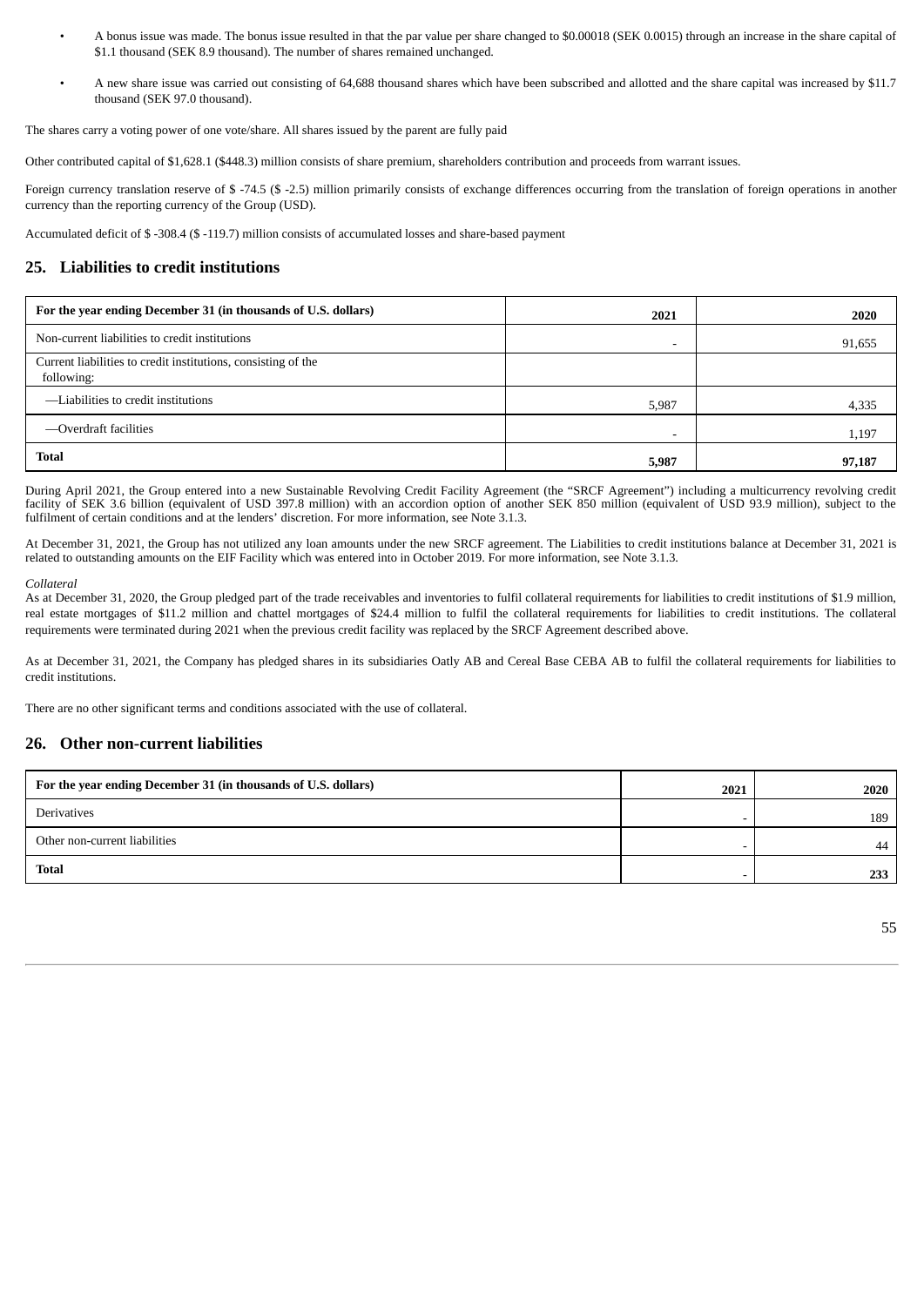- A bonus issue was made. The bonus issue resulted in that the par value per share changed to $0.00018 (SEK 0.0015) through an increase in the share capital of $1.1 thousand (SEK 8.9 thousand). The number of shares remained unchanged.
- A new share issue was carried out consisting of 64,688 thousand shares which have been subscribed and allotted and the share capital was increased by $11.7 thousand (SEK 97.0 thousand).

The shares carry a voting power of one vote/share. All shares issued by the parent are fully paid

Other contributed capital of $1,628.1 ($448.3) million consists of share premium, shareholders contribution and proceeds from warrant issues.

Foreign currency translation reserve of $ -74.5 ($ -2.5) million primarily consists of exchange differences occurring from the translation of foreign operations in another currency than the reporting currency of the Group (USD).

Accumulated deficit of $ -308.4 ($ -119.7) million consists of accumulated losses and share-based payment

## 25. Liabilities to credit institutions

| For the year ending December 31 (in thousands of U.S. dollars) | 2021 | 2020 |
|---|---|---|
| Non-current liabilities to credit institutions | - | 91,655 |
| Current liabilities to credit institutions, consisting of the following: | | |
| —Liabilities to credit institutions | 5,987 | 4,335 |
| —Overdraft facilities | - | 1,197 |
| **Total** | **5,987** | **97,187** |

During April 2021, the Group entered into a new Sustainable Revolving Credit Facility Agreement (the "SRCF Agreement") including a multicurrency revolving credit facility of SEK 3.6 billion (equivalent of USD 397.8 million) with an accordion option of another SEK 850 million (equivalent of USD 93.9 million), subject to the fulfilment of certain conditions and at the lenders' discretion. For more information, see Note 3.1.3.

At December 31, 2021, the Group has not utilized any loan amounts under the new SRCF agreement. The Liabilities to credit institutions balance at December 31, 2021 is related to outstanding amounts on the EIF Facility which was entered into in October 2019. For more information, see Note 3.1.3.

*Collateral*

As at December 31, 2020, the Group pledged part of the trade receivables and inventories to fulfil collateral requirements for liabilities to credit institutions of $1.9 million, real estate mortgages of $11.2 million and chattel mortgages of $24.4 million to fulfil the collateral requirements for liabilities to credit institutions. The collateral requirements were terminated during 2021 when the previous credit facility was replaced by the SRCF Agreement described above.

As at December 31, 2021, the Company has pledged shares in its subsidiaries Oatly AB and Cereal Base CEBA AB to fulfil the collateral requirements for liabilities to credit institutions.

There are no other significant terms and conditions associated with the use of collateral.

## 26. Other non-current liabilities

| For the year ending December 31 (in thousands of U.S. dollars) | 2021 | 2020 |
|---|---|---|
| Derivatives | - | 189 |
| Other non-current liabilities | - | 44 |
| **Total** | - | **233** |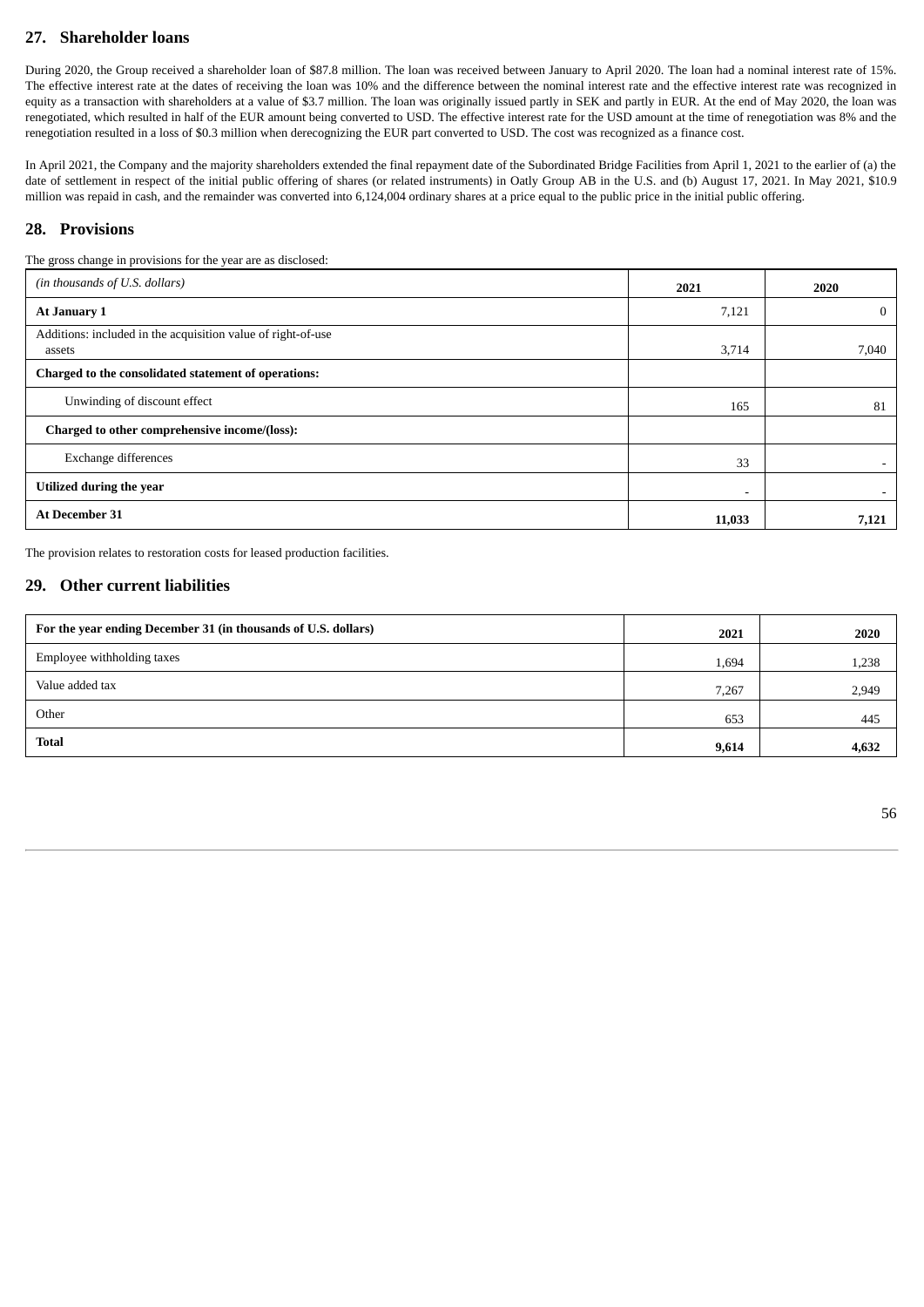## 27. Shareholder loans

During 2020, the Group received a shareholder loan of $87.8 million. The loan was received between January to April 2020. The loan had a nominal interest rate of 15%. The effective interest rate at the dates of receiving the loan was 10% and the difference between the nominal interest rate and the effective interest rate was recognized in equity as a transaction with shareholders at a value of $3.7 million. The loan was originally issued partly in SEK and partly in EUR. At the end of May 2020, the loan was renegotiated, which resulted in half of the EUR amount being converted to USD. The effective interest rate for the USD amount at the time of renegotiation was 8% and the renegotiation resulted in a loss of $0.3 million when derecognizing the EUR part converted to USD. The cost was recognized as a finance cost.

In April 2021, the Company and the majority shareholders extended the final repayment date of the Subordinated Bridge Facilities from April 1, 2021 to the earlier of (a) the date of settlement in respect of the initial public offering of shares (or related instruments) in Oatly Group AB in the U.S. and (b) August 17, 2021. In May 2021, $10.9 million was repaid in cash, and the remainder was converted into 6,124,004 ordinary shares at a price equal to the public price in the initial public offering.

## 28. Provisions

The gross change in provisions for the year are as disclosed:

| *(in thousands of U.S. dollars)* | 2021 | 2020 |
|---|---|---|
| **At January 1** | 7,121 | 0 |
| Additions: included in the acquisition value of right-of-use assets | 3,714 | 7,040 |
| **Charged to the consolidated statement of operations:** | | |
| Unwinding of discount effect | 165 | 81 |
| **Charged to other comprehensive income/(loss):** | | |
| Exchange differences | 33 | - |
| **Utilized during the year** | - | - |
| **At December 31** | **11,033** | **7,121** |

The provision relates to restoration costs for leased production facilities.

## 29. Other current liabilities

| For the year ending December 31 (in thousands of U.S. dollars) | 2021 | 2020 |
|---|---|---|
| Employee withholding taxes | 1,694 | 1,238 |
| Value added tax | 7,267 | 2,949 |
| Other | 653 | 445 |
| **Total** | **9,614** | **4,632** |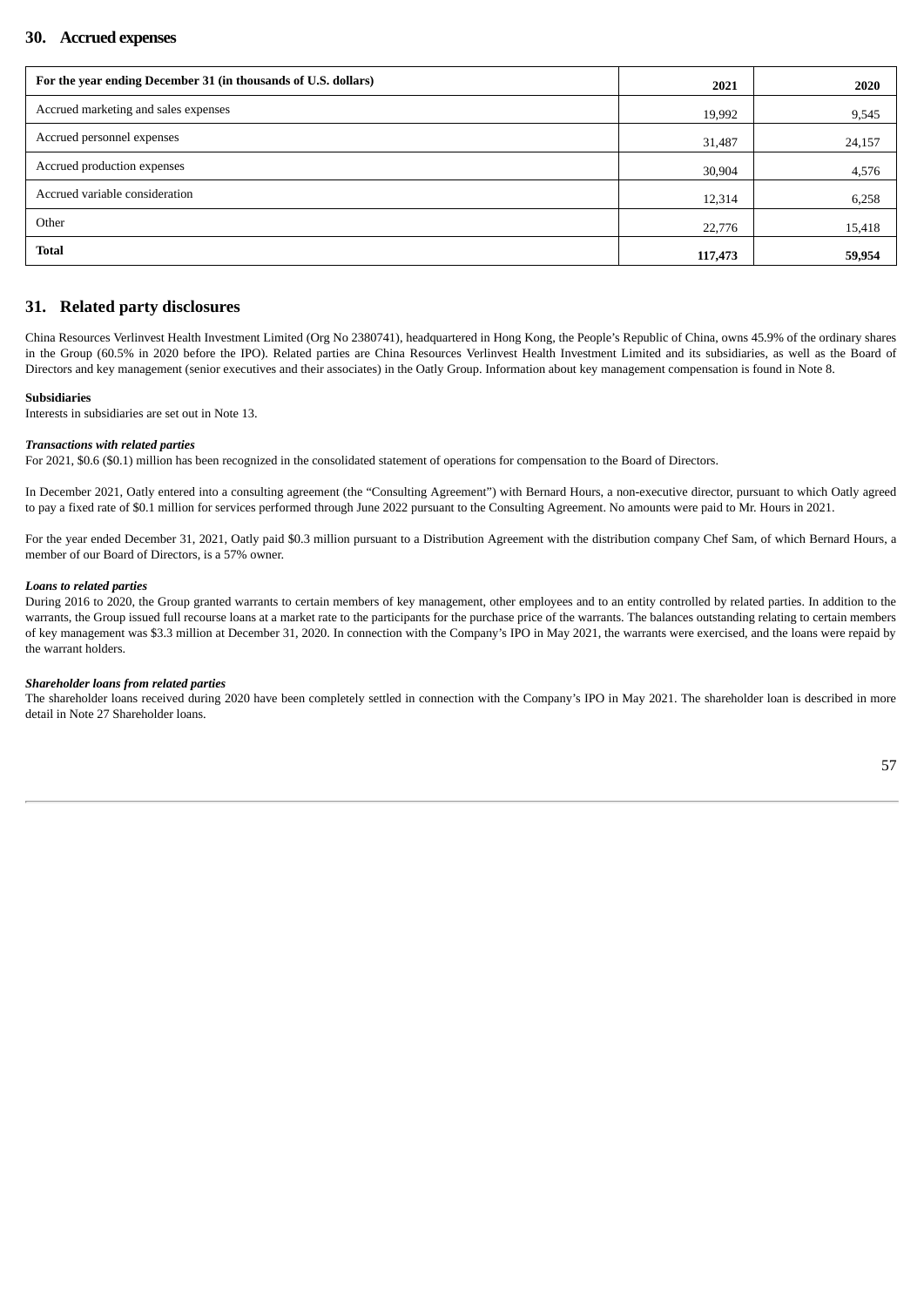## 30. Accrued expenses

| For the year ending December 31 (in thousands of U.S. dollars) | 2021 | 2020 |
|---|---|---|
| Accrued marketing and sales expenses | 19,992 | 9,545 |
| Accrued personnel expenses | 31,487 | 24,157 |
| Accrued production expenses | 30,904 | 4,576 |
| Accrued variable consideration | 12,314 | 6,258 |
| Other | 22,776 | 15,418 |
| **Total** | **117,473** | **59,954** |

## 31. Related party disclosures

China Resources Verlinvest Health Investment Limited (Org No 2380741), headquartered in Hong Kong, the People's Republic of China, owns 45.9% of the ordinary shares in the Group (60.5% in 2020 before the IPO). Related parties are China Resources Verlinvest Health Investment Limited and its subsidiaries, as well as the Board of Directors and key management (senior executives and their associates) in the Oatly Group. Information about key management compensation is found in Note 8.

**Subsidiaries**
Interests in subsidiaries are set out in Note 13.

***Transactions with related parties***
For 2021, $0.6 ($0.1) million has been recognized in the consolidated statement of operations for compensation to the Board of Directors.

In December 2021, Oatly entered into a consulting agreement (the "Consulting Agreement") with Bernard Hours, a non-executive director, pursuant to which Oatly agreed to pay a fixed rate of $0.1 million for services performed through June 2022 pursuant to the Consulting Agreement. No amounts were paid to Mr. Hours in 2021.

For the year ended December 31, 2021, Oatly paid $0.3 million pursuant to a Distribution Agreement with the distribution company Chef Sam, of which Bernard Hours, a member of our Board of Directors, is a 57% owner.

***Loans to related parties***
During 2016 to 2020, the Group granted warrants to certain members of key management, other employees and to an entity controlled by related parties. In addition to the warrants, the Group issued full recourse loans at a market rate to the participants for the purchase price of the warrants. The balances outstanding relating to certain members of key management was $3.3 million at December 31, 2020. In connection with the Company's IPO in May 2021, the warrants were exercised, and the loans were repaid by the warrant holders.

***Shareholder loans from related parties***
The shareholder loans received during 2020 have been completely settled in connection with the Company's IPO in May 2021. The shareholder loan is described in more detail in Note 27 Shareholder loans.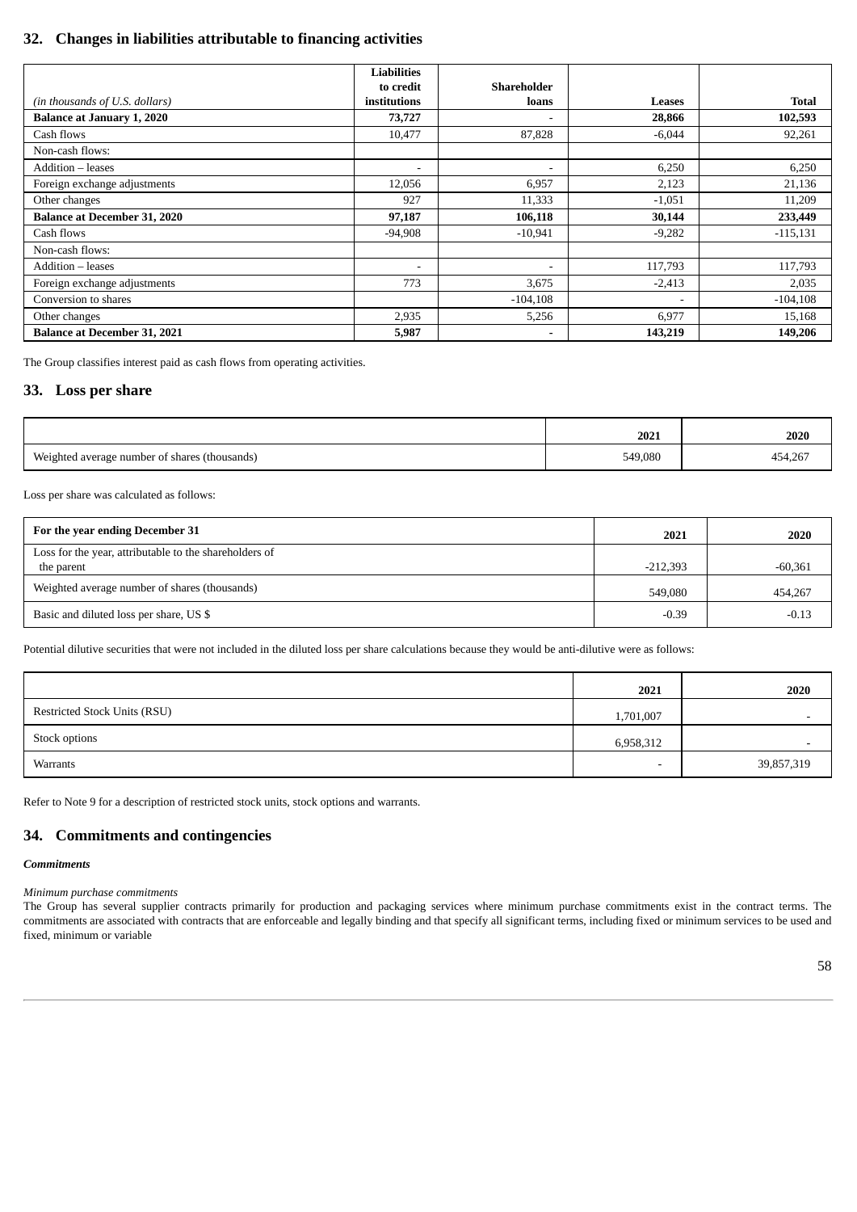## 32. Changes in liabilities attributable to financing activities

| *(in thousands of U.S. dollars)* | Liabilities to credit institutions | Shareholder loans | Leases | Total |
|---|---|---|---|---|
| **Balance at January 1, 2020** | **73,727** | - | **28,866** | **102,593** |
| Cash flows | 10,477 | 87,828 | -6,044 | 92,261 |
| Non-cash flows: | | | | |
| Addition – leases | - | - | 6,250 | 6,250 |
| Foreign exchange adjustments | 12,056 | 6,957 | 2,123 | 21,136 |
| Other changes | 927 | 11,333 | -1,051 | 11,209 |
| **Balance at December 31, 2020** | **97,187** | **106,118** | **30,144** | **233,449** |
| Cash flows | -94,908 | -10,941 | -9,282 | -115,131 |
| Non-cash flows: | | | | |
| Addition – leases | - | - | 117,793 | 117,793 |
| Foreign exchange adjustments | 773 | 3,675 | -2,413 | 2,035 |
| Conversion to shares | | -104,108 | - | -104,108 |
| Other changes | 2,935 | 5,256 | 6,977 | 15,168 |
| **Balance at December 31, 2021** | **5,987** | **-** | **143,219** | **149,206** |

The Group classifies interest paid as cash flows from operating activities.

## 33. Loss per share

| | 2021 | 2020 |
|---|---|---|
| Weighted average number of shares (thousands) | 549,080 | 454,267 |

Loss per share was calculated as follows:

| For the year ending December 31 | 2021 | 2020 |
|---|---|---|
| Loss for the year, attributable to the shareholders of the parent | -212,393 | -60,361 |
| Weighted average number of shares (thousands) | 549,080 | 454,267 |
| Basic and diluted loss per share, US $ | -0.39 | -0.13 |

Potential dilutive securities that were not included in the diluted loss per share calculations because they would be anti-dilutive were as follows:

| | 2021 | 2020 |
|---|---|---|
| Restricted Stock Units (RSU) | 1,701,007 | - |
| Stock options | 6,958,312 | - |
| Warrants | - | 39,857,319 |

Refer to Note 9 for a description of restricted stock units, stock options and warrants.

## 34. Commitments and contingencies

***Commitments***

*Minimum purchase commitments*

The Group has several supplier contracts primarily for production and packaging services where minimum purchase commitments exist in the contract terms. The commitments are associated with contracts that are enforceable and legally binding and that specify all significant terms, including fixed or minimum services to be used and fixed, minimum or variable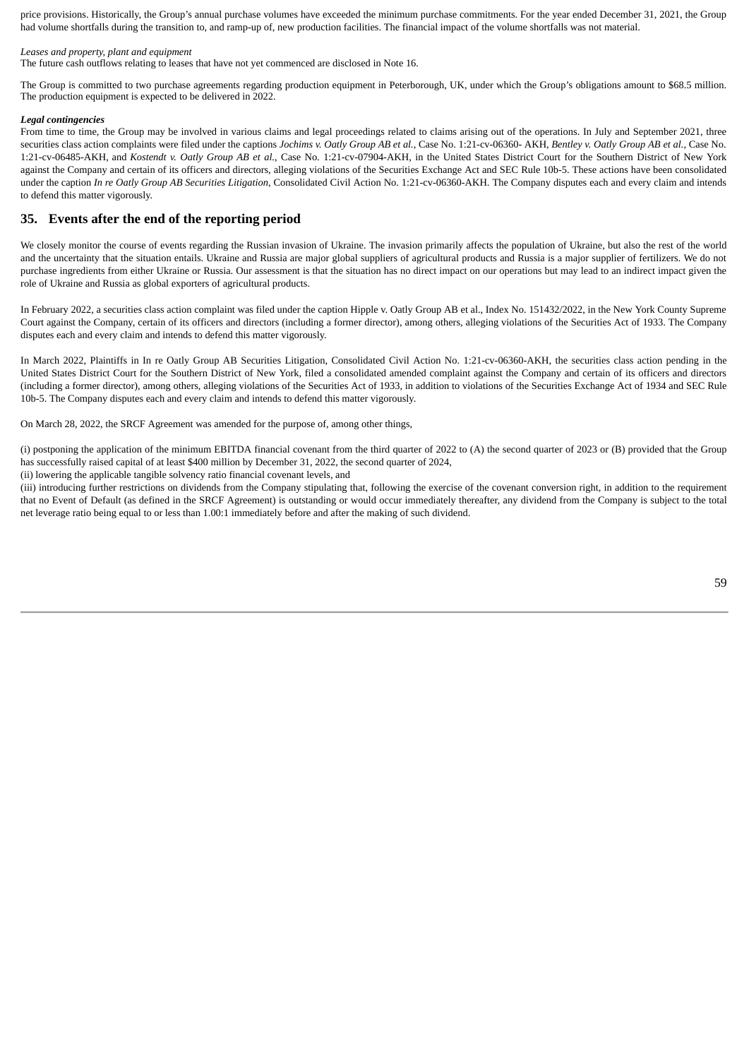price provisions. Historically, the Group's annual purchase volumes have exceeded the minimum purchase commitments. For the year ended December 31, 2021, the Group had volume shortfalls during the transition to, and ramp-up of, new production facilities. The financial impact of the volume shortfalls was not material.

*Leases and property, plant and equipment*
The future cash outflows relating to leases that have not yet commenced are disclosed in Note 16.

The Group is committed to two purchase agreements regarding production equipment in Peterborough, UK, under which the Group's obligations amount to $68.5 million. The production equipment is expected to be delivered in 2022.

***Legal contingencies***
From time to time, the Group may be involved in various claims and legal proceedings related to claims arising out of the operations. In July and September 2021, three securities class action complaints were filed under the captions *Jochims v. Oatly Group AB et al.*, Case No. 1:21-cv-06360- AKH, *Bentley v. Oatly Group AB et al.*, Case No. 1:21-cv-06485-AKH, and *Kostendt v. Oatly Group AB et al.*, Case No. 1:21-cv-07904-AKH, in the United States District Court for the Southern District of New York against the Company and certain of its officers and directors, alleging violations of the Securities Exchange Act and SEC Rule 10b-5. These actions have been consolidated under the caption *In re Oatly Group AB Securities Litigation*, Consolidated Civil Action No. 1:21-cv-06360-AKH. The Company disputes each and every claim and intends to defend this matter vigorously.

## 35. Events after the end of the reporting period

We closely monitor the course of events regarding the Russian invasion of Ukraine. The invasion primarily affects the population of Ukraine, but also the rest of the world and the uncertainty that the situation entails. Ukraine and Russia are major global suppliers of agricultural products and Russia is a major supplier of fertilizers. We do not purchase ingredients from either Ukraine or Russia. Our assessment is that the situation has no direct impact on our operations but may lead to an indirect impact given the role of Ukraine and Russia as global exporters of agricultural products.

In February 2022, a securities class action complaint was filed under the caption Hipple v. Oatly Group AB et al., Index No. 151432/2022, in the New York County Supreme Court against the Company, certain of its officers and directors (including a former director), among others, alleging violations of the Securities Act of 1933. The Company disputes each and every claim and intends to defend this matter vigorously.

In March 2022, Plaintiffs in In re Oatly Group AB Securities Litigation, Consolidated Civil Action No. 1:21-cv-06360-AKH, the securities class action pending in the United States District Court for the Southern District of New York, filed a consolidated amended complaint against the Company and certain of its officers and directors (including a former director), among others, alleging violations of the Securities Act of 1933, in addition to violations of the Securities Exchange Act of 1934 and SEC Rule 10b-5. The Company disputes each and every claim and intends to defend this matter vigorously.

On March 28, 2022, the SRCF Agreement was amended for the purpose of, among other things,

(i) postponing the application of the minimum EBITDA financial covenant from the third quarter of 2022 to (A) the second quarter of 2023 or (B) provided that the Group has successfully raised capital of at least $400 million by December 31, 2022, the second quarter of 2024,
(ii) lowering the applicable tangible solvency ratio financial covenant levels, and
(iii) introducing further restrictions on dividends from the Company stipulating that, following the exercise of the covenant conversion right, in addition to the requirement that no Event of Default (as defined in the SRCF Agreement) is outstanding or would occur immediately thereafter, any dividend from the Company is subject to the total net leverage ratio being equal to or less than 1.00:1 immediately before and after the making of such dividend.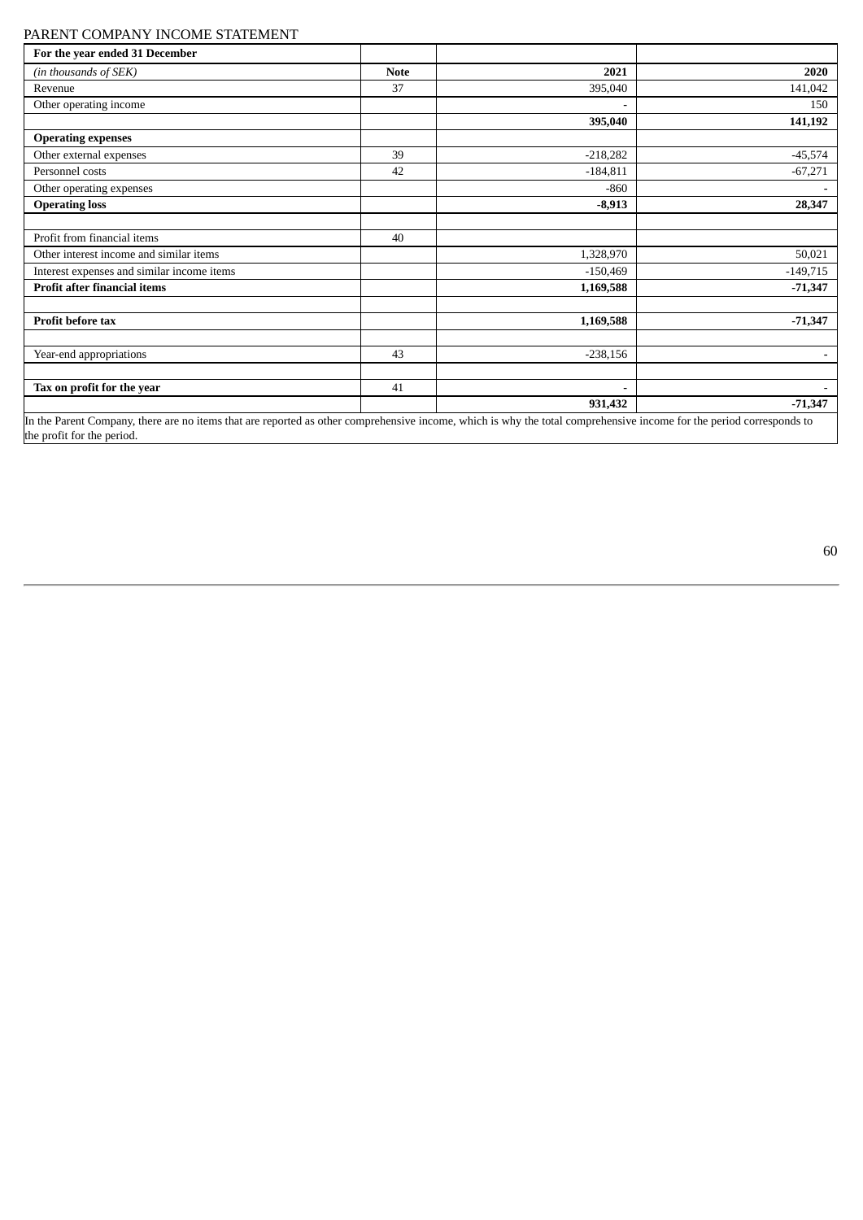PARENT COMPANY INCOME STATEMENT

| For the year ended 31 December | | | |
|---|---|---|---|
| *(in thousands of SEK)* | **Note** | **2021** | **2020** |
| Revenue | 37 | 395,040 | 141,042 |
| Other operating income | | - | 150 |
| | | **395,040** | **141,192** |
| **Operating expenses** | | | |
| Other external expenses | 39 | -218,282 | -45,574 |
| Personnel costs | 42 | -184,811 | -67,271 |
| Other operating expenses | | -860 | - |
| **Operating loss** | | **-8,913** | **28,347** |
| | | | |
| Profit from financial items | 40 | | |
| Other interest income and similar items | | 1,328,970 | 50,021 |
| Interest expenses and similar income items | | -150,469 | -149,715 |
| **Profit after financial items** | | **1,169,588** | **-71,347** |
| | | | |
| **Profit before tax** | | **1,169,588** | **-71,347** |
| | | | |
| Year-end appropriations | 43 | -238,156 | - |
| | | | |
| **Tax on profit for the year** | 41 | - | - |
| | | **931,432** | **-71,347** |

In the Parent Company, there are no items that are reported as other comprehensive income, which is why the total comprehensive income for the period corresponds to the profit for the period.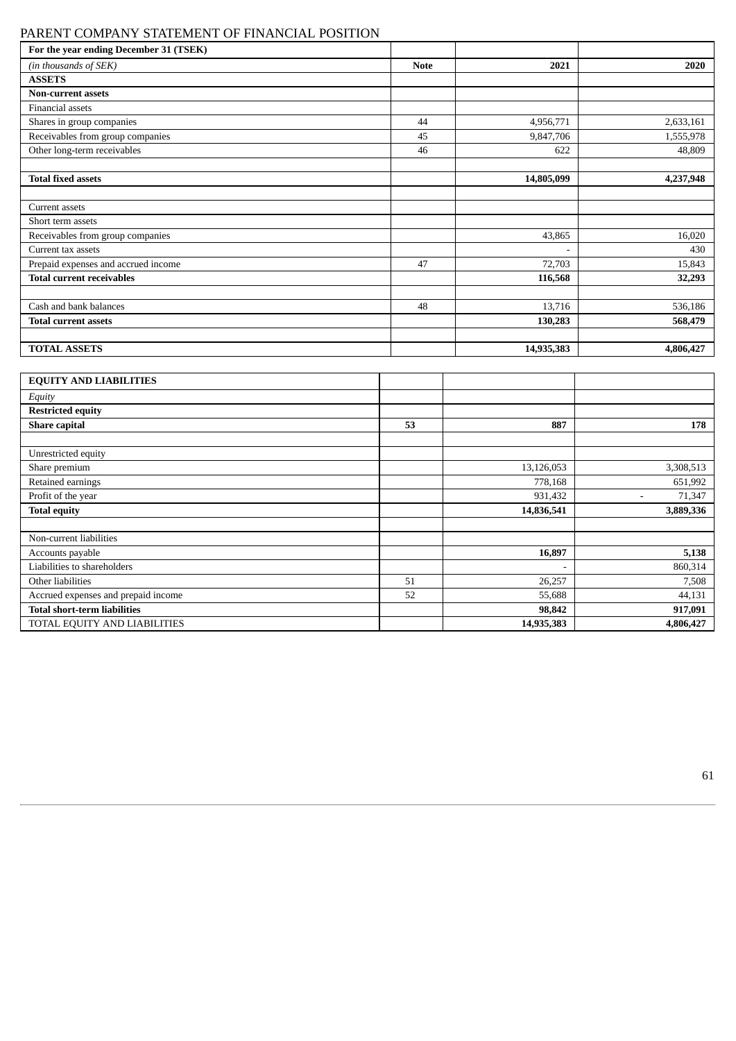PARENT COMPANY STATEMENT OF FINANCIAL POSITION

| For the year ending December 31 (TSEK) | | | |
|---|---|---|---|
| *(in thousands of SEK)* | **Note** | **2021** | **2020** |
| **ASSETS** | | | |
| **Non-current assets** | | | |
| Financial assets | | | |
| Shares in group companies | 44 | 4,956,771 | 2,633,161 |
| Receivables from group companies | 45 | 9,847,706 | 1,555,978 |
| Other long-term receivables | 46 | 622 | 48,809 |
| | | | |
| **Total fixed assets** | | **14,805,099** | **4,237,948** |
| | | | |
| Current assets | | | |
| Short term assets | | | |
| Receivables from group companies | | 43,865 | 16,020 |
| Current tax assets | | - | 430 |
| Prepaid expenses and accrued income | 47 | 72,703 | 15,843 |
| **Total current receivables** | | **116,568** | **32,293** |
| | | | |
| Cash and bank balances | 48 | 13,716 | 536,186 |
| **Total current assets** | | **130,283** | **568,479** |
| | | | |
| **TOTAL ASSETS** | | **14,935,383** | **4,806,427** |

| **EQUITY AND LIABILITIES** | | | |
|---|---|---|---|
| *Equity* | | | |
| **Restricted equity** | | | |
| **Share capital** | **53** | **887** | **178** |
| | | | |
| Unrestricted equity | | | |
| Share premium | | 13,126,053 | 3,308,513 |
| Retained earnings | | 778,168 | 651,992 |
| Profit of the year | | 931,432 | - 71,347 |
| **Total equity** | | **14,836,541** | **3,889,336** |
| | | | |
| Non-current liabilities | | | |
| Accounts payable | | **16,897** | **5,138** |
| Liabilities to shareholders | | - | 860,314 |
| Other liabilities | 51 | 26,257 | 7,508 |
| Accrued expenses and prepaid income | 52 | 55,688 | 44,131 |
| **Total short-term liabilities** | | **98,842** | **917,091** |
| TOTAL EQUITY AND LIABILITIES | | **14,935,383** | **4,806,427** |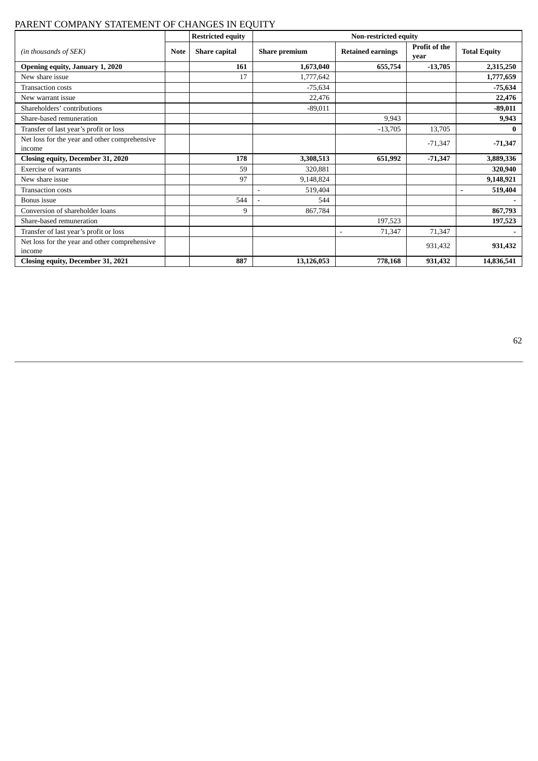# PARENT COMPANY STATEMENT OF CHANGES IN EQUITY

| | | Restricted equity | Non-restricted equity | | | |
|---|---|---|---|---|---|---|
| *(in thousands of SEK)* | **Note** | **Share capital** | **Share premium** | **Retained earnings** | **Profit of the year** | **Total Equity** |
| **Opening equity, January 1, 2020** | | **161** | **1,673,040** | **655,754** | **-13,705** | **2,315,250** |
| New share issue | | 17 | 1,777,642 | | | **1,777,659** |
| Transaction costs | | | -75,634 | | | **-75,634** |
| New warrant issue | | | 22,476 | | | **22,476** |
| Shareholders' contributions | | | -89,011 | | | **-89,011** |
| Share-based remuneration | | | | 9,943 | | **9,943** |
| Transfer of last year's profit or loss | | | | -13,705 | 13,705 | **0** |
| Net loss for the year and other comprehensive income | | | | | -71,347 | **-71,347** |
| **Closing equity, December 31, 2020** | | **178** | **3,308,513** | **651,992** | **-71,347** | **3,889,336** |
| Exercise of warrants | | 59 | 320,881 | | | **320,940** |
| New share issue | | 97 | 9,148,824 | | | **9,148,921** |
| Transaction costs | | | - 519,404 | | | **- 519,404** |
| Bonus issue | | 544 | - 544 | | | **-** |
| Conversion of shareholder loans | | 9 | 867,784 | | | **867,793** |
| Share-based remuneration | | | | 197,523 | | **197,523** |
| Transfer of last year's profit or loss | | | | - 71,347 | 71,347 | **-** |
| Net loss for the year and other comprehensive income | | | | | 931,432 | **931,432** |
| **Closing equity, December 31, 2021** | | **887** | **13,126,053** | **778,168** | **931,432** | **14,836,541** |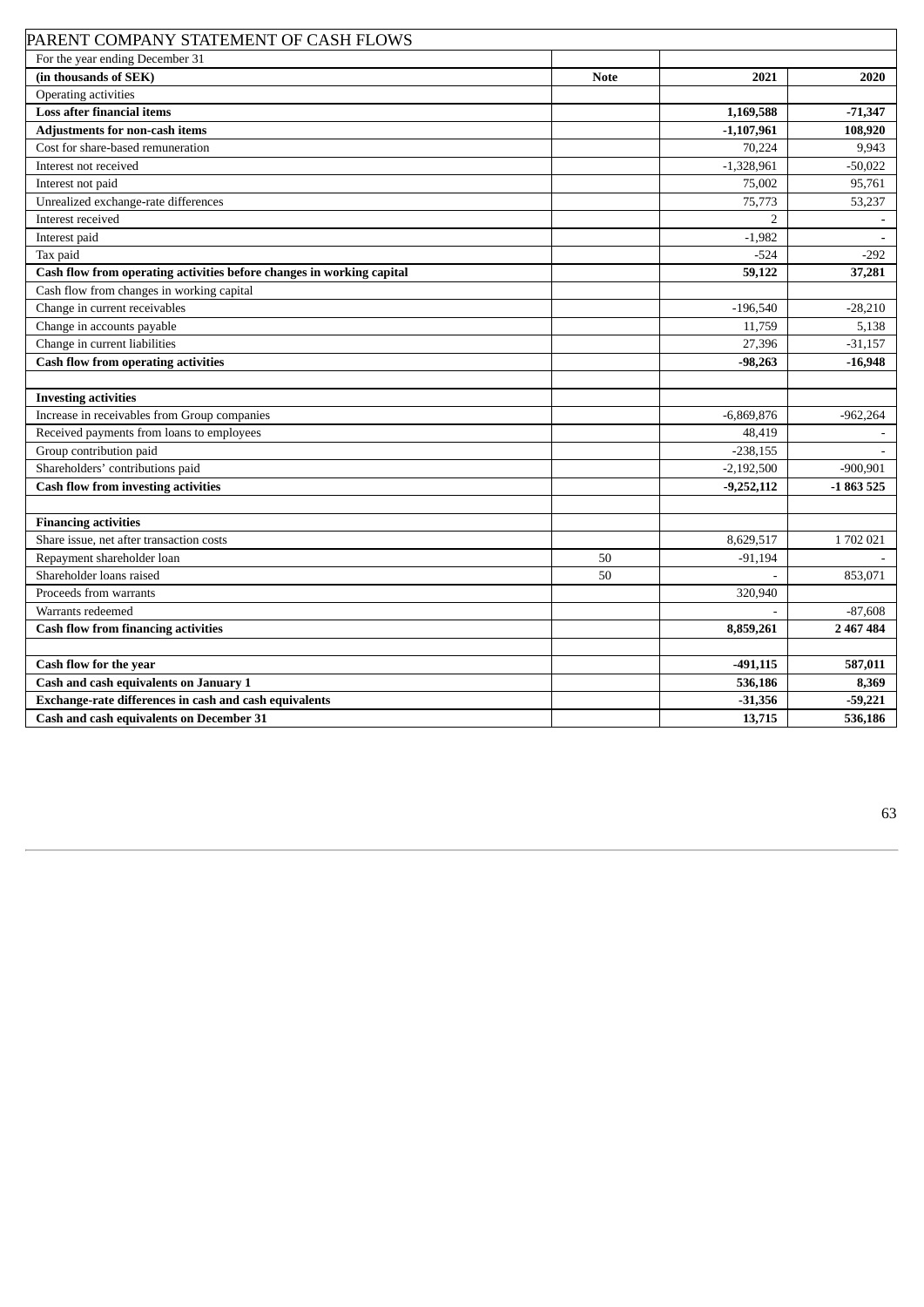# PARENT COMPANY STATEMENT OF CASH FLOWS

| For the year ending December 31 | | | |
|---|---|---|---|
| **(in thousands of SEK)** | **Note** | **2021** | **2020** |
| Operating activities | | | |
| **Loss after financial items** | | **1,169,588** | **-71,347** |
| **Adjustments for non-cash items** | | **-1,107,961** | **108,920** |
| Cost for share-based remuneration | | 70,224 | 9,943 |
| Interest not received | | -1,328,961 | -50,022 |
| Interest not paid | | 75,002 | 95,761 |
| Unrealized exchange-rate differences | | 75,773 | 53,237 |
| Interest received | | 2 | - |
| Interest paid | | -1,982 | - |
| Tax paid | | -524 | -292 |
| **Cash flow from operating activities before changes in working capital** | | **59,122** | **37,281** |
| Cash flow from changes in working capital | | | |
| Change in current receivables | | -196,540 | -28,210 |
| Change in accounts payable | | 11,759 | 5,138 |
| Change in current liabilities | | 27,396 | -31,157 |
| **Cash flow from operating activities** | | **-98,263** | **-16,948** |
| | | | |
| **Investing activities** | | | |
| Increase in receivables from Group companies | | -6,869,876 | -962,264 |
| Received payments from loans to employees | | 48,419 | - |
| Group contribution paid | | -238,155 | - |
| Shareholders' contributions paid | | -2,192,500 | -900,901 |
| **Cash flow from investing activities** | | **-9,252,112** | **-1 863 525** |
| | | | |
| **Financing activities** | | | |
| Share issue, net after transaction costs | | 8,629,517 | 1 702 021 |
| Repayment shareholder loan | 50 | -91,194 | - |
| Shareholder loans raised | 50 | - | 853,071 |
| Proceeds from warrants | | 320,940 | |
| Warrants redeemed | | - | -87,608 |
| **Cash flow from financing activities** | | **8,859,261** | **2 467 484** |
| | | | |
| **Cash flow for the year** | | **-491,115** | **587,011** |
| **Cash and cash equivalents on January 1** | | **536,186** | **8,369** |
| **Exchange-rate differences in cash and cash equivalents** | | **-31,356** | **-59,221** |
| **Cash and cash equivalents on December 31** | | **13,715** | **536,186** |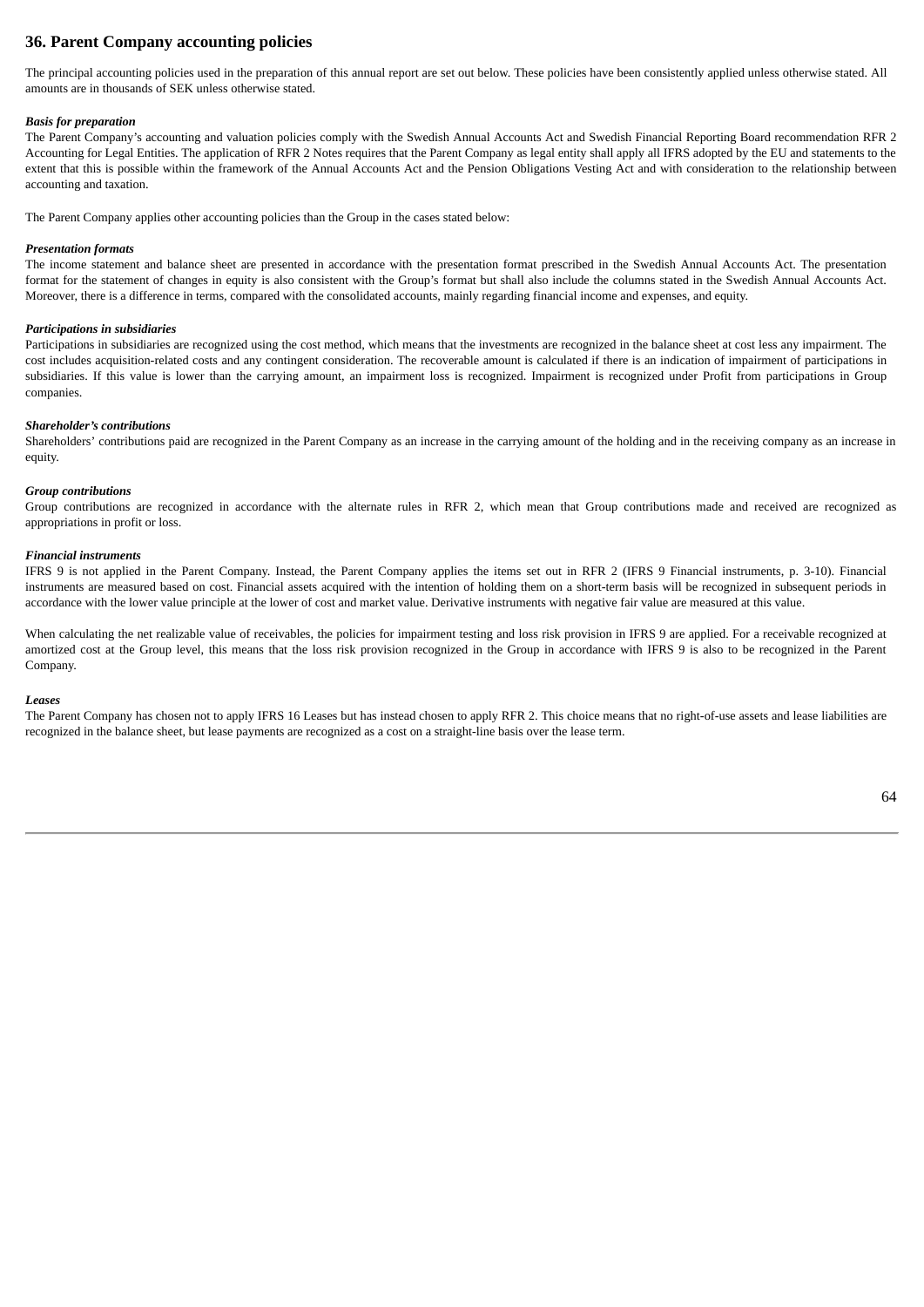## 36. Parent Company accounting policies

The principal accounting policies used in the preparation of this annual report are set out below. These policies have been consistently applied unless otherwise stated. All amounts are in thousands of SEK unless otherwise stated.

***Basis for preparation***

The Parent Company's accounting and valuation policies comply with the Swedish Annual Accounts Act and Swedish Financial Reporting Board recommendation RFR 2 Accounting for Legal Entities. The application of RFR 2 Notes requires that the Parent Company as legal entity shall apply all IFRS adopted by the EU and statements to the extent that this is possible within the framework of the Annual Accounts Act and the Pension Obligations Vesting Act and with consideration to the relationship between accounting and taxation.

The Parent Company applies other accounting policies than the Group in the cases stated below:

***Presentation formats***

The income statement and balance sheet are presented in accordance with the presentation format prescribed in the Swedish Annual Accounts Act. The presentation format for the statement of changes in equity is also consistent with the Group's format but shall also include the columns stated in the Swedish Annual Accounts Act. Moreover, there is a difference in terms, compared with the consolidated accounts, mainly regarding financial income and expenses, and equity.

***Participations in subsidiaries***

Participations in subsidiaries are recognized using the cost method, which means that the investments are recognized in the balance sheet at cost less any impairment. The cost includes acquisition-related costs and any contingent consideration. The recoverable amount is calculated if there is an indication of impairment of participations in subsidiaries. If this value is lower than the carrying amount, an impairment loss is recognized. Impairment is recognized under Profit from participations in Group companies.

***Shareholder's contributions***

Shareholders' contributions paid are recognized in the Parent Company as an increase in the carrying amount of the holding and in the receiving company as an increase in equity.

***Group contributions***

Group contributions are recognized in accordance with the alternate rules in RFR 2, which mean that Group contributions made and received are recognized as appropriations in profit or loss.

***Financial instruments***

IFRS 9 is not applied in the Parent Company. Instead, the Parent Company applies the items set out in RFR 2 (IFRS 9 Financial instruments, p. 3-10). Financial instruments are measured based on cost. Financial assets acquired with the intention of holding them on a short-term basis will be recognized in subsequent periods in accordance with the lower value principle at the lower of cost and market value. Derivative instruments with negative fair value are measured at this value.

When calculating the net realizable value of receivables, the policies for impairment testing and loss risk provision in IFRS 9 are applied. For a receivable recognized at amortized cost at the Group level, this means that the loss risk provision recognized in the Group in accordance with IFRS 9 is also to be recognized in the Parent Company.

***Leases***

The Parent Company has chosen not to apply IFRS 16 Leases but has instead chosen to apply RFR 2. This choice means that no right-of-use assets and lease liabilities are recognized in the balance sheet, but lease payments are recognized as a cost on a straight-line basis over the lease term.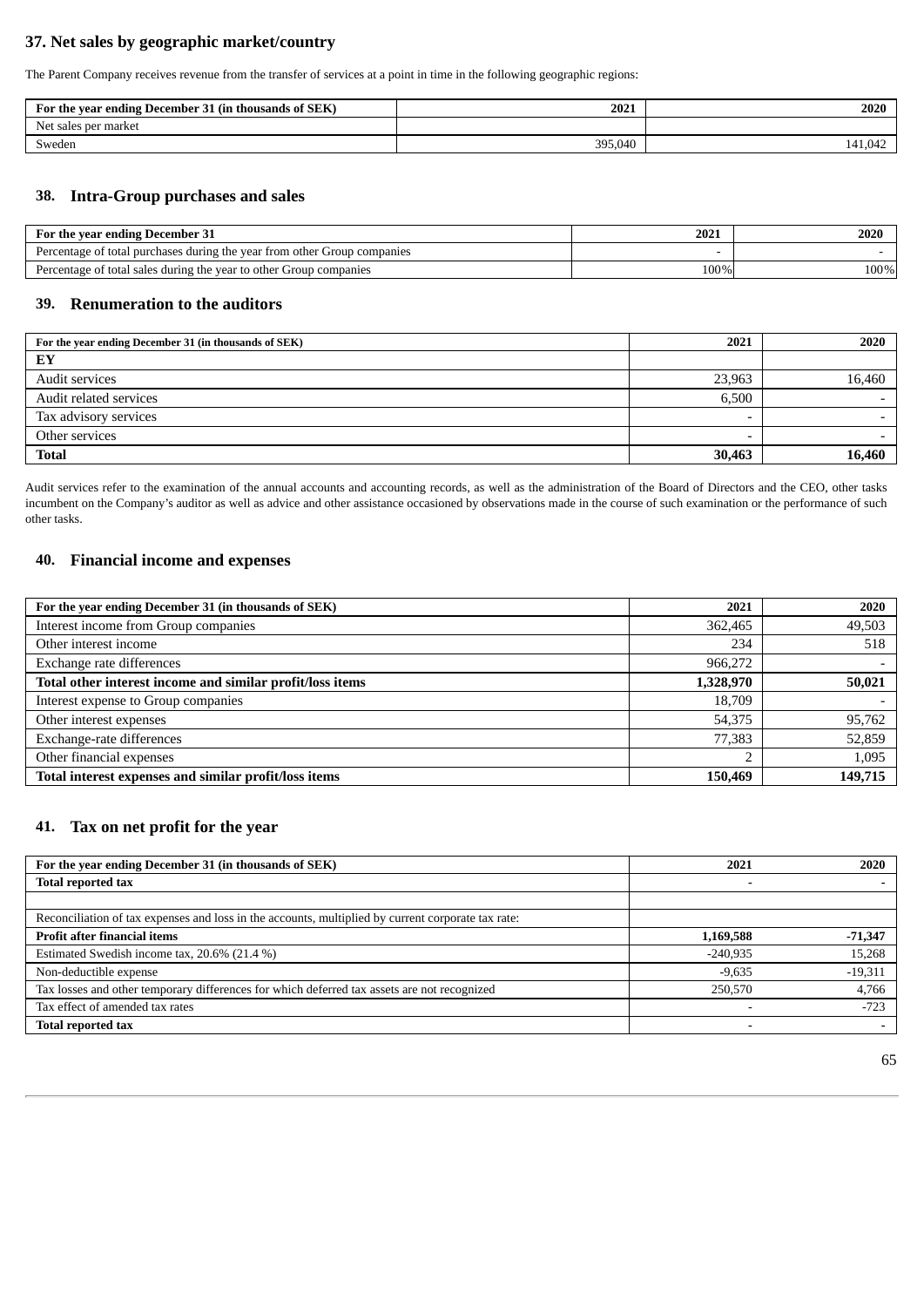## 37. Net sales by geographic market/country

The Parent Company receives revenue from the transfer of services at a point in time in the following geographic regions:

| For the year ending December 31 (in thousands of SEK) | 2021 | 2020 |
|---|---|---|
| Net sales per market | | |
| Sweden | 395,040 | 141,042 |

## 38. Intra-Group purchases and sales

| For the year ending December 31 | 2021 | 2020 |
|---|---|---|
| Percentage of total purchases during the year from other Group companies | - | - |
| Percentage of total sales during the year to other Group companies | 100% | 100% |

## 39. Renumeration to the auditors

| For the year ending December 31 (in thousands of SEK) | 2021 | 2020 |
|---|---|---|
| **EY** | | |
| Audit services | 23,963 | 16,460 |
| Audit related services | 6,500 | - |
| Tax advisory services | - | - |
| Other services | - | - |
| **Total** | **30,463** | **16,460** |

Audit services refer to the examination of the annual accounts and accounting records, as well as the administration of the Board of Directors and the CEO, other tasks incumbent on the Company's auditor as well as advice and other assistance occasioned by observations made in the course of such examination or the performance of such other tasks.

## 40. Financial income and expenses

| For the year ending December 31 (in thousands of SEK) | 2021 | 2020 |
|---|---|---|
| Interest income from Group companies | 362,465 | 49,503 |
| Other interest income | 234 | 518 |
| Exchange rate differences | 966,272 | - |
| **Total other interest income and similar profit/loss items** | **1,328,970** | **50,021** |
| Interest expense to Group companies | 18,709 | - |
| Other interest expenses | 54,375 | 95,762 |
| Exchange-rate differences | 77,383 | 52,859 |
| Other financial expenses | 2 | 1,095 |
| **Total interest expenses and similar profit/loss items** | **150,469** | **149,715** |

## 41. Tax on net profit for the year

| For the year ending December 31 (in thousands of SEK) | 2021 | 2020 |
|---|---|---|
| **Total reported tax** | - | - |
| | | |
| Reconciliation of tax expenses and loss in the accounts, multiplied by current corporate tax rate: | | |
| **Profit after financial items** | **1,169,588** | **-71,347** |
| Estimated Swedish income tax, 20.6% (21.4 %) | -240,935 | 15,268 |
| Non-deductible expense | -9,635 | -19,311 |
| Tax losses and other temporary differences for which deferred tax assets are not recognized | 250,570 | 4,766 |
| Tax effect of amended tax rates | - | -723 |
| **Total reported tax** | - | - |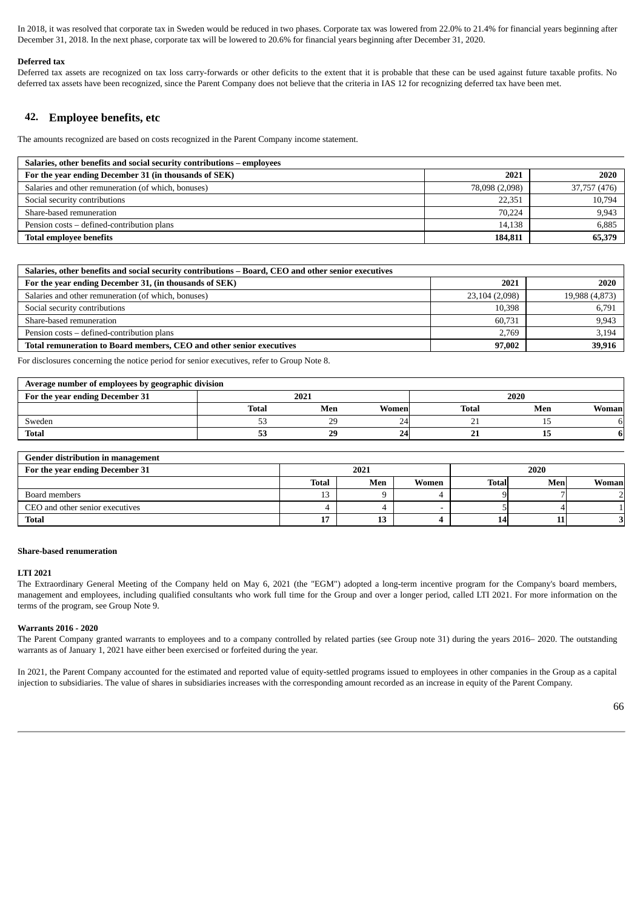In 2018, it was resolved that corporate tax in Sweden would be reduced in two phases. Corporate tax was lowered from 22.0% to 21.4% for financial years beginning after December 31, 2018. In the next phase, corporate tax will be lowered to 20.6% for financial years beginning after December 31, 2020.

**Deferred tax**

Deferred tax assets are recognized on tax loss carry-forwards or other deficits to the extent that it is probable that these can be used against future taxable profits. No deferred tax assets have been recognized, since the Parent Company does not believe that the criteria in IAS 12 for recognizing deferred tax have been met.

## 42. Employee benefits, etc

The amounts recognized are based on costs recognized in the Parent Company income statement.

| **Salaries, other benefits and social security contributions – employees** | | |
|---|---|---|
| **For the year ending December 31 (in thousands of SEK)** | **2021** | **2020** |
| Salaries and other remuneration (of which, bonuses) | 78,098 (2,098) | 37,757 (476) |
| Social security contributions | 22,351 | 10,794 |
| Share-based remuneration | 70,224 | 9,943 |
| Pension costs – defined-contribution plans | 14,138 | 6,885 |
| **Total employee benefits** | **184,811** | **65,379** |

| **Salaries, other benefits and social security contributions – Board, CEO and other senior executives** | | |
|---|---|---|
| **For the year ending December 31, (in thousands of SEK)** | **2021** | **2020** |
| Salaries and other remuneration (of which, bonuses) | 23,104 (2,098) | 19,988 (4,873) |
| Social security contributions | 10,398 | 6,791 |
| Share-based remuneration | 60,731 | 9,943 |
| Pension costs – defined-contribution plans | 2,769 | 3,194 |
| **Total remuneration to Board members, CEO and other senior executives** | **97,002** | **39,916** |

For disclosures concerning the notice period for senior executives, refer to Group Note 8.

| **Average number of employees by geographic division** | | | | | | |
|---|---|---|---|---|---|---|
| **For the year ending December 31** | **2021** | | | **2020** | | |
| | **Total** | **Men** | **Women** | **Total** | **Men** | **Woman** |
| Sweden | 53 | 29 | 24 | 21 | 15 | 6 |
| **Total** | **53** | **29** | **24** | **21** | **15** | **6** |

| **Gender distribution in management** | | | | | | |
|---|---|---|---|---|---|---|
| **For the year ending December 31** | **2021** | | | **2020** | | |
| | **Total** | **Men** | **Women** | **Total** | **Men** | **Woman** |
| Board members | 13 | 9 | 4 | 9 | 7 | 2 |
| CEO and other senior executives | 4 | 4 | - | 5 | 4 | 1 |
| **Total** | **17** | **13** | **4** | **14** | **11** | **3** |

**Share-based renumeration**

**LTI 2021**

The Extraordinary General Meeting of the Company held on May 6, 2021 (the "EGM") adopted a long-term incentive program for the Company's board members, management and employees, including qualified consultants who work full time for the Group and over a longer period, called LTI 2021. For more information on the terms of the program, see Group Note 9.

**Warrants 2016 - 2020**

The Parent Company granted warrants to employees and to a company controlled by related parties (see Group note 31) during the years 2016– 2020. The outstanding warrants as of January 1, 2021 have either been exercised or forfeited during the year.

In 2021, the Parent Company accounted for the estimated and reported value of equity-settled programs issued to employees in other companies in the Group as a capital injection to subsidiaries. The value of shares in subsidiaries increases with the corresponding amount recorded as an increase in equity of the Parent Company.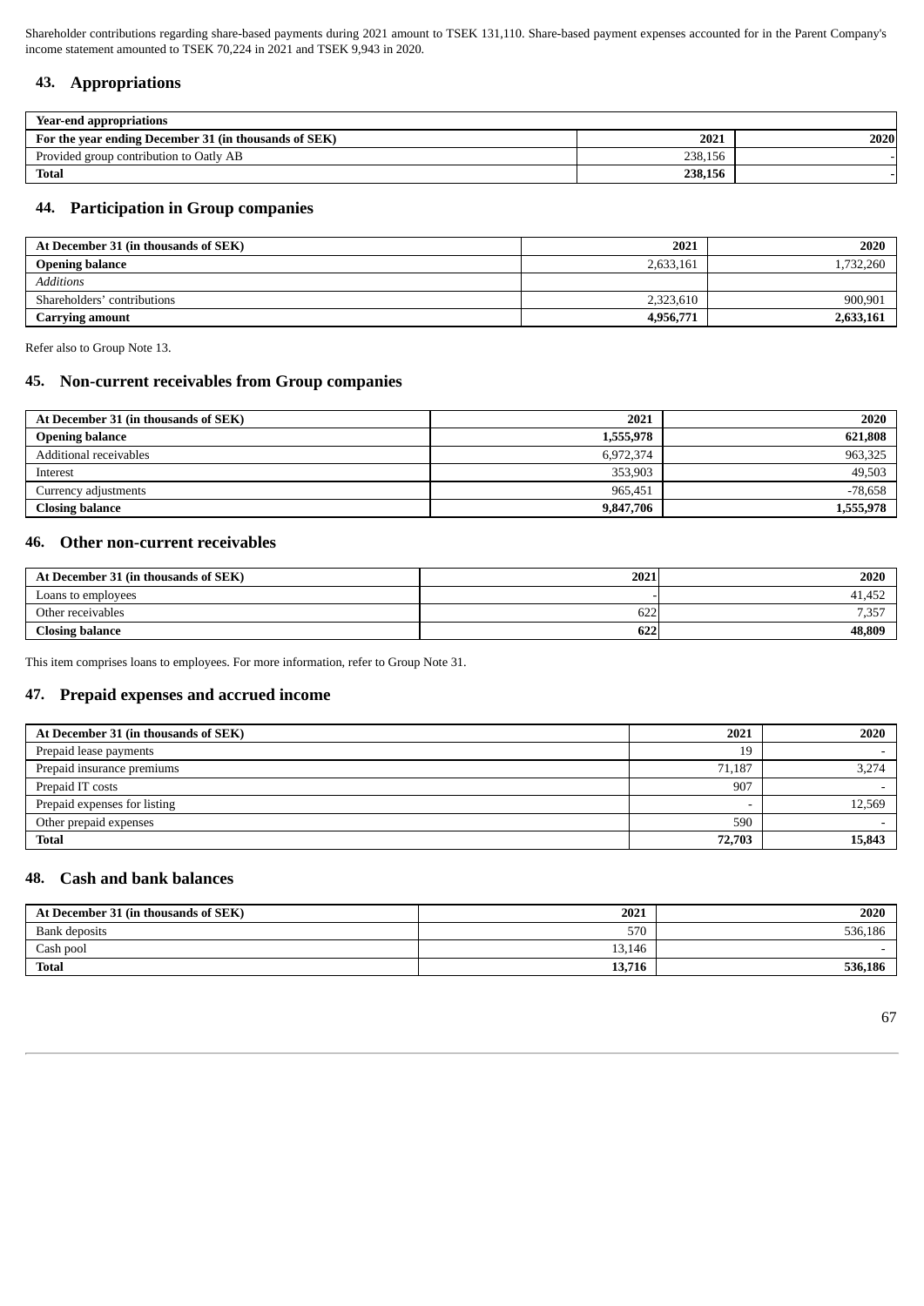Shareholder contributions regarding share-based payments during 2021 amount to TSEK 131,110. Share-based payment expenses accounted for in the Parent Company's income statement amounted to TSEK 70,224 in 2021 and TSEK 9,943 in 2020.

## 43. Appropriations

| Year-end appropriations | | |
|---|---|---|
| **For the year ending December 31 (in thousands of SEK)** | **2021** | **2020** |
| Provided group contribution to Oatly AB | 238,156 | - |
| **Total** | **238,156** | - |

## 44. Participation in Group companies

| At December 31 (in thousands of SEK) | 2021 | 2020 |
|---|---|---|
| **Opening balance** | 2,633,161 | 1,732,260 |
| *Additions* | | |
| Shareholders' contributions | 2,323,610 | 900,901 |
| **Carrying amount** | **4,956,771** | **2,633,161** |

Refer also to Group Note 13.

## 45. Non-current receivables from Group companies

| At December 31 (in thousands of SEK) | 2021 | 2020 |
|---|---|---|
| **Opening balance** | **1,555,978** | **621,808** |
| Additional receivables | 6,972,374 | 963,325 |
| Interest | 353,903 | 49,503 |
| Currency adjustments | 965,451 | -78,658 |
| **Closing balance** | **9,847,706** | **1,555,978** |

## 46. Other non-current receivables

| At December 31 (in thousands of SEK) | 2021 | 2020 |
|---|---|---|
| Loans to employees | - | 41,452 |
| Other receivables | 622 | 7,357 |
| **Closing balance** | **622** | **48,809** |

This item comprises loans to employees. For more information, refer to Group Note 31.

## 47. Prepaid expenses and accrued income

| At December 31 (in thousands of SEK) | 2021 | 2020 |
|---|---|---|
| Prepaid lease payments | 19 | - |
| Prepaid insurance premiums | 71,187 | 3,274 |
| Prepaid IT costs | 907 | - |
| Prepaid expenses for listing | - | 12,569 |
| Other prepaid expenses | 590 | - |
| **Total** | **72,703** | **15,843** |

## 48. Cash and bank balances

| At December 31 (in thousands of SEK) | 2021 | 2020 |
|---|---|---|
| Bank deposits | 570 | 536,186 |
| Cash pool | 13,146 | - |
| **Total** | **13,716** | **536,186** |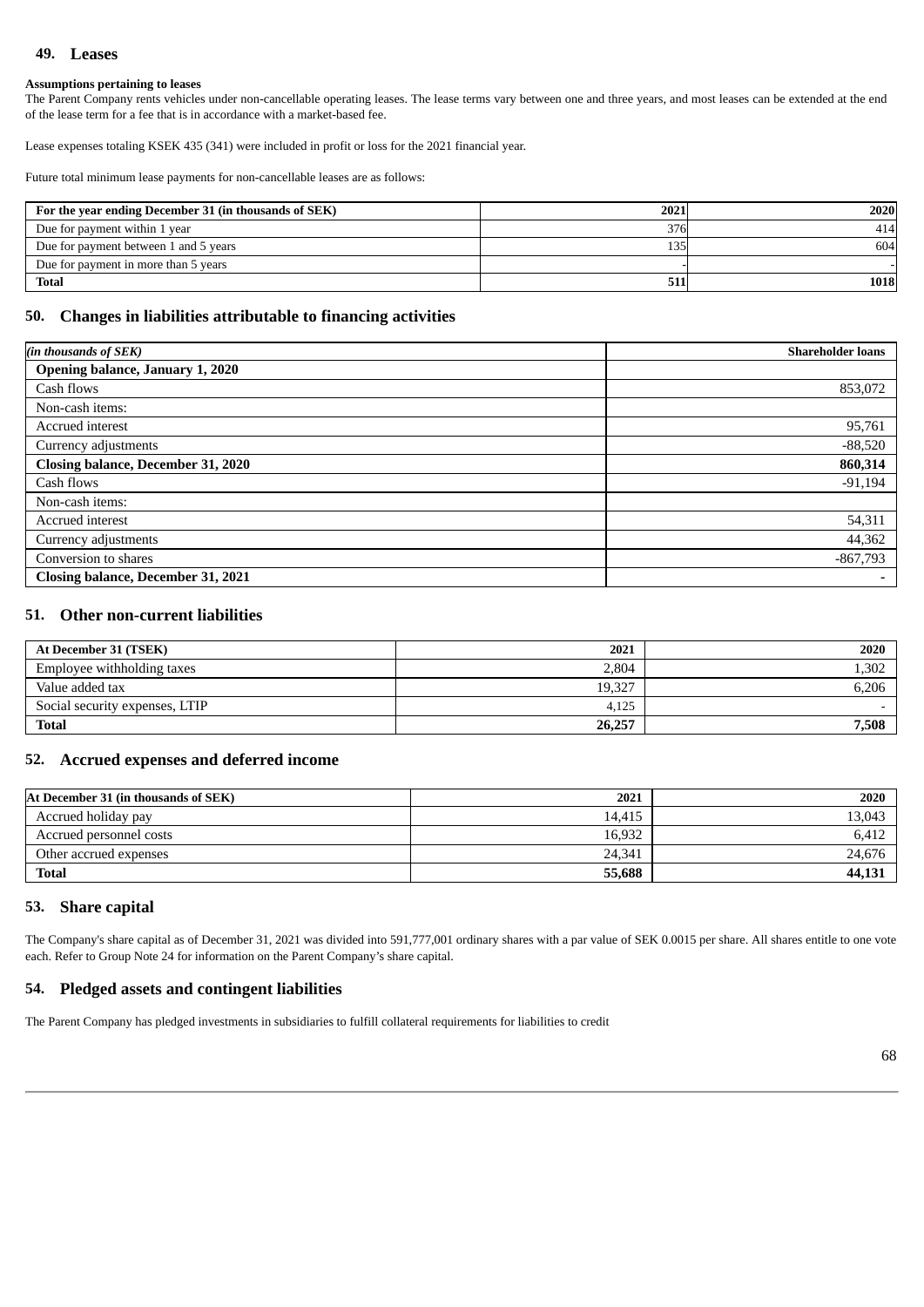## 49. Leases

**Assumptions pertaining to leases**

The Parent Company rents vehicles under non-cancellable operating leases. The lease terms vary between one and three years, and most leases can be extended at the end of the lease term for a fee that is in accordance with a market-based fee.

Lease expenses totaling KSEK 435 (341) were included in profit or loss for the 2021 financial year.

Future total minimum lease payments for non-cancellable leases are as follows:

| For the year ending December 31 (in thousands of SEK) | 2021 | 2020 |
|---|---|---|
| Due for payment within 1 year | 376 | 414 |
| Due for payment between 1 and 5 years | 135 | 604 |
| Due for payment in more than 5 years | - | - |
| **Total** | **511** | **1018** |

## 50. Changes in liabilities attributable to financing activities

| *(in thousands of SEK)* | Shareholder loans |
|---|---|
| **Opening balance, January 1, 2020** | |
| Cash flows | 853,072 |
| Non-cash items: | |
| Accrued interest | 95,761 |
| Currency adjustments | -88,520 |
| **Closing balance, December 31, 2020** | **860,314** |
| Cash flows | -91,194 |
| Non-cash items: | |
| Accrued interest | 54,311 |
| Currency adjustments | 44,362 |
| Conversion to shares | -867,793 |
| **Closing balance, December 31, 2021** | **-** |

## 51. Other non-current liabilities

| At December 31 (TSEK) | 2021 | 2020 |
|---|---|---|
| Employee withholding taxes | 2,804 | 1,302 |
| Value added tax | 19,327 | 6,206 |
| Social security expenses, LTIP | 4,125 | - |
| **Total** | **26,257** | **7,508** |

## 52. Accrued expenses and deferred income

| At December 31 (in thousands of SEK) | 2021 | 2020 |
|---|---|---|
| Accrued holiday pay | 14,415 | 13,043 |
| Accrued personnel costs | 16,932 | 6,412 |
| Other accrued expenses | 24,341 | 24,676 |
| **Total** | **55,688** | **44,131** |

## 53. Share capital

The Company's share capital as of December 31, 2021 was divided into 591,777,001 ordinary shares with a par value of SEK 0.0015 per share. All shares entitle to one vote each. Refer to Group Note 24 for information on the Parent Company's share capital.

## 54. Pledged assets and contingent liabilities

The Parent Company has pledged investments in subsidiaries to fulfill collateral requirements for liabilities to credit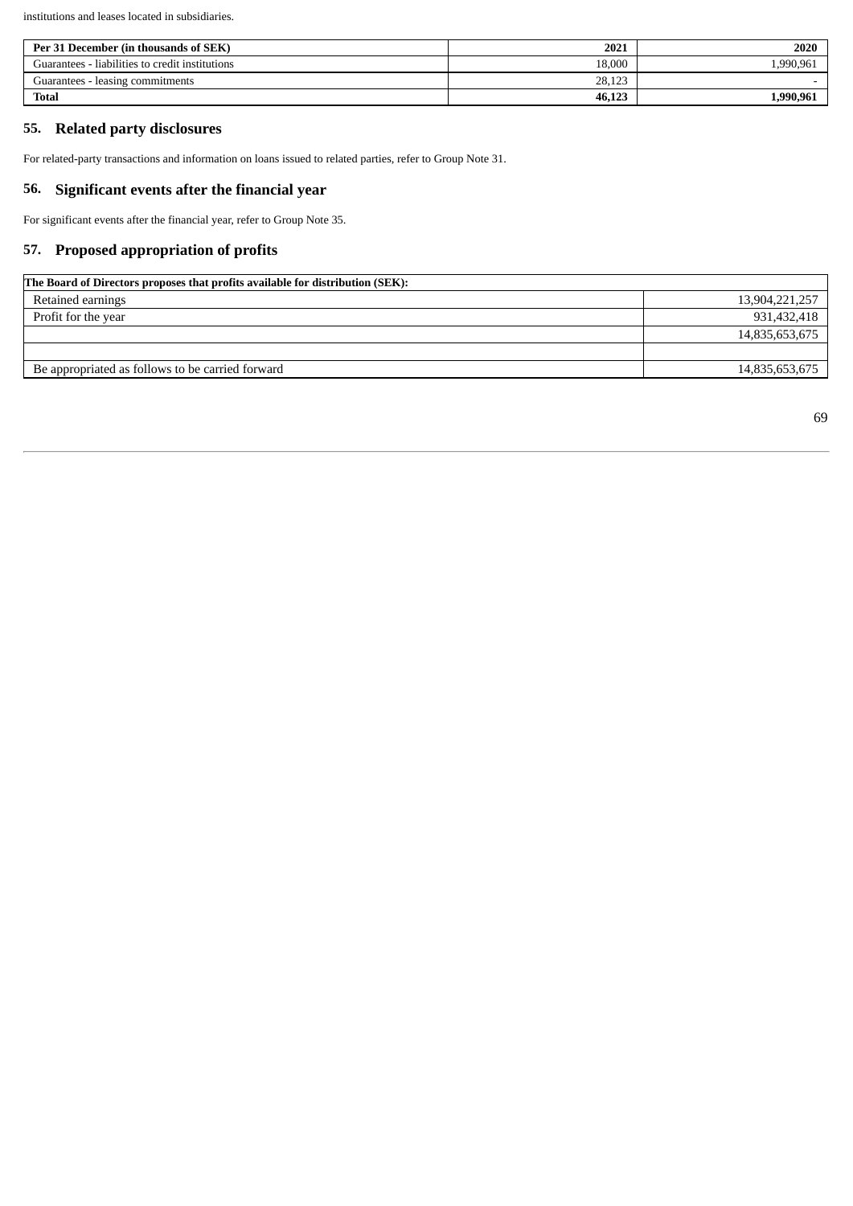institutions and leases located in subsidiaries.

| Per 31 December (in thousands of SEK) | 2021 | 2020 |
| --- | --- | --- |
| Guarantees - liabilities to credit institutions | 18,000 | 1,990,961 |
| Guarantees - leasing commitments | 28,123 | - |
| **Total** | **46,123** | **1,990,961** |

## 55. Related party disclosures

For related-party transactions and information on loans issued to related parties, refer to Group Note 31.

## 56. Significant events after the financial year

For significant events after the financial year, refer to Group Note 35.

## 57. Proposed appropriation of profits

| The Board of Directors proposes that profits available for distribution (SEK): | |
| --- | --- |
| Retained earnings | 13,904,221,257 |
| Profit for the year | 931,432,418 |
| | 14,835,653,675 |
| | |
| Be appropriated as follows to be carried forward | 14,835,653,675 |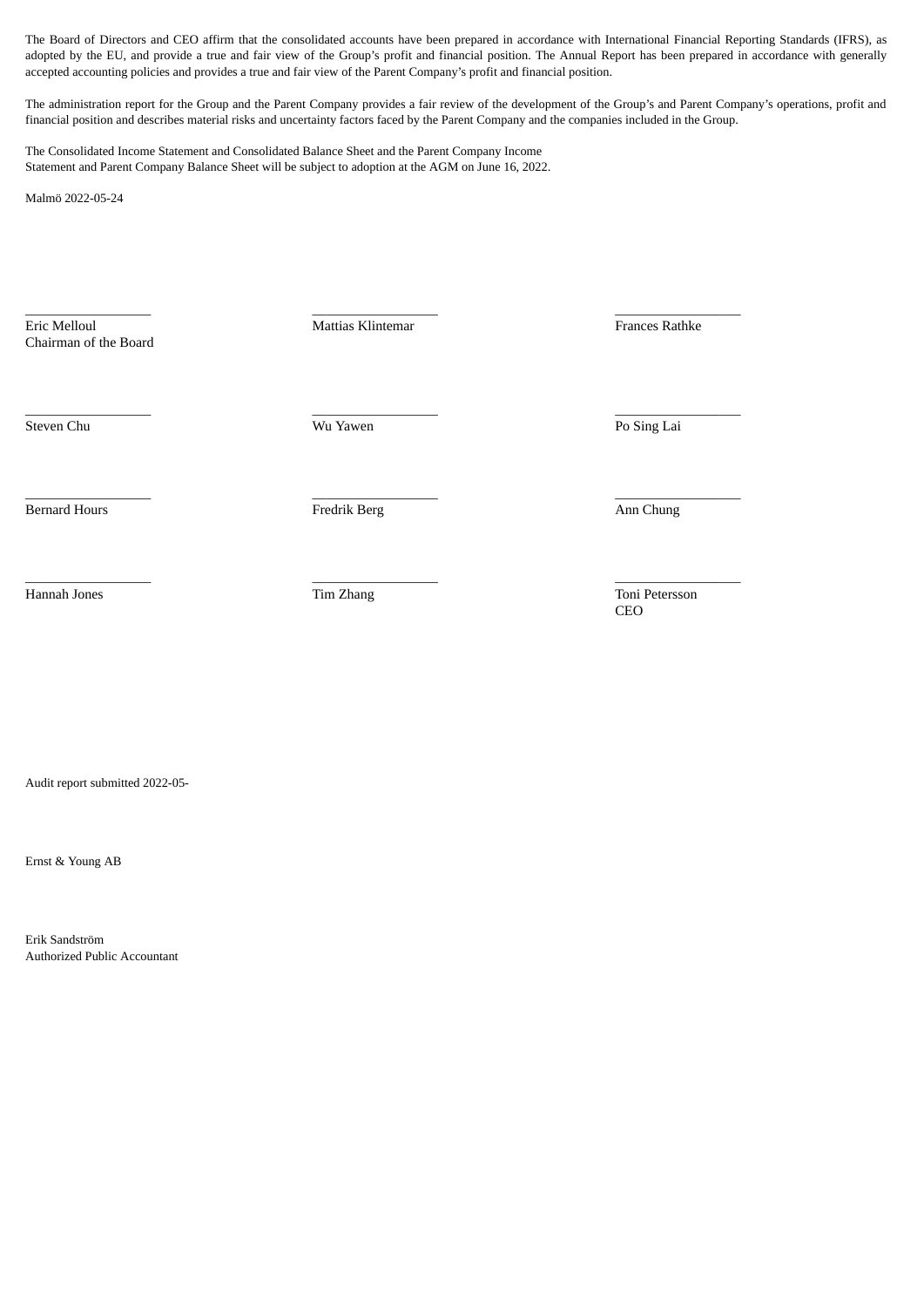The Board of Directors and CEO affirm that the consolidated accounts have been prepared in accordance with International Financial Reporting Standards (IFRS), as adopted by the EU, and provide a true and fair view of the Group's profit and financial position. The Annual Report has been prepared in accordance with generally accepted accounting policies and provides a true and fair view of the Parent Company's profit and financial position.

The administration report for the Group and the Parent Company provides a fair review of the development of the Group's and Parent Company's operations, profit and financial position and describes material risks and uncertainty factors faced by the Parent Company and the companies included in the Group.

The Consolidated Income Statement and Consolidated Balance Sheet and the Parent Company Income Statement and Parent Company Balance Sheet will be subject to adoption at the AGM on June 16, 2022.

Malmö 2022-05-24

| | | |
|---|---|---|
| Eric Melloul<br>Chairman of the Board | Mattias Klintemar | Frances Rathke |
| Steven Chu | Wu Yawen | Po Sing Lai |
| Bernard Hours | Fredrik Berg | Ann Chung |
| Hannah Jones | Tim Zhang | Toni Petersson<br>CEO |

Audit report submitted 2022-05-

Ernst & Young AB

Erik Sandström
Authorized Public Accountant